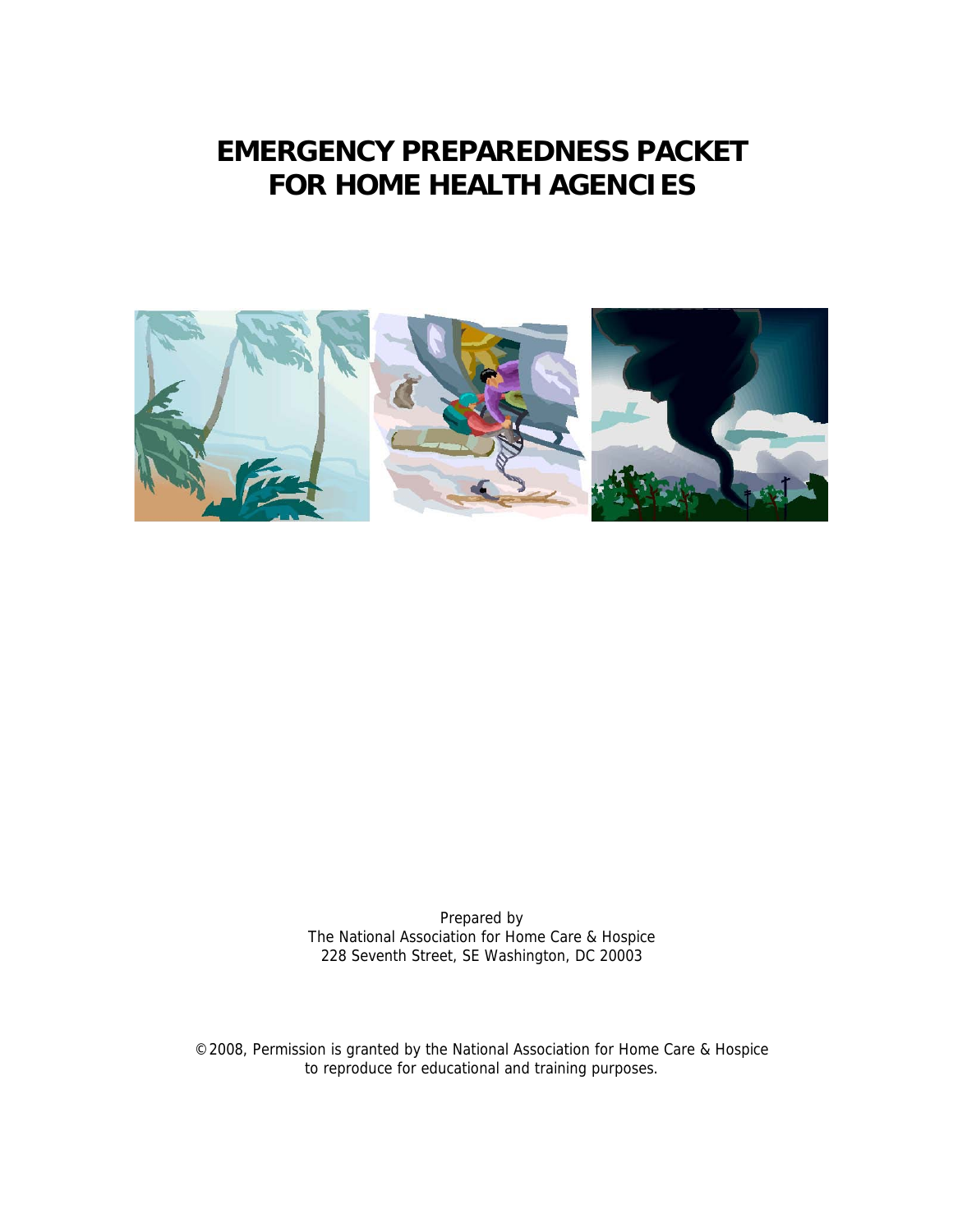# EMERGENCY PREPAREDNESS PACKET FOR HOME HEALTH AGENCIES

Prepared by
The National Association for Home Care & Hospice
228 Seventh Street, SE Washington, DC 20003

©2008, Permission is granted by the National Association for Home Care & Hospice to reproduce for educational and training purposes.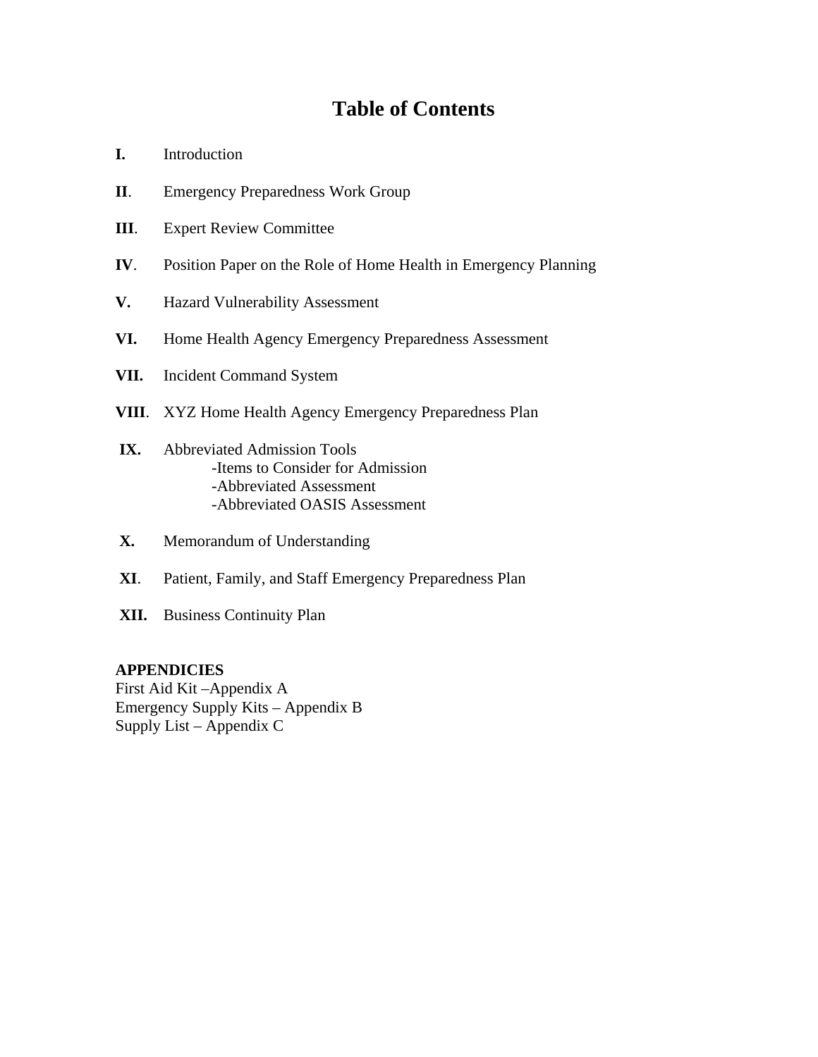# Table of Contents

**I.** Introduction

**II**. Emergency Preparedness Work Group

**III**. Expert Review Committee

**IV**. Position Paper on the Role of Home Health in Emergency Planning

**V.** Hazard Vulnerability Assessment

**VI.** Home Health Agency Emergency Preparedness Assessment

**VII.** Incident Command System

**VIII**. XYZ Home Health Agency Emergency Preparedness Plan

**IX.** Abbreviated Admission Tools
- -Items to Consider for Admission
- -Abbreviated Assessment
- -Abbreviated OASIS Assessment

**X.** Memorandum of Understanding

**XI**. Patient, Family, and Staff Emergency Preparedness Plan

**XII.** Business Continuity Plan

**APPENDICIES**

First Aid Kit –Appendix A
Emergency Supply Kits – Appendix B
Supply List – Appendix C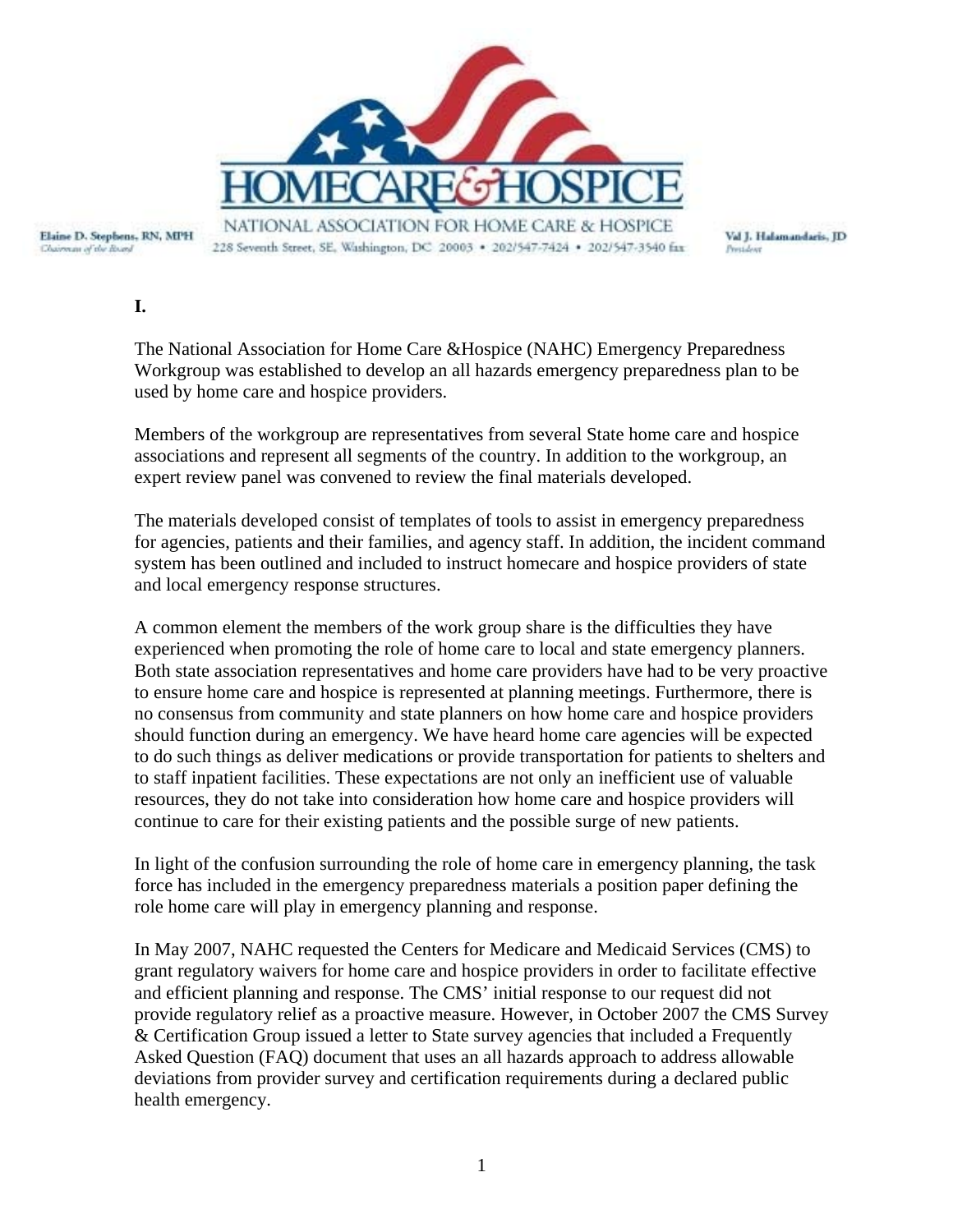# HOMECARE & HOSPICE

NATIONAL ASSOCIATION FOR HOME CARE & HOSPICE

228 Seventh Street, SE, Washington, DC 20003 • 202/547-7424 • 202/547-3540 fax

Elaine D. Stephens, RN, MPH
*Chairman of the Board*

Val J. Halamandaris, JD
*President*

**I.**

The National Association for Home Care &Hospice (NAHC) Emergency Preparedness Workgroup was established to develop an all hazards emergency preparedness plan to be used by home care and hospice providers.

Members of the workgroup are representatives from several State home care and hospice associations and represent all segments of the country. In addition to the workgroup, an expert review panel was convened to review the final materials developed.

The materials developed consist of templates of tools to assist in emergency preparedness for agencies, patients and their families, and agency staff. In addition, the incident command system has been outlined and included to instruct homecare and hospice providers of state and local emergency response structures.

A common element the members of the work group share is the difficulties they have experienced when promoting the role of home care to local and state emergency planners. Both state association representatives and home care providers have had to be very proactive to ensure home care and hospice is represented at planning meetings. Furthermore, there is no consensus from community and state planners on how home care and hospice providers should function during an emergency. We have heard home care agencies will be expected to do such things as deliver medications or provide transportation for patients to shelters and to staff inpatient facilities. These expectations are not only an inefficient use of valuable resources, they do not take into consideration how home care and hospice providers will continue to care for their existing patients and the possible surge of new patients.

In light of the confusion surrounding the role of home care in emergency planning, the task force has included in the emergency preparedness materials a position paper defining the role home care will play in emergency planning and response.

In May 2007, NAHC requested the Centers for Medicare and Medicaid Services (CMS) to grant regulatory waivers for home care and hospice providers in order to facilitate effective and efficient planning and response. The CMS' initial response to our request did not provide regulatory relief as a proactive measure. However, in October 2007 the CMS Survey & Certification Group issued a letter to State survey agencies that included a Frequently Asked Question (FAQ) document that uses an all hazards approach to address allowable deviations from provider survey and certification requirements during a declared public health emergency.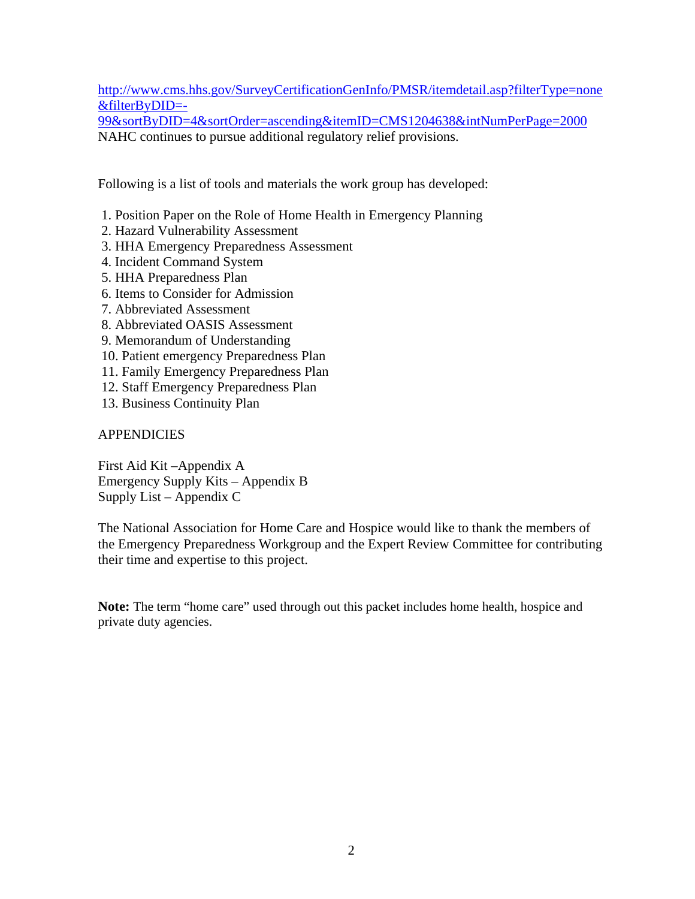http://www.cms.hhs.gov/SurveyCertificationGenInfo/PMSR/itemdetail.asp?filterType=none&filterByDID=-99&sortByDID=4&sortOrder=ascending&itemID=CMS1204638&intNumPerPage=2000
NAHC continues to pursue additional regulatory relief provisions.

Following is a list of tools and materials the work group has developed:

1. Position Paper on the Role of Home Health in Emergency Planning
2. Hazard Vulnerability Assessment
3. HHA Emergency Preparedness Assessment
4. Incident Command System
5. HHA Preparedness Plan
6. Items to Consider for Admission
7. Abbreviated Assessment
8. Abbreviated OASIS Assessment
9. Memorandum of Understanding
10. Patient emergency Preparedness Plan
11. Family Emergency Preparedness Plan
12. Staff Emergency Preparedness Plan
13. Business Continuity Plan

APPENDICIES

First Aid Kit –Appendix A
Emergency Supply Kits – Appendix B
Supply List – Appendix C

The National Association for Home Care and Hospice would like to thank the members of the Emergency Preparedness Workgroup and the Expert Review Committee for contributing their time and expertise to this project.

**Note:** The term "home care" used through out this packet includes home health, hospice and private duty agencies.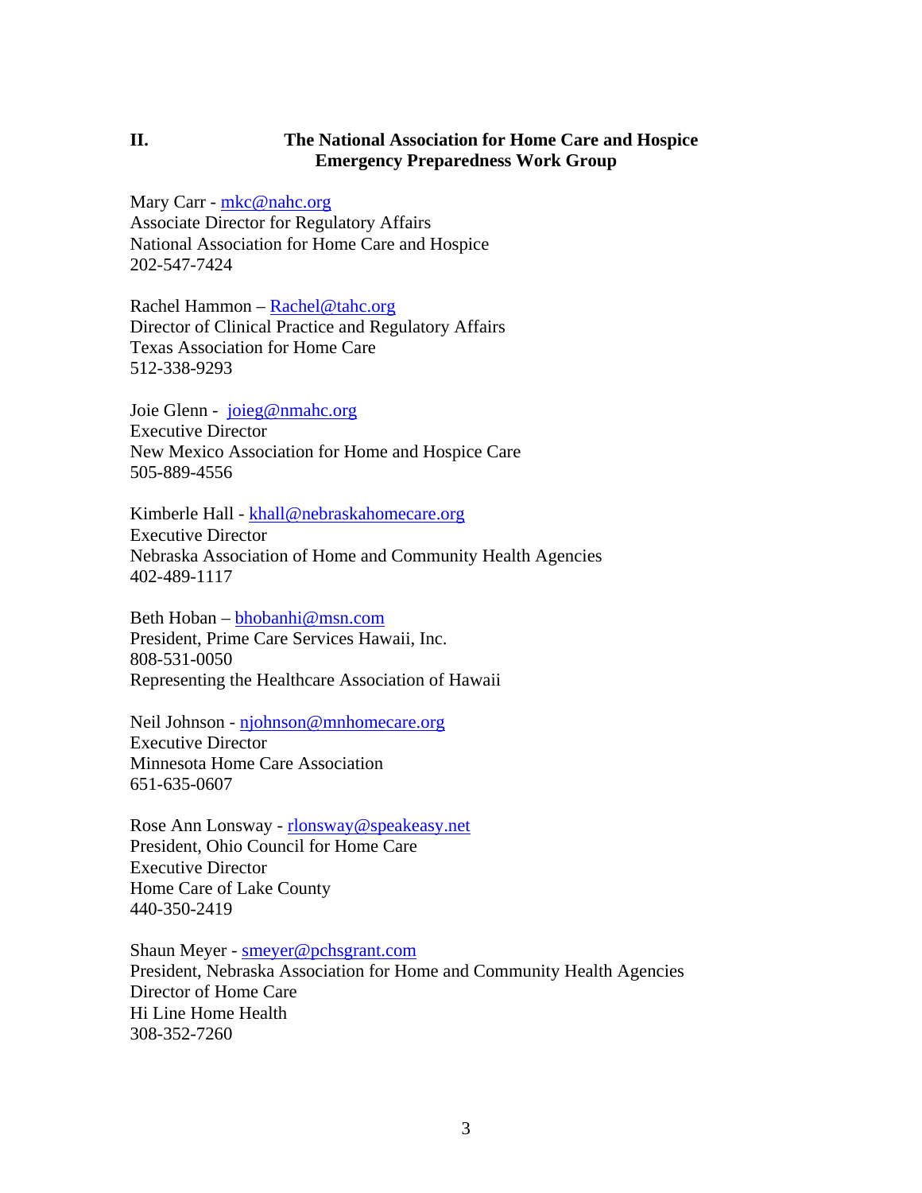## II. The National Association for Home Care and Hospice Emergency Preparedness Work Group

Mary Carr - mkc@nahc.org
Associate Director for Regulatory Affairs
National Association for Home Care and Hospice
202-547-7424

Rachel Hammon – Rachel@tahc.org
Director of Clinical Practice and Regulatory Affairs
Texas Association for Home Care
512-338-9293

Joie Glenn - joieg@nmahc.org
Executive Director
New Mexico Association for Home and Hospice Care
505-889-4556

Kimberle Hall - khall@nebraskahomecare.org
Executive Director
Nebraska Association of Home and Community Health Agencies
402-489-1117

Beth Hoban – bhobanhi@msn.com
President, Prime Care Services Hawaii, Inc.
808-531-0050
Representing the Healthcare Association of Hawaii

Neil Johnson - njohnson@mnhomecare.org
Executive Director
Minnesota Home Care Association
651-635-0607

Rose Ann Lonsway - rlonsway@speakeasy.net
President, Ohio Council for Home Care
Executive Director
Home Care of Lake County
440-350-2419

Shaun Meyer - smeyer@pchsgrant.com
President, Nebraska Association for Home and Community Health Agencies
Director of Home Care
Hi Line Home Health
308-352-7260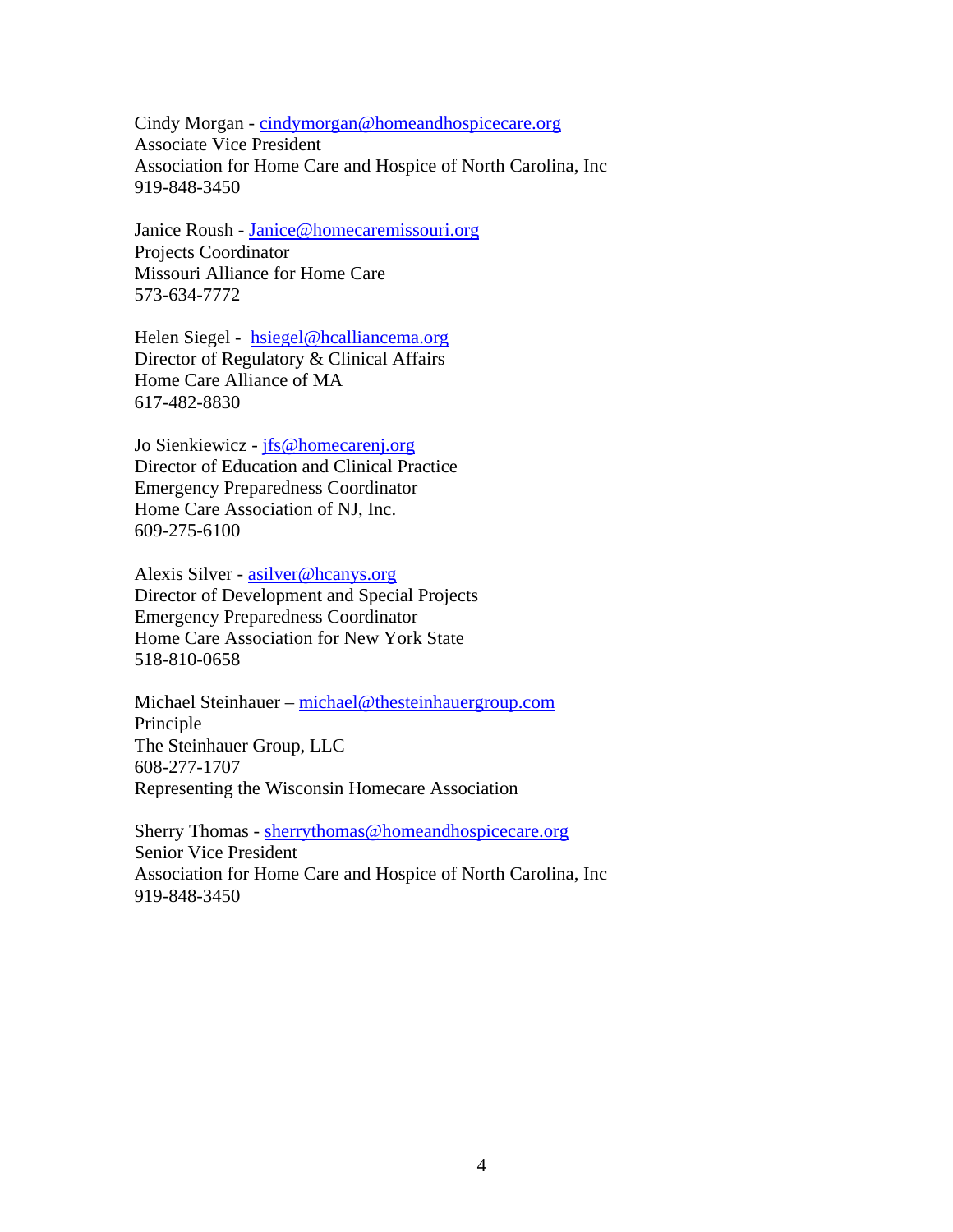Cindy Morgan - cindymorgan@homeandhospicecare.org
Associate Vice President
Association for Home Care and Hospice of North Carolina, Inc
919-848-3450

Janice Roush - Janice@homecaremissouri.org
Projects Coordinator
Missouri Alliance for Home Care
573-634-7772

Helen Siegel - hsiegel@hcalliancema.org
Director of Regulatory & Clinical Affairs
Home Care Alliance of MA
617-482-8830

Jo Sienkiewicz - jfs@homecarenj.org
Director of Education and Clinical Practice
Emergency Preparedness Coordinator
Home Care Association of NJ, Inc.
609-275-6100

Alexis Silver - asilver@hcanys.org
Director of Development and Special Projects
Emergency Preparedness Coordinator
Home Care Association for New York State
518-810-0658

Michael Steinhauer – michael@thesteinhauergroup.com
Principle
The Steinhauer Group, LLC
608-277-1707
Representing the Wisconsin Homecare Association

Sherry Thomas - sherrythomas@homeandhospicecare.org
Senior Vice President
Association for Home Care and Hospice of North Carolina, Inc
919-848-3450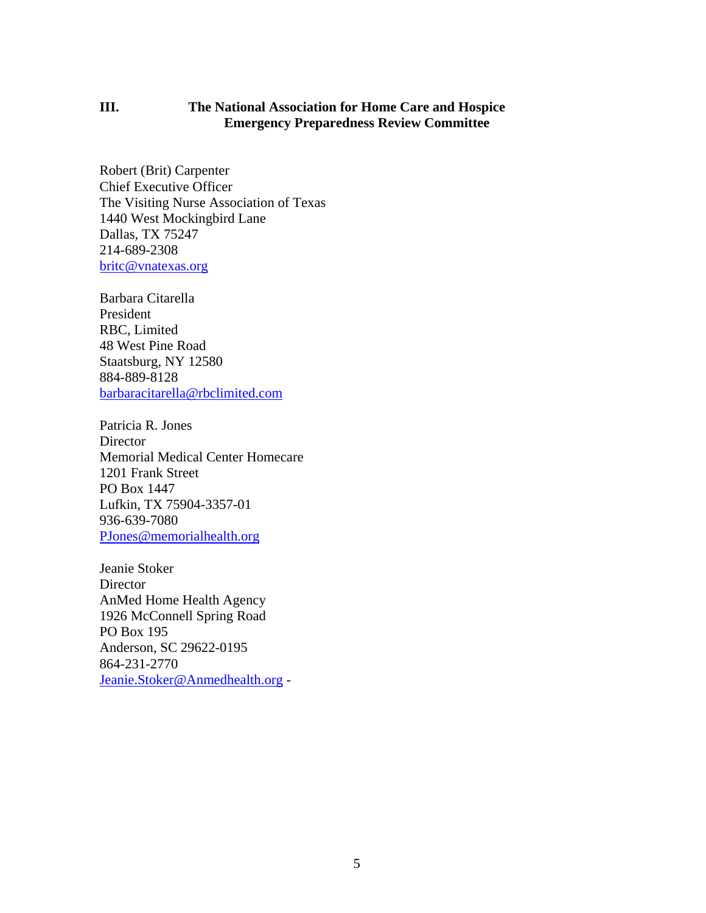## III. The National Association for Home Care and Hospice Emergency Preparedness Review Committee

Robert (Brit) Carpenter
Chief Executive Officer
The Visiting Nurse Association of Texas
1440 West Mockingbird Lane
Dallas, TX 75247
214-689-2308
britc@vnatexas.org

Barbara Citarella
President
RBC, Limited
48 West Pine Road
Staatsburg, NY 12580
884-889-8128
barbaracitarella@rbclimited.com

Patricia R. Jones
Director
Memorial Medical Center Homecare
1201 Frank Street
PO Box 1447
Lufkin, TX 75904-3357-01
936-639-7080
PJones@memorialhealth.org

Jeanie Stoker
Director
AnMed Home Health Agency
1926 McConnell Spring Road
PO Box 195
Anderson, SC 29622-0195
864-231-2770
Jeanie.Stoker@Anmedhealth.org -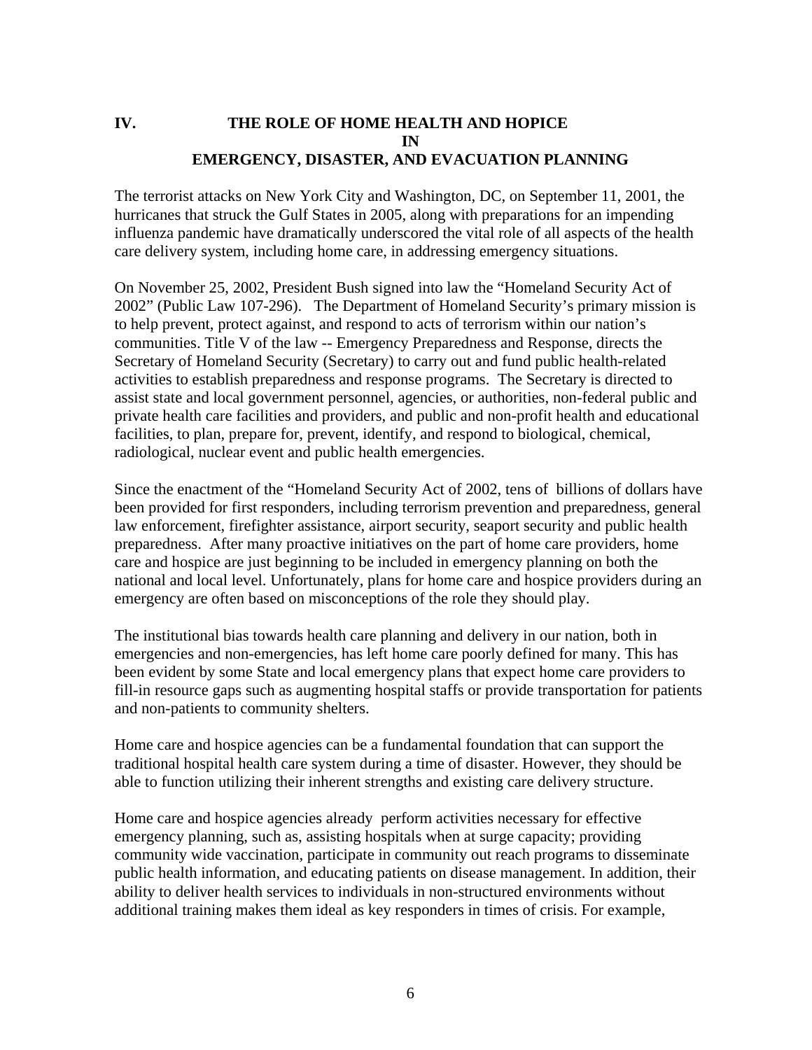## IV. THE ROLE OF HOME HEALTH AND HOPICE IN EMERGENCY, DISASTER, AND EVACUATION PLANNING

The terrorist attacks on New York City and Washington, DC, on September 11, 2001, the hurricanes that struck the Gulf States in 2005, along with preparations for an impending influenza pandemic have dramatically underscored the vital role of all aspects of the health care delivery system, including home care, in addressing emergency situations.

On November 25, 2002, President Bush signed into law the "Homeland Security Act of 2002" (Public Law 107-296). The Department of Homeland Security's primary mission is to help prevent, protect against, and respond to acts of terrorism within our nation's communities. Title V of the law -- Emergency Preparedness and Response, directs the Secretary of Homeland Security (Secretary) to carry out and fund public health-related activities to establish preparedness and response programs. The Secretary is directed to assist state and local government personnel, agencies, or authorities, non-federal public and private health care facilities and providers, and public and non-profit health and educational facilities, to plan, prepare for, prevent, identify, and respond to biological, chemical, radiological, nuclear event and public health emergencies.

Since the enactment of the "Homeland Security Act of 2002, tens of billions of dollars have been provided for first responders, including terrorism prevention and preparedness, general law enforcement, firefighter assistance, airport security, seaport security and public health preparedness. After many proactive initiatives on the part of home care providers, home care and hospice are just beginning to be included in emergency planning on both the national and local level. Unfortunately, plans for home care and hospice providers during an emergency are often based on misconceptions of the role they should play.

The institutional bias towards health care planning and delivery in our nation, both in emergencies and non-emergencies, has left home care poorly defined for many. This has been evident by some State and local emergency plans that expect home care providers to fill-in resource gaps such as augmenting hospital staffs or provide transportation for patients and non-patients to community shelters.

Home care and hospice agencies can be a fundamental foundation that can support the traditional hospital health care system during a time of disaster. However, they should be able to function utilizing their inherent strengths and existing care delivery structure.

Home care and hospice agencies already perform activities necessary for effective emergency planning, such as, assisting hospitals when at surge capacity; providing community wide vaccination, participate in community out reach programs to disseminate public health information, and educating patients on disease management. In addition, their ability to deliver health services to individuals in non-structured environments without additional training makes them ideal as key responders in times of crisis. For example,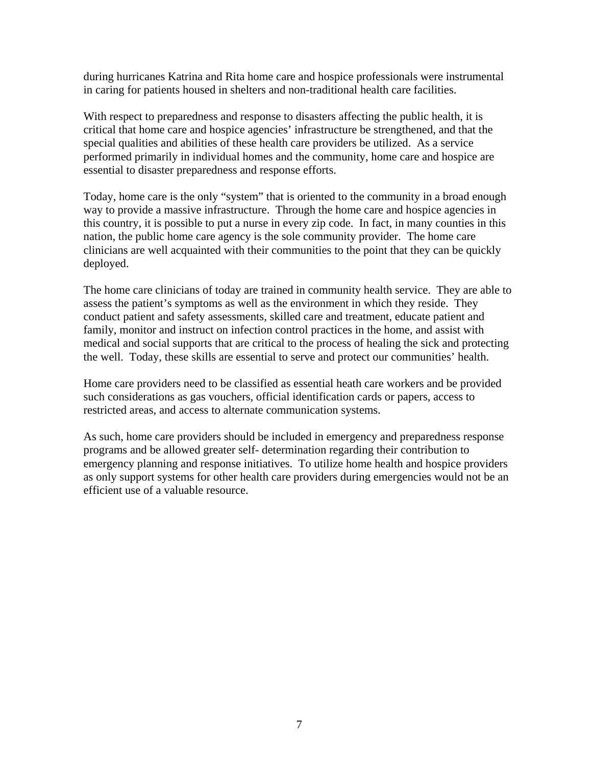during hurricanes Katrina and Rita home care and hospice professionals were instrumental in caring for patients housed in shelters and non-traditional health care facilities.

With respect to preparedness and response to disasters affecting the public health, it is critical that home care and hospice agencies' infrastructure be strengthened, and that the special qualities and abilities of these health care providers be utilized. As a service performed primarily in individual homes and the community, home care and hospice are essential to disaster preparedness and response efforts.

Today, home care is the only "system" that is oriented to the community in a broad enough way to provide a massive infrastructure. Through the home care and hospice agencies in this country, it is possible to put a nurse in every zip code. In fact, in many counties in this nation, the public home care agency is the sole community provider. The home care clinicians are well acquainted with their communities to the point that they can be quickly deployed.

The home care clinicians of today are trained in community health service. They are able to assess the patient's symptoms as well as the environment in which they reside. They conduct patient and safety assessments, skilled care and treatment, educate patient and family, monitor and instruct on infection control practices in the home, and assist with medical and social supports that are critical to the process of healing the sick and protecting the well. Today, these skills are essential to serve and protect our communities' health.

Home care providers need to be classified as essential heath care workers and be provided such considerations as gas vouchers, official identification cards or papers, access to restricted areas, and access to alternate communication systems.

As such, home care providers should be included in emergency and preparedness response programs and be allowed greater self- determination regarding their contribution to emergency planning and response initiatives. To utilize home health and hospice providers as only support systems for other health care providers during emergencies would not be an efficient use of a valuable resource.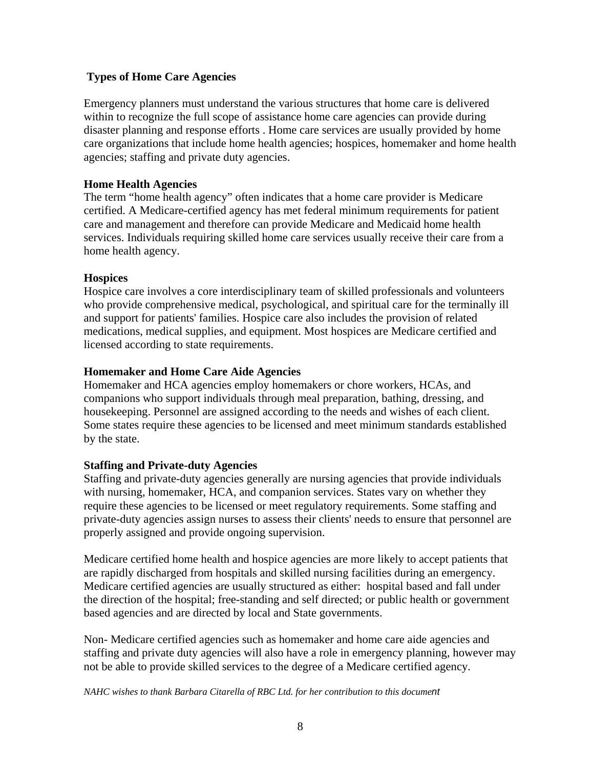## Types of Home Care Agencies

Emergency planners must understand the various structures that home care is delivered within to recognize the full scope of assistance home care agencies can provide during disaster planning and response efforts . Home care services are usually provided by home care organizations that include home health agencies; hospices, homemaker and home health agencies; staffing and private duty agencies.

### Home Health Agencies

The term "home health agency" often indicates that a home care provider is Medicare certified. A Medicare-certified agency has met federal minimum requirements for patient care and management and therefore can provide Medicare and Medicaid home health services. Individuals requiring skilled home care services usually receive their care from a home health agency.

### Hospices

Hospice care involves a core interdisciplinary team of skilled professionals and volunteers who provide comprehensive medical, psychological, and spiritual care for the terminally ill and support for patients' families. Hospice care also includes the provision of related medications, medical supplies, and equipment. Most hospices are Medicare certified and licensed according to state requirements.

### Homemaker and Home Care Aide Agencies

Homemaker and HCA agencies employ homemakers or chore workers, HCAs, and companions who support individuals through meal preparation, bathing, dressing, and housekeeping. Personnel are assigned according to the needs and wishes of each client. Some states require these agencies to be licensed and meet minimum standards established by the state.

### Staffing and Private-duty Agencies

Staffing and private-duty agencies generally are nursing agencies that provide individuals with nursing, homemaker, HCA, and companion services. States vary on whether they require these agencies to be licensed or meet regulatory requirements. Some staffing and private-duty agencies assign nurses to assess their clients' needs to ensure that personnel are properly assigned and provide ongoing supervision.

Medicare certified home health and hospice agencies are more likely to accept patients that are rapidly discharged from hospitals and skilled nursing facilities during an emergency. Medicare certified agencies are usually structured as either: hospital based and fall under the direction of the hospital; free-standing and self directed; or public health or government based agencies and are directed by local and State governments.

Non- Medicare certified agencies such as homemaker and home care aide agencies and staffing and private duty agencies will also have a role in emergency planning, however may not be able to provide skilled services to the degree of a Medicare certified agency.

*NAHC wishes to thank Barbara Citarella of RBC Ltd. for her contribution to this document*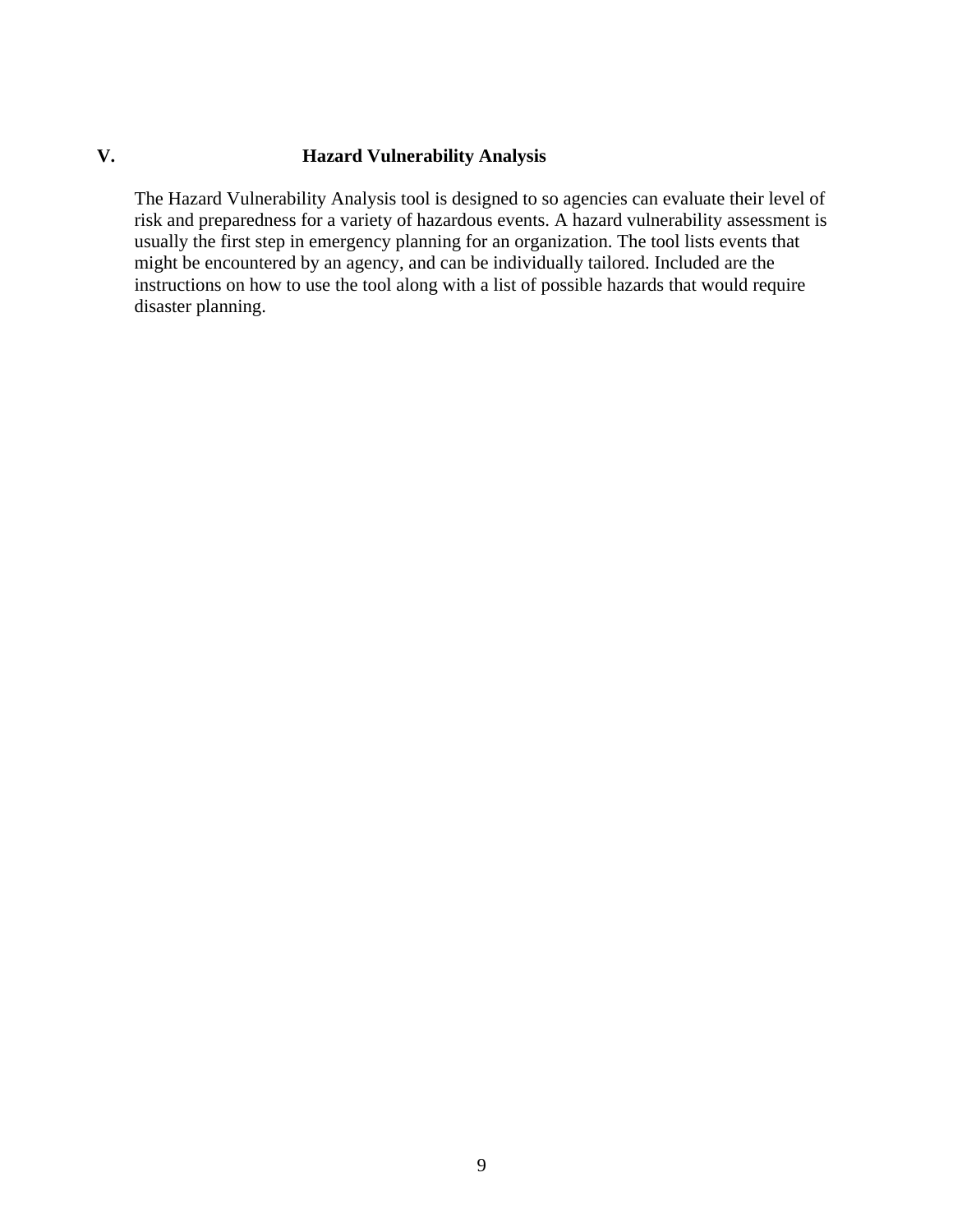## V. Hazard Vulnerability Analysis

The Hazard Vulnerability Analysis tool is designed to so agencies can evaluate their level of risk and preparedness for a variety of hazardous events. A hazard vulnerability assessment is usually the first step in emergency planning for an organization. The tool lists events that might be encountered by an agency, and can be individually tailored. Included are the instructions on how to use the tool along with a list of possible hazards that would require disaster planning.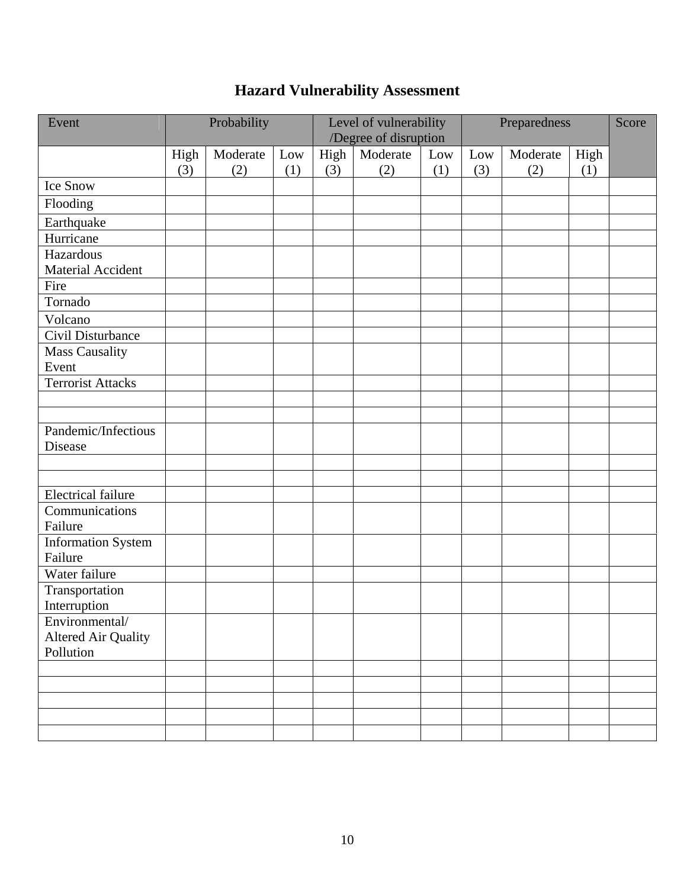# Hazard Vulnerability Assessment

| Event | Probability | | | Level of vulnerability /Degree of disruption | | | Preparedness | | | Score |
|---|---|---|---|---|---|---|---|---|---|---|
| | High (3) | Moderate (2) | Low (1) | High (3) | Moderate (2) | Low (1) | Low (3) | Moderate (2) | High (1) | |
| Ice Snow | | | | | | | | | | |
| Flooding | | | | | | | | | | |
| Earthquake | | | | | | | | | | |
| Hurricane | | | | | | | | | | |
| Hazardous Material Accident | | | | | | | | | | |
| Fire | | | | | | | | | | |
| Tornado | | | | | | | | | | |
| Volcano | | | | | | | | | | |
| Civil Disturbance | | | | | | | | | | |
| Mass Causality Event | | | | | | | | | | |
| Terrorist Attacks | | | | | | | | | | |
| | | | | | | | | | | |
| | | | | | | | | | | |
| Pandemic/Infectious Disease | | | | | | | | | | |
| | | | | | | | | | | |
| | | | | | | | | | | |
| Electrical failure | | | | | | | | | | |
| Communications Failure | | | | | | | | | | |
| Information System Failure | | | | | | | | | | |
| Water failure | | | | | | | | | | |
| Transportation Interruption | | | | | | | | | | |
| Environmental/ Altered Air Quality Pollution | | | | | | | | | | |
| | | | | | | | | | | |
| | | | | | | | | | | |
| | | | | | | | | | | |
| | | | | | | | | | | |
| | | | | | | | | | | |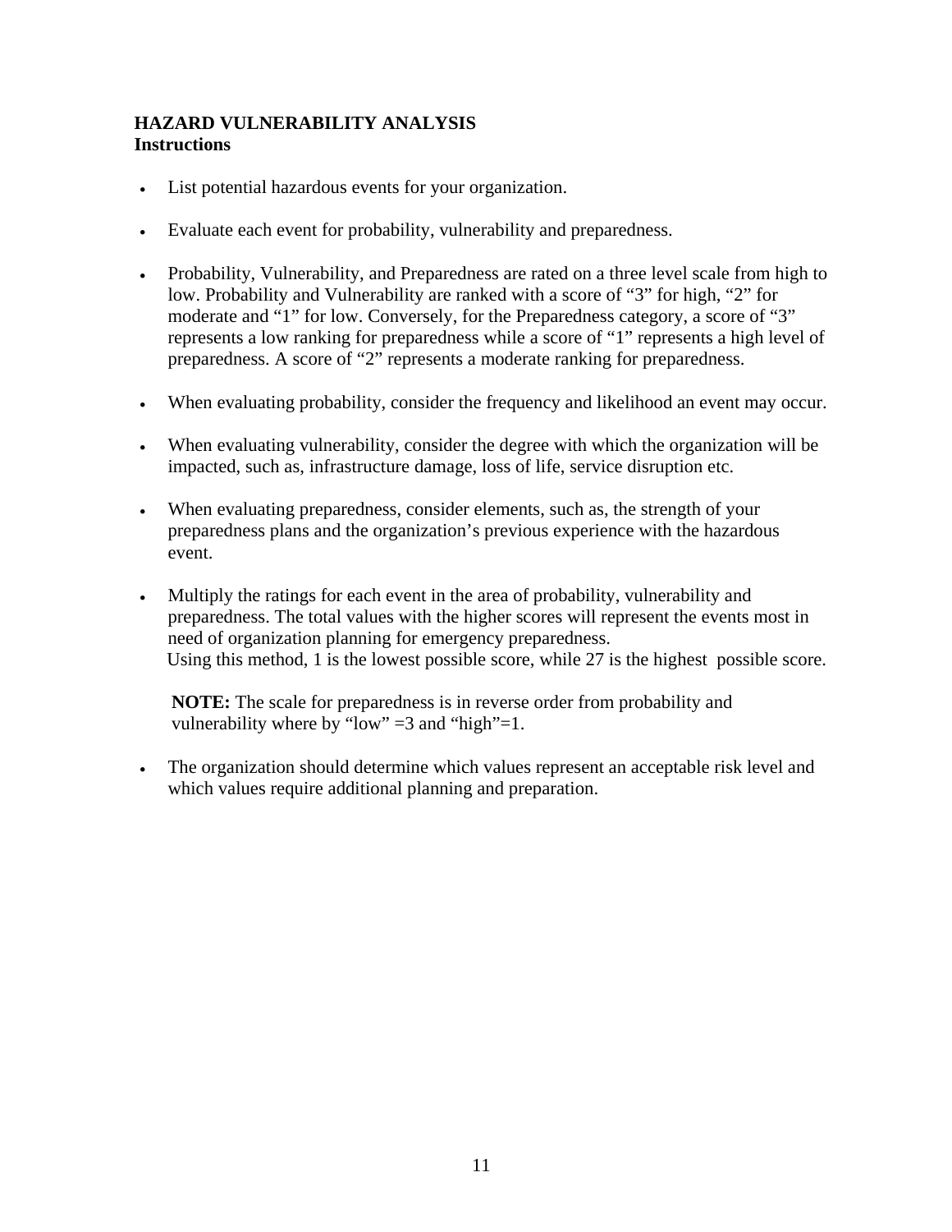**HAZARD VULNERABILITY ANALYSIS**
**Instructions**

- List potential hazardous events for your organization.
- Evaluate each event for probability, vulnerability and preparedness.
- Probability, Vulnerability, and Preparedness are rated on a three level scale from high to low. Probability and Vulnerability are ranked with a score of "3" for high, "2" for moderate and "1" for low. Conversely, for the Preparedness category, a score of "3" represents a low ranking for preparedness while a score of "1" represents a high level of preparedness. A score of "2" represents a moderate ranking for preparedness.
- When evaluating probability, consider the frequency and likelihood an event may occur.
- When evaluating vulnerability, consider the degree with which the organization will be impacted, such as, infrastructure damage, loss of life, service disruption etc.
- When evaluating preparedness, consider elements, such as, the strength of your preparedness plans and the organization's previous experience with the hazardous event.
- Multiply the ratings for each event in the area of probability, vulnerability and preparedness. The total values with the higher scores will represent the events most in need of organization planning for emergency preparedness.
  Using this method, 1 is the lowest possible score, while 27 is the highest possible score.

  **NOTE:** The scale for preparedness is in reverse order from probability and vulnerability where by "low" =3 and "high"=1.

- The organization should determine which values represent an acceptable risk level and which values require additional planning and preparation.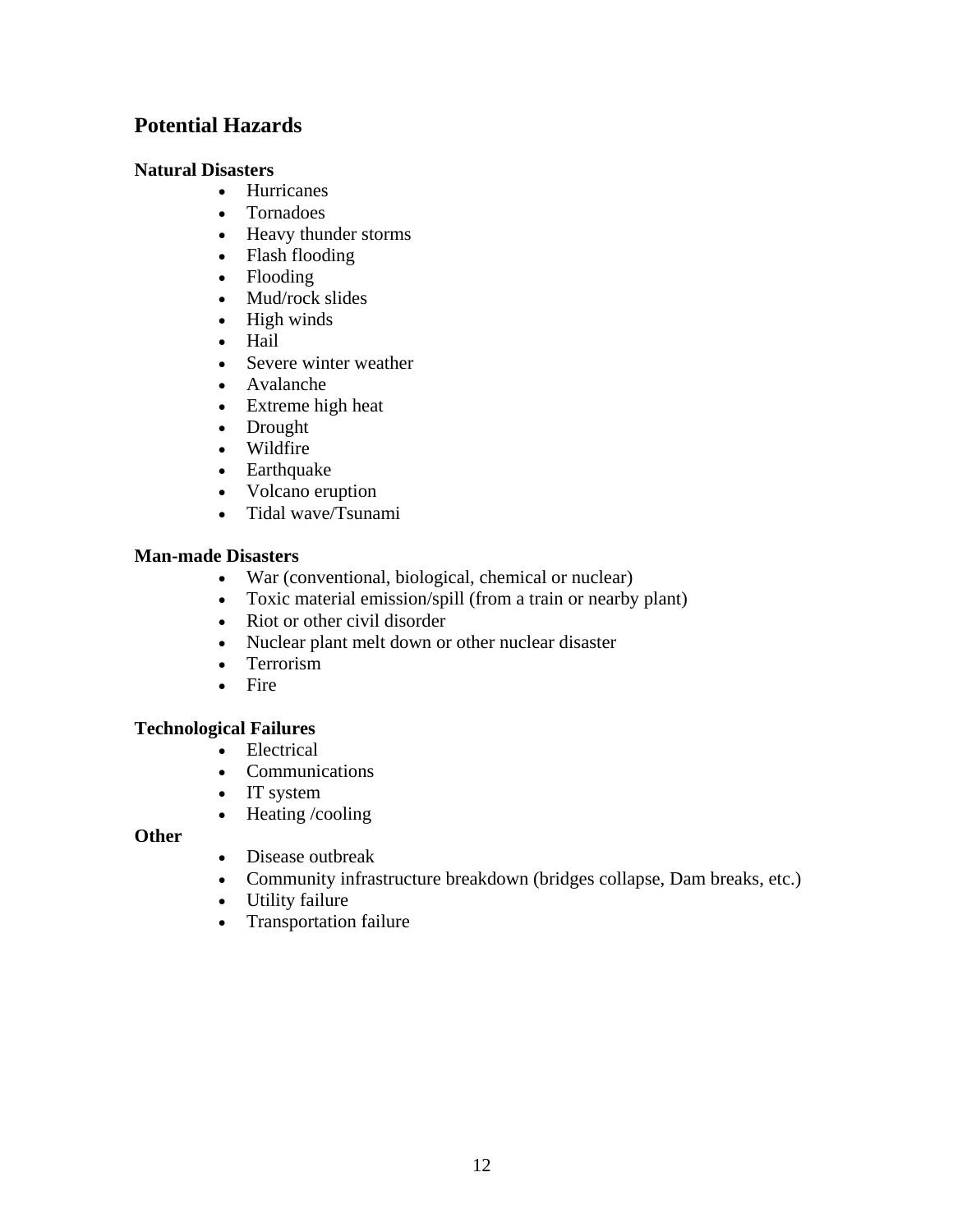## Potential Hazards

**Natural Disasters**

- Hurricanes
- Tornadoes
- Heavy thunder storms
- Flash flooding
- Flooding
- Mud/rock slides
- High winds
- Hail
- Severe winter weather
- Avalanche
- Extreme high heat
- Drought
- Wildfire
- Earthquake
- Volcano eruption
- Tidal wave/Tsunami

**Man-made Disasters**

- War (conventional, biological, chemical or nuclear)
- Toxic material emission/spill (from a train or nearby plant)
- Riot or other civil disorder
- Nuclear plant melt down or other nuclear disaster
- Terrorism
- Fire

**Technological Failures**

- Electrical
- Communications
- IT system
- Heating /cooling

**Other**

- Disease outbreak
- Community infrastructure breakdown (bridges collapse, Dam breaks, etc.)
- Utility failure
- Transportation failure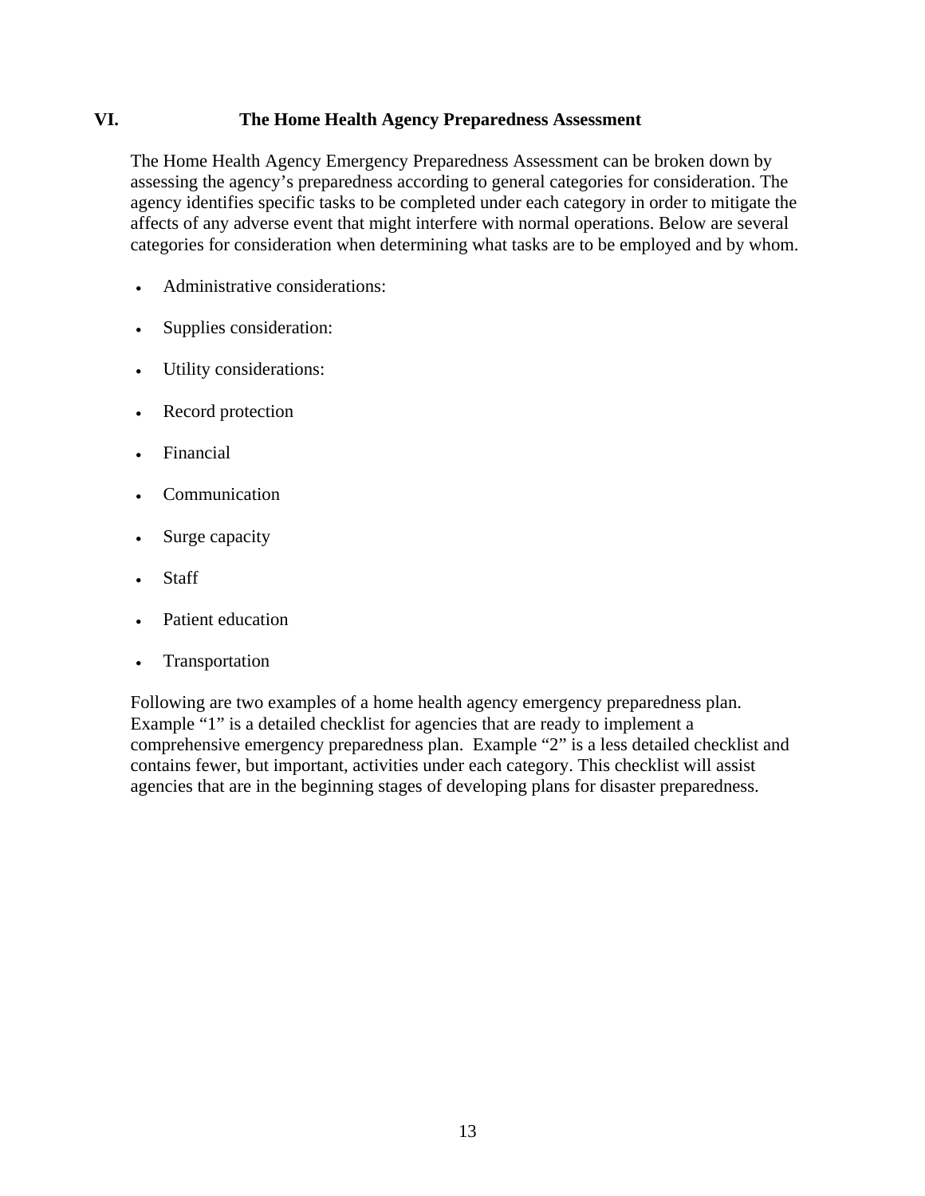## VI. The Home Health Agency Preparedness Assessment

The Home Health Agency Emergency Preparedness Assessment can be broken down by assessing the agency's preparedness according to general categories for consideration. The agency identifies specific tasks to be completed under each category in order to mitigate the affects of any adverse event that might interfere with normal operations. Below are several categories for consideration when determining what tasks are to be employed and by whom.

- Administrative considerations:
- Supplies consideration:
- Utility considerations:
- Record protection
- Financial
- Communication
- Surge capacity
- Staff
- Patient education
- Transportation

Following are two examples of a home health agency emergency preparedness plan. Example "1" is a detailed checklist for agencies that are ready to implement a comprehensive emergency preparedness plan. Example "2" is a less detailed checklist and contains fewer, but important, activities under each category. This checklist will assist agencies that are in the beginning stages of developing plans for disaster preparedness.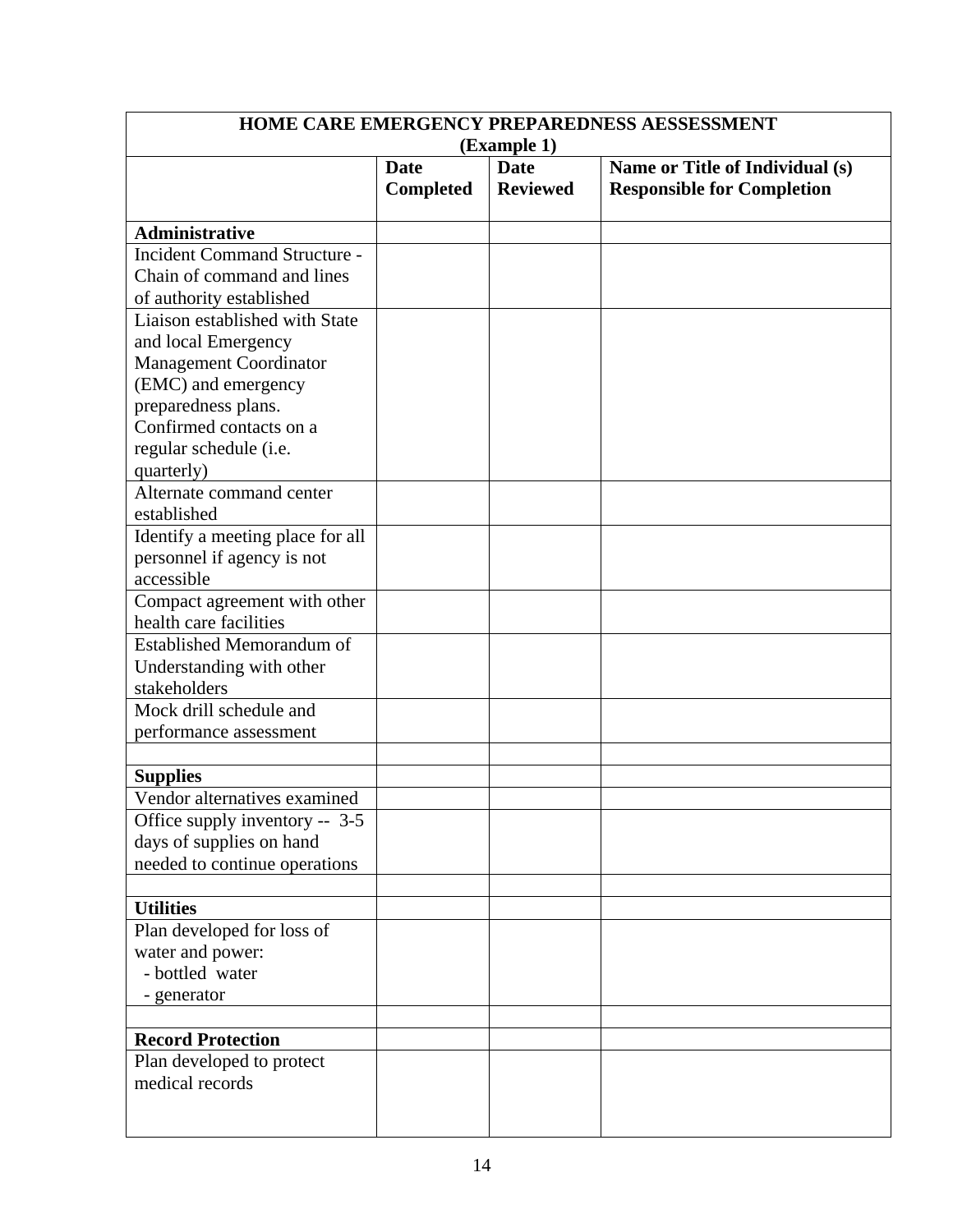| HOME CARE EMERGENCY PREPAREDNESS AESSESSMENT (Example 1) | | | |
|---|---|---|---|
| | **Date Completed** | **Date Reviewed** | **Name or Title of Individual (s) Responsible for Completion** |
| **Administrative** | | | |
| Incident Command Structure - Chain of command and lines of authority established | | | |
| Liaison established with State and local Emergency Management Coordinator (EMC) and emergency preparedness plans. Confirmed contacts on a regular schedule (i.e. quarterly) | | | |
| Alternate command center established | | | |
| Identify a meeting place for all personnel if agency is not accessible | | | |
| Compact agreement with other health care facilities | | | |
| Established Memorandum of Understanding with other stakeholders | | | |
| Mock drill schedule and performance assessment | | | |
| | | | |
| **Supplies** | | | |
| Vendor alternatives examined | | | |
| Office supply inventory -- 3-5 days of supplies on hand needed to continue operations | | | |
| | | | |
| **Utilities** | | | |
| Plan developed for loss of water and power: - bottled water - generator | | | |
| | | | |
| **Record Protection** | | | |
| Plan developed to protect medical records | | | |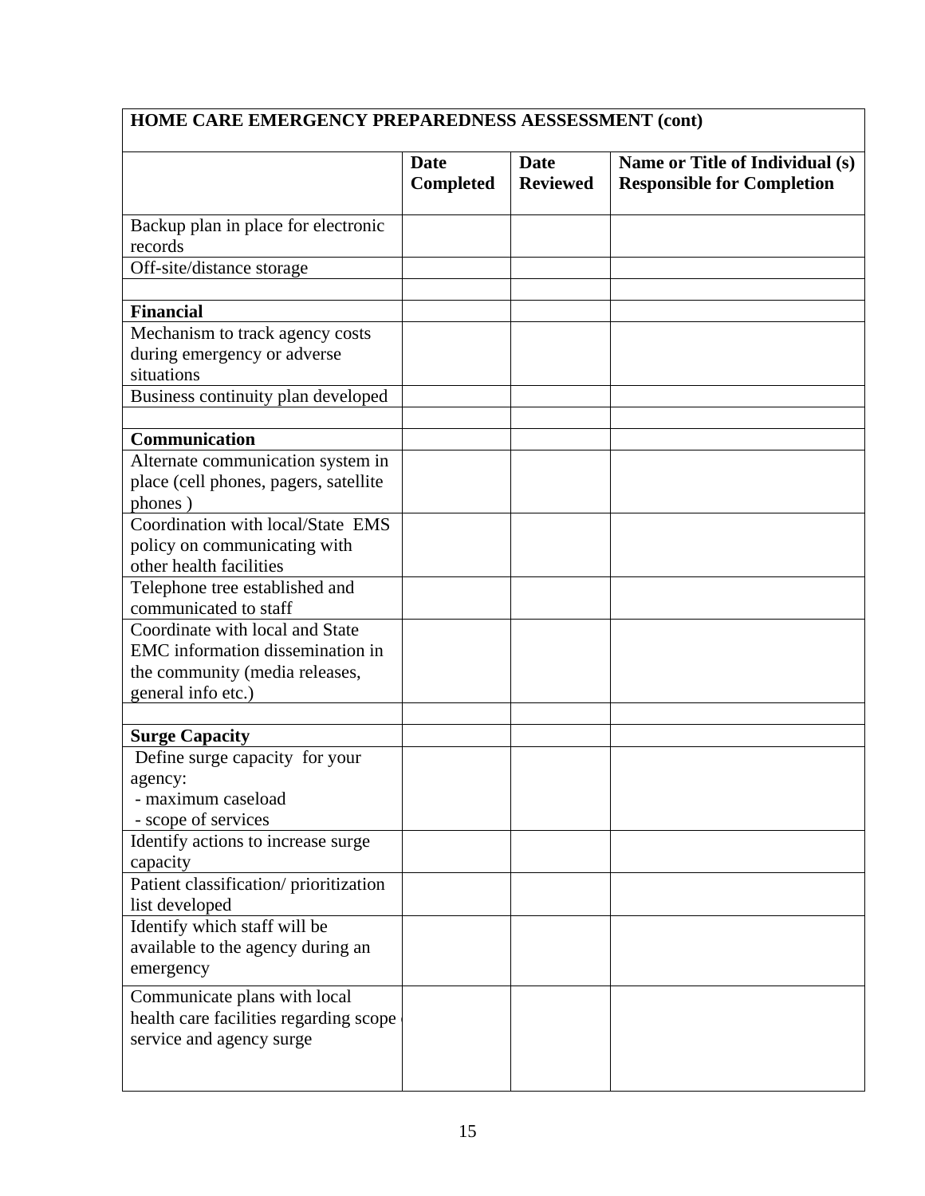| HOME CARE EMERGENCY PREPAREDNESS AESSESSMENT (cont) | | | |
|---|---|---|---|
| | **Date Completed** | **Date Reviewed** | **Name or Title of Individual (s) Responsible for Completion** |
| Backup plan in place for electronic records | | | |
| Off-site/distance storage | | | |
| | | | |
| **Financial** | | | |
| Mechanism to track agency costs during emergency or adverse situations | | | |
| Business continuity plan developed | | | |
| | | | |
| **Communication** | | | |
| Alternate communication system in place (cell phones, pagers, satellite phones ) | | | |
| Coordination with local/State EMS policy on communicating with other health facilities | | | |
| Telephone tree established and communicated to staff | | | |
| Coordinate with local and State EMC information dissemination in the community (media releases, general info etc.) | | | |
| | | | |
| **Surge Capacity** | | | |
| Define surge capacity for your agency: - maximum caseload - scope of services | | | |
| Identify actions to increase surge capacity | | | |
| Patient classification/ prioritization list developed | | | |
| Identify which staff will be available to the agency during an emergency | | | |
| Communicate plans with local health care facilities regarding scope of service and agency surge | | | |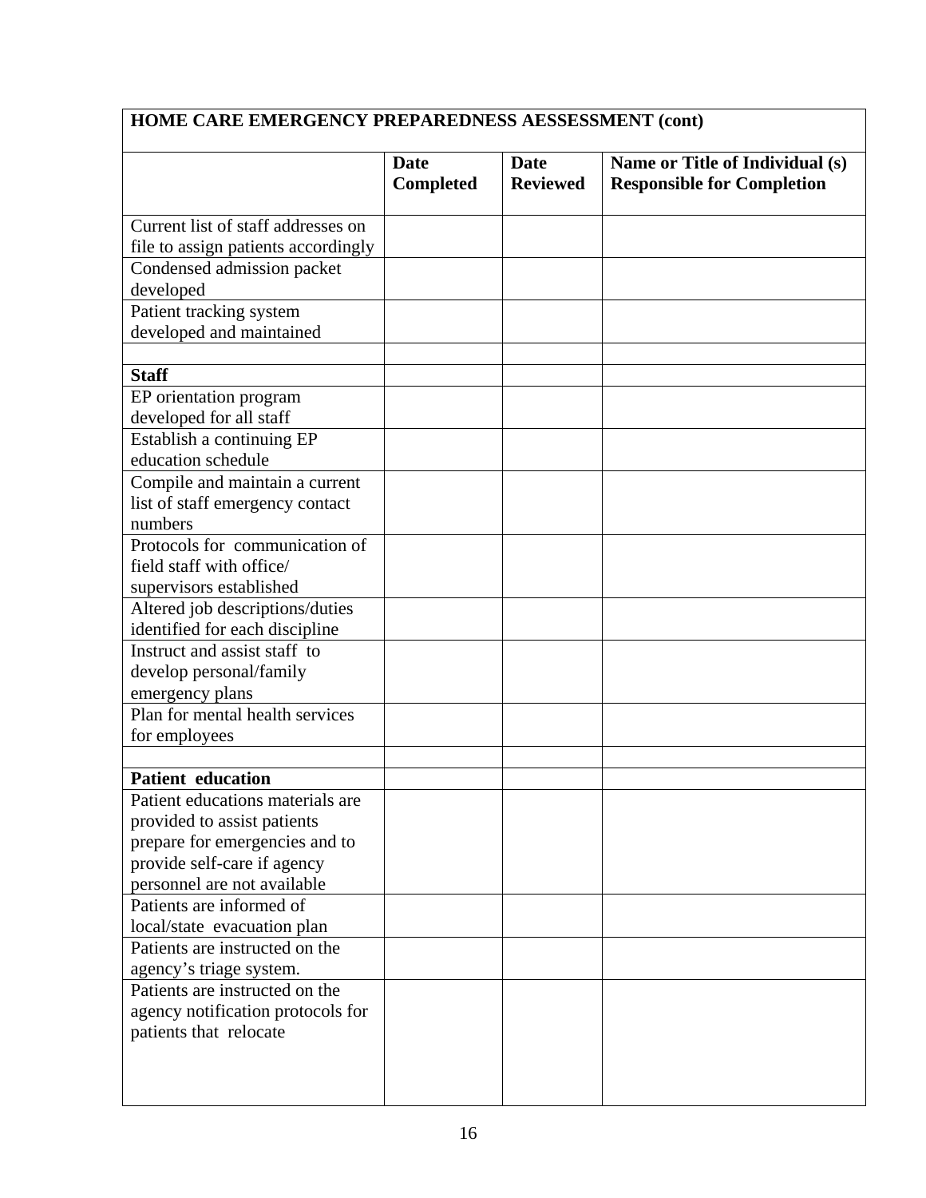| HOME CARE EMERGENCY PREPAREDNESS AESSESSMENT (cont) | | | |
|---|---|---|---|
| | **Date Completed** | **Date Reviewed** | **Name or Title of Individual (s) Responsible for Completion** |
| Current list of staff addresses on file to assign patients accordingly | | | |
| Condensed admission packet developed | | | |
| Patient tracking system developed and maintained | | | |
| | | | |
| **Staff** | | | |
| EP orientation program developed for all staff | | | |
| Establish a continuing EP education schedule | | | |
| Compile and maintain a current list of staff emergency contact numbers | | | |
| Protocols for communication of field staff with office/ supervisors established | | | |
| Altered job descriptions/duties identified for each discipline | | | |
| Instruct and assist staff to develop personal/family emergency plans | | | |
| Plan for mental health services for employees | | | |
| | | | |
| **Patient education** | | | |
| Patient educations materials are provided to assist patients prepare for emergencies and to provide self-care if agency personnel are not available | | | |
| Patients are informed of local/state evacuation plan | | | |
| Patients are instructed on the agency's triage system. | | | |
| Patients are instructed on the agency notification protocols for patients that relocate | | | |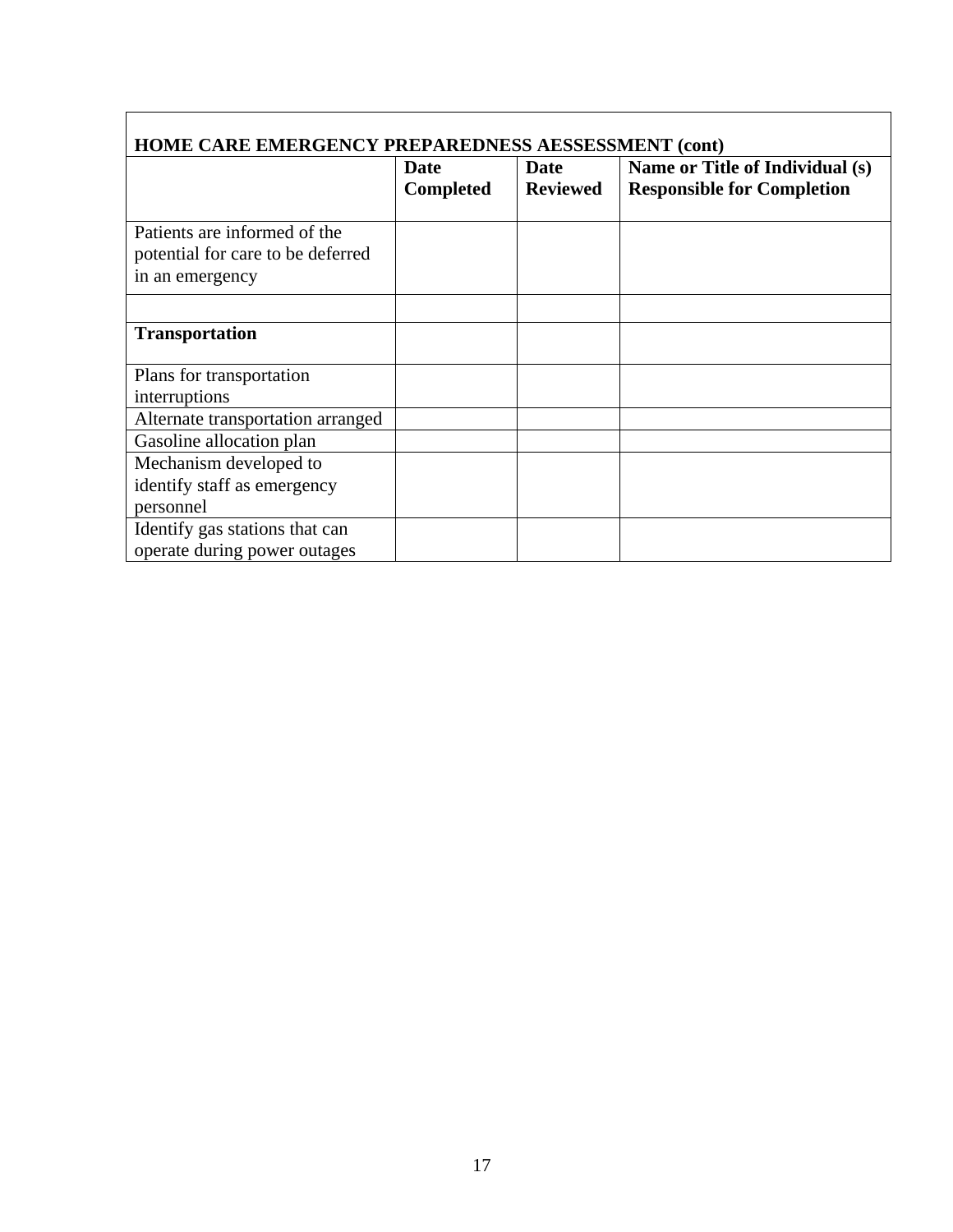| HOME CARE EMERGENCY PREPAREDNESS AESSESSMENT (cont) | | | |
|---|---|---|---|
| | **Date Completed** | **Date Reviewed** | **Name or Title of Individual (s) Responsible for Completion** |
| Patients are informed of the potential for care to be deferred in an emergency | | | |
| | | | |
| **Transportation** | | | |
| Plans for transportation interruptions | | | |
| Alternate transportation arranged | | | |
| Gasoline allocation plan | | | |
| Mechanism developed to identify staff as emergency personnel | | | |
| Identify gas stations that can operate during power outages | | | |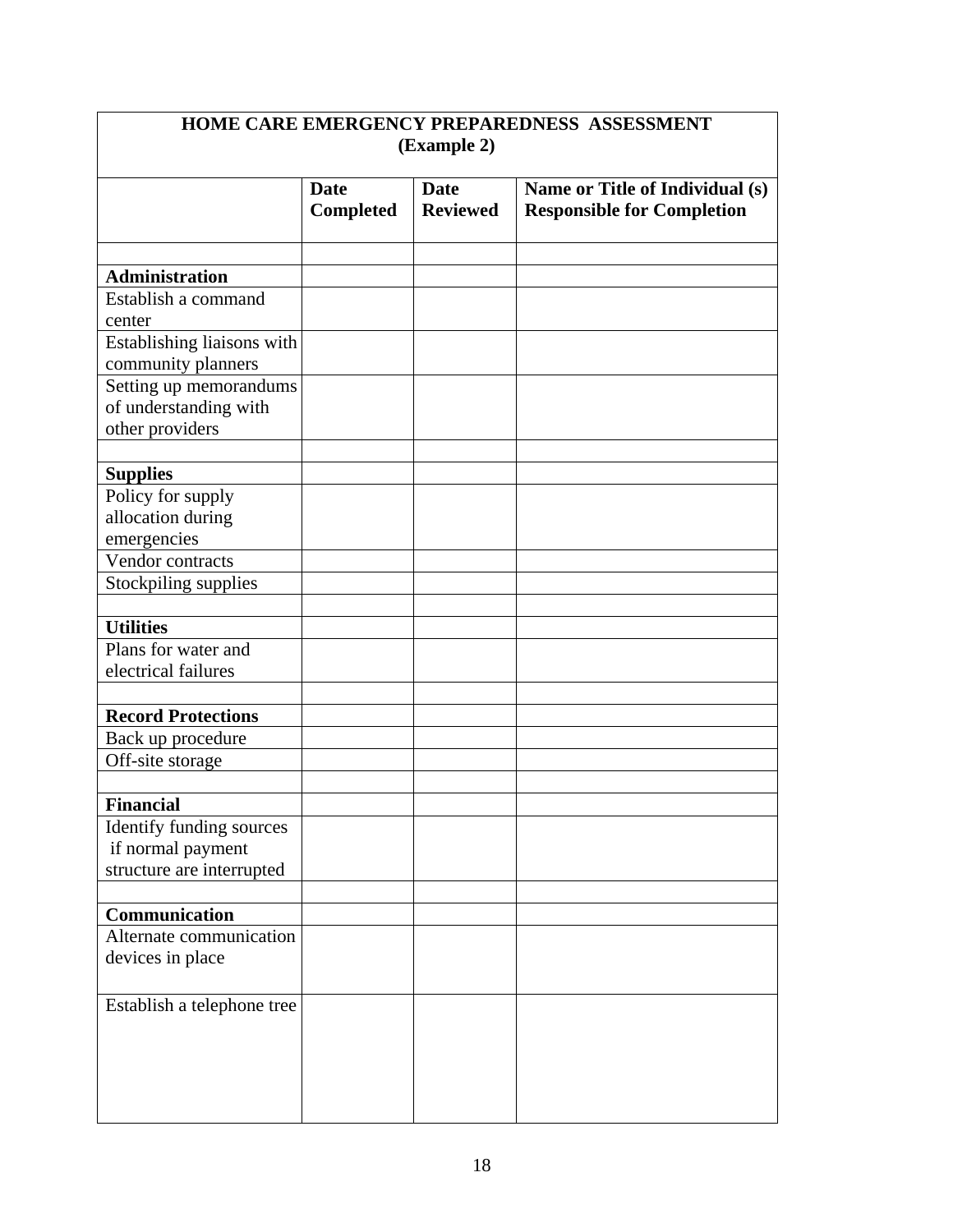| HOME CARE EMERGENCY PREPAREDNESS ASSESSMENT (Example 2) | | | |
|---|---|---|---|
| | **Date Completed** | **Date Reviewed** | **Name or Title of Individual (s) Responsible for Completion** |
| | | | |
| **Administration** | | | |
| Establish a command center | | | |
| Establishing liaisons with community planners | | | |
| Setting up memorandums of understanding with other providers | | | |
| | | | |
| **Supplies** | | | |
| Policy for supply allocation during emergencies | | | |
| Vendor contracts | | | |
| Stockpiling supplies | | | |
| | | | |
| **Utilities** | | | |
| Plans for water and electrical failures | | | |
| | | | |
| **Record Protections** | | | |
| Back up procedure | | | |
| Off-site storage | | | |
| | | | |
| **Financial** | | | |
| Identify funding sources if normal payment structure are interrupted | | | |
| | | | |
| **Communication** | | | |
| Alternate communication devices in place | | | |
| Establish a telephone tree | | | |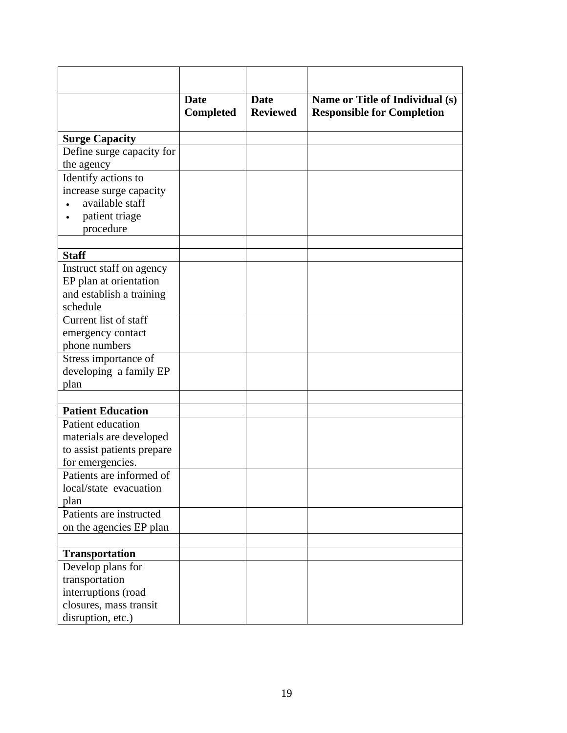| | | | |
|---|---|---|---|
| | **Date Completed** | **Date Reviewed** | **Name or Title of Individual (s) Responsible for Completion** |
| **Surge Capacity** | | | |
| Define surge capacity for the agency | | | |
| Identify actions to increase surge capacity<br>• available staff<br>• patient triage procedure | | | |
| | | | |
| **Staff** | | | |
| Instruct staff on agency EP plan at orientation and establish a training schedule | | | |
| Current list of staff emergency contact phone numbers | | | |
| Stress importance of developing a family EP plan | | | |
| | | | |
| **Patient Education** | | | |
| Patient education materials are developed to assist patients prepare for emergencies. | | | |
| Patients are informed of local/state evacuation plan | | | |
| Patients are instructed on the agencies EP plan | | | |
| | | | |
| **Transportation** | | | |
| Develop plans for transportation interruptions (road closures, mass transit disruption, etc.) | | | |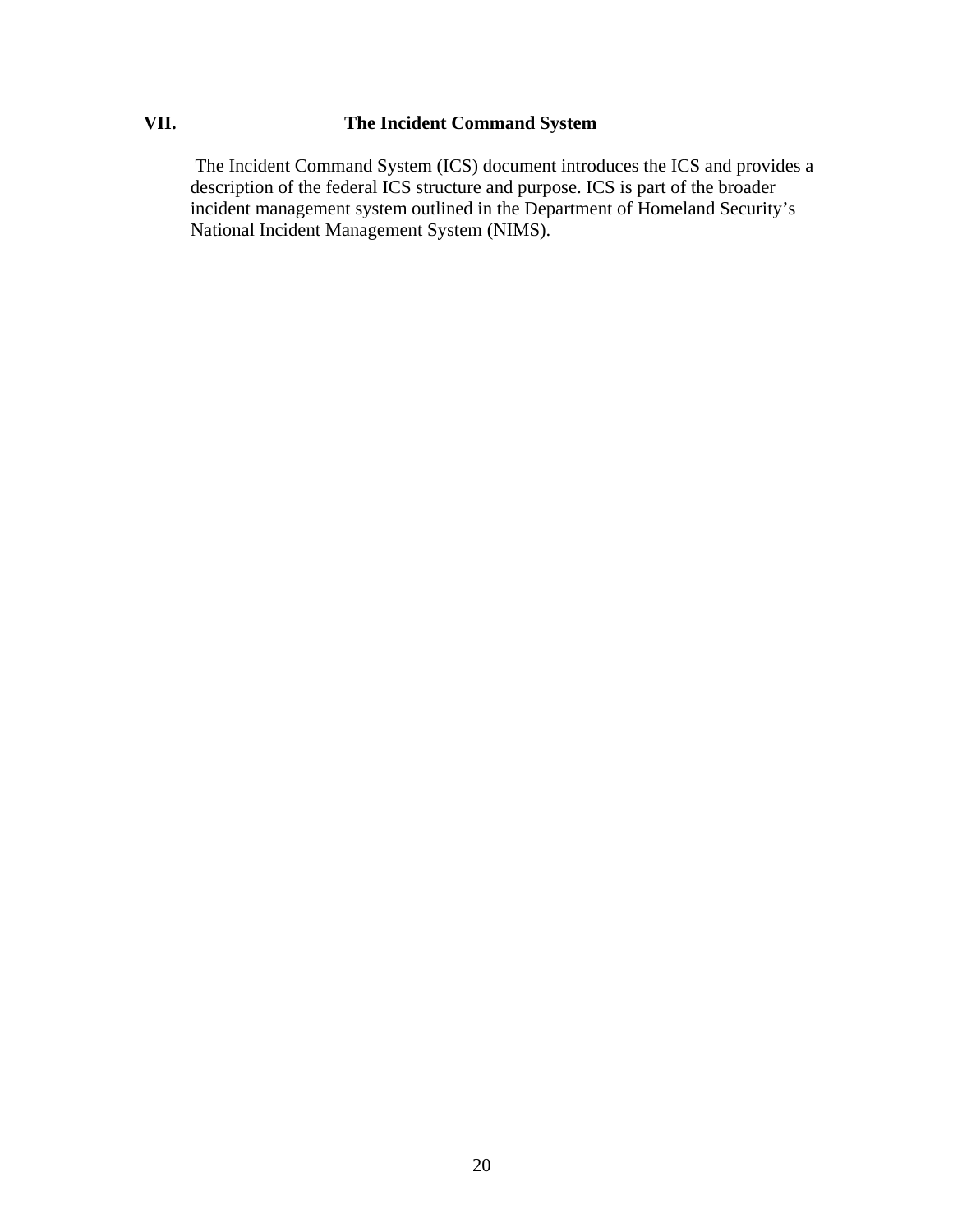## VII. The Incident Command System

The Incident Command System (ICS) document introduces the ICS and provides a description of the federal ICS structure and purpose. ICS is part of the broader incident management system outlined in the Department of Homeland Security's National Incident Management System (NIMS).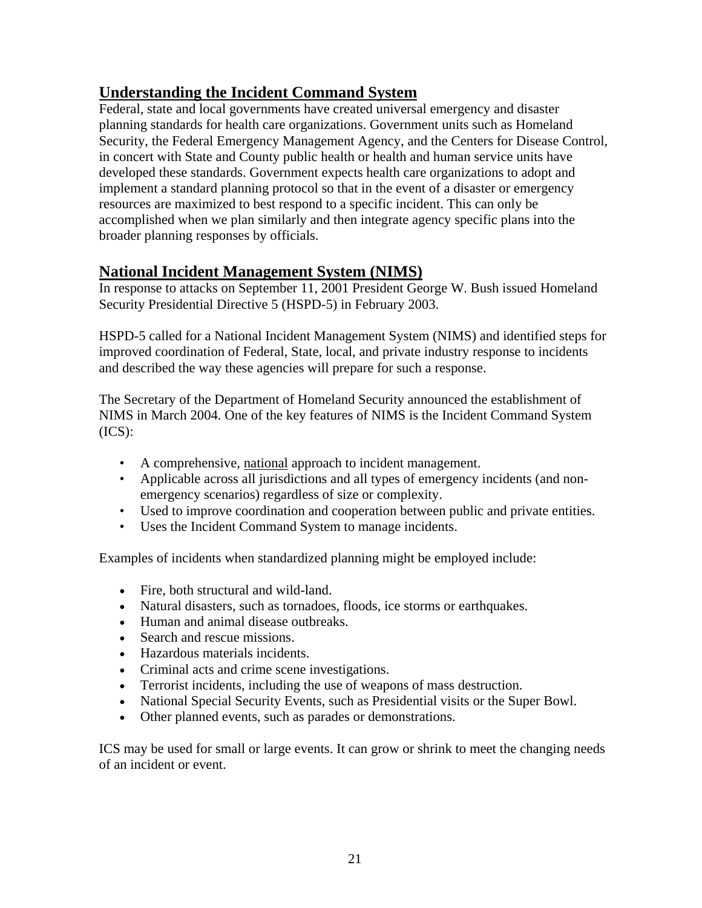## Understanding the Incident Command System

Federal, state and local governments have created universal emergency and disaster planning standards for health care organizations. Government units such as Homeland Security, the Federal Emergency Management Agency, and the Centers for Disease Control, in concert with State and County public health or health and human service units have developed these standards. Government expects health care organizations to adopt and implement a standard planning protocol so that in the event of a disaster or emergency resources are maximized to best respond to a specific incident. This can only be accomplished when we plan similarly and then integrate agency specific plans into the broader planning responses by officials.

## National Incident Management System (NIMS)

In response to attacks on September 11, 2001 President George W. Bush issued Homeland Security Presidential Directive 5 (HSPD-5) in February 2003.

HSPD-5 called for a National Incident Management System (NIMS) and identified steps for improved coordination of Federal, State, local, and private industry response to incidents and described the way these agencies will prepare for such a response.

The Secretary of the Department of Homeland Security announced the establishment of NIMS in March 2004. One of the key features of NIMS is the Incident Command System (ICS):

- A comprehensive, national approach to incident management.
- Applicable across all jurisdictions and all types of emergency incidents (and non-emergency scenarios) regardless of size or complexity.
- Used to improve coordination and cooperation between public and private entities.
- Uses the Incident Command System to manage incidents.

Examples of incidents when standardized planning might be employed include:

- Fire, both structural and wild-land.
- Natural disasters, such as tornadoes, floods, ice storms or earthquakes.
- Human and animal disease outbreaks.
- Search and rescue missions.
- Hazardous materials incidents.
- Criminal acts and crime scene investigations.
- Terrorist incidents, including the use of weapons of mass destruction.
- National Special Security Events, such as Presidential visits or the Super Bowl.
- Other planned events, such as parades or demonstrations.

ICS may be used for small or large events. It can grow or shrink to meet the changing needs of an incident or event.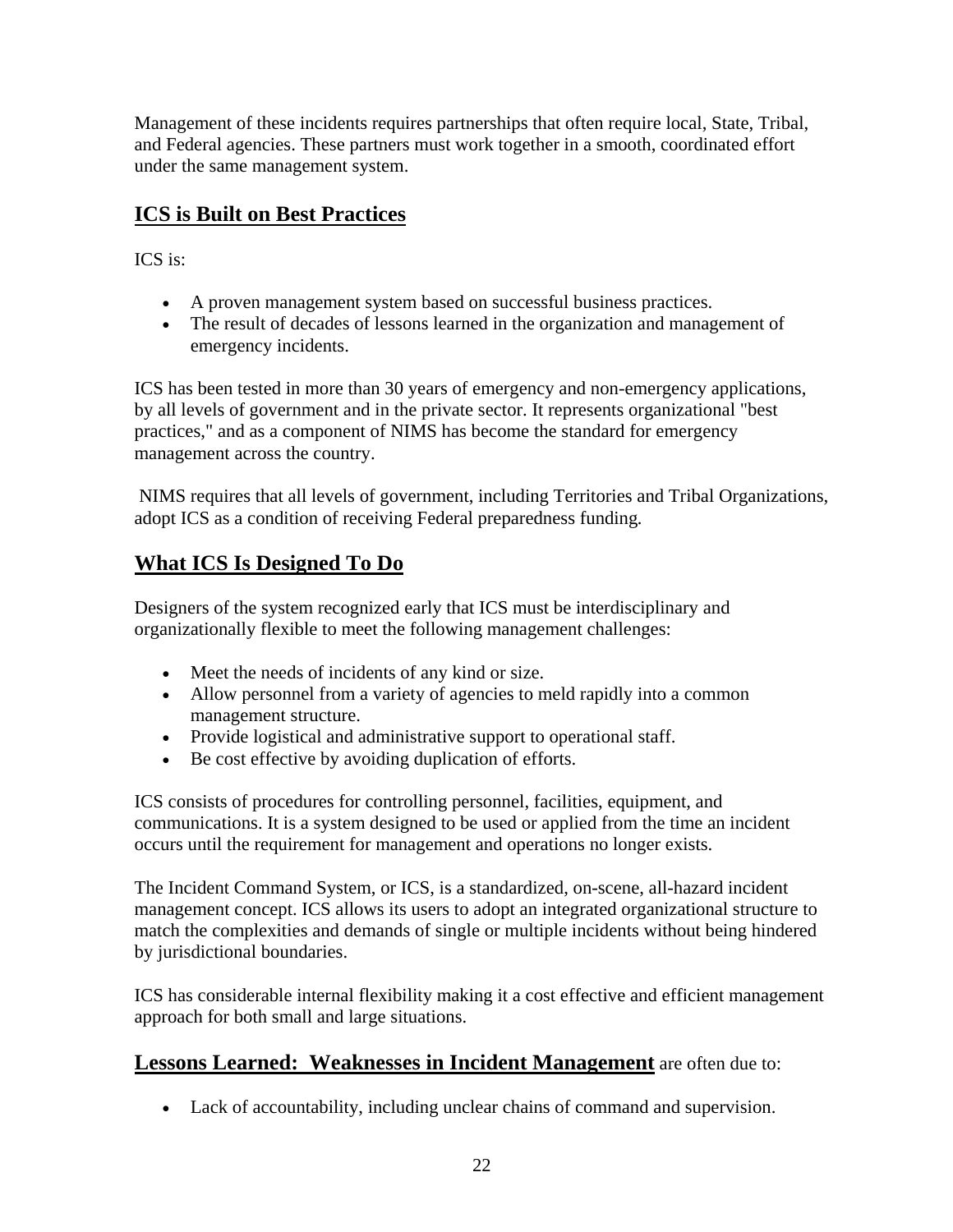Management of these incidents requires partnerships that often require local, State, Tribal, and Federal agencies. These partners must work together in a smooth, coordinated effort under the same management system.

## ICS is Built on Best Practices

ICS is:

- A proven management system based on successful business practices.
- The result of decades of lessons learned in the organization and management of emergency incidents.

ICS has been tested in more than 30 years of emergency and non-emergency applications, by all levels of government and in the private sector. It represents organizational "best practices," and as a component of NIMS has become the standard for emergency management across the country.

NIMS requires that all levels of government, including Territories and Tribal Organizations, adopt ICS as a condition of receiving Federal preparedness funding.

## What ICS Is Designed To Do

Designers of the system recognized early that ICS must be interdisciplinary and organizationally flexible to meet the following management challenges:

- Meet the needs of incidents of any kind or size.
- Allow personnel from a variety of agencies to meld rapidly into a common management structure.
- Provide logistical and administrative support to operational staff.
- Be cost effective by avoiding duplication of efforts.

ICS consists of procedures for controlling personnel, facilities, equipment, and communications. It is a system designed to be used or applied from the time an incident occurs until the requirement for management and operations no longer exists.

The Incident Command System, or ICS, is a standardized, on-scene, all-hazard incident management concept. ICS allows its users to adopt an integrated organizational structure to match the complexities and demands of single or multiple incidents without being hindered by jurisdictional boundaries.

ICS has considerable internal flexibility making it a cost effective and efficient management approach for both small and large situations.

**Lessons Learned: Weaknesses in Incident Management** are often due to:

- Lack of accountability, including unclear chains of command and supervision.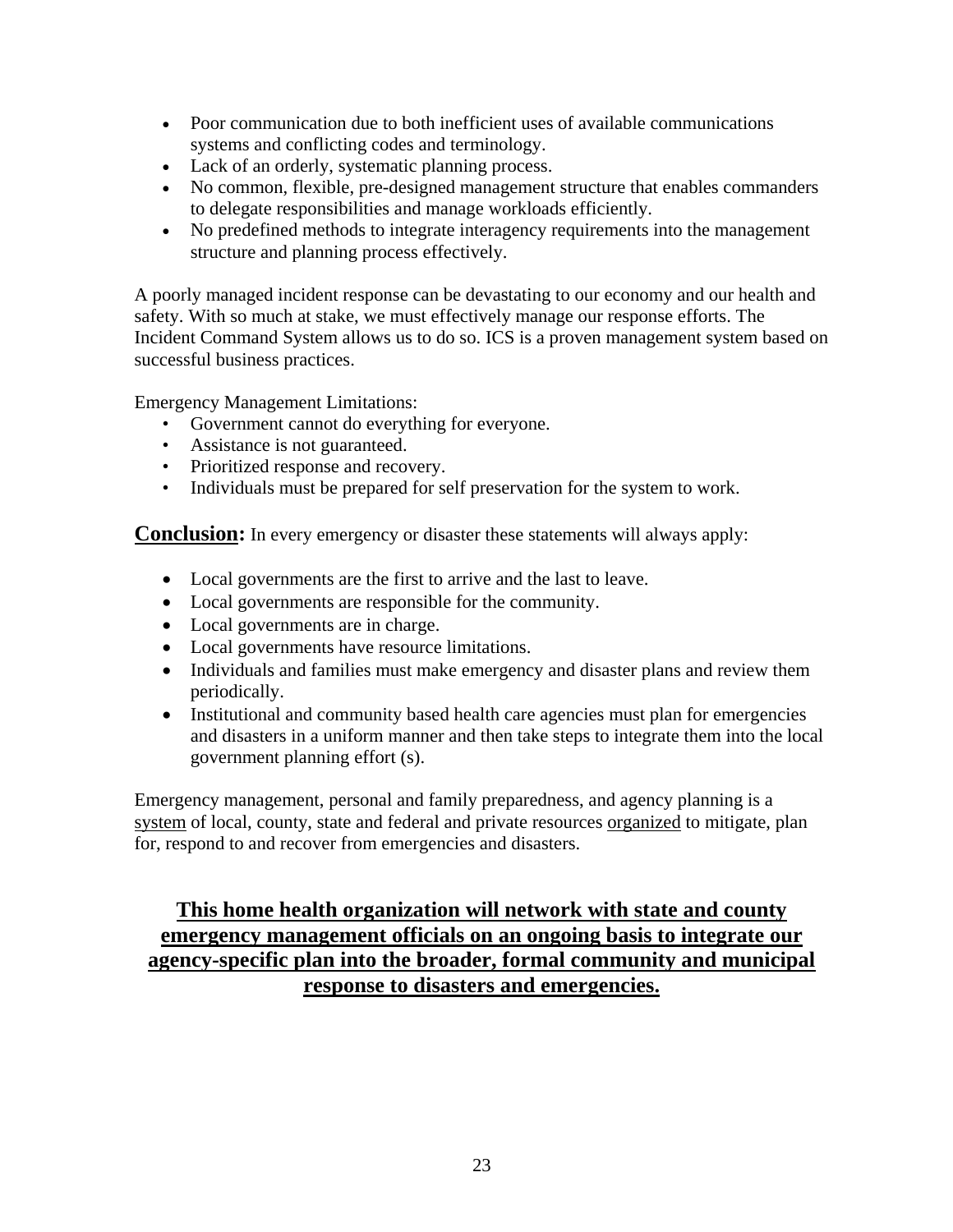- Poor communication due to both inefficient uses of available communications systems and conflicting codes and terminology.
- Lack of an orderly, systematic planning process.
- No common, flexible, pre-designed management structure that enables commanders to delegate responsibilities and manage workloads efficiently.
- No predefined methods to integrate interagency requirements into the management structure and planning process effectively.

A poorly managed incident response can be devastating to our economy and our health and safety. With so much at stake, we must effectively manage our response efforts. The Incident Command System allows us to do so. ICS is a proven management system based on successful business practices.

Emergency Management Limitations:

- Government cannot do everything for everyone.
- Assistance is not guaranteed.
- Prioritized response and recovery.
- Individuals must be prepared for self preservation for the system to work.

**<u>Conclusion</u>:** In every emergency or disaster these statements will always apply:

- Local governments are the first to arrive and the last to leave.
- Local governments are responsible for the community.
- Local governments are in charge.
- Local governments have resource limitations.
- Individuals and families must make emergency and disaster plans and review them periodically.
- Institutional and community based health care agencies must plan for emergencies and disasters in a uniform manner and then take steps to integrate them into the local government planning effort (s).

Emergency management, personal and family preparedness, and agency planning is a <u>system</u> of local, county, state and federal and private resources <u>organized</u> to mitigate, plan for, respond to and recover from emergencies and disasters.

## <u>This home health organization will network with state and county emergency management officials on an ongoing basis to integrate our agency-specific plan into the broader, formal community and municipal response to disasters and emergencies.</u>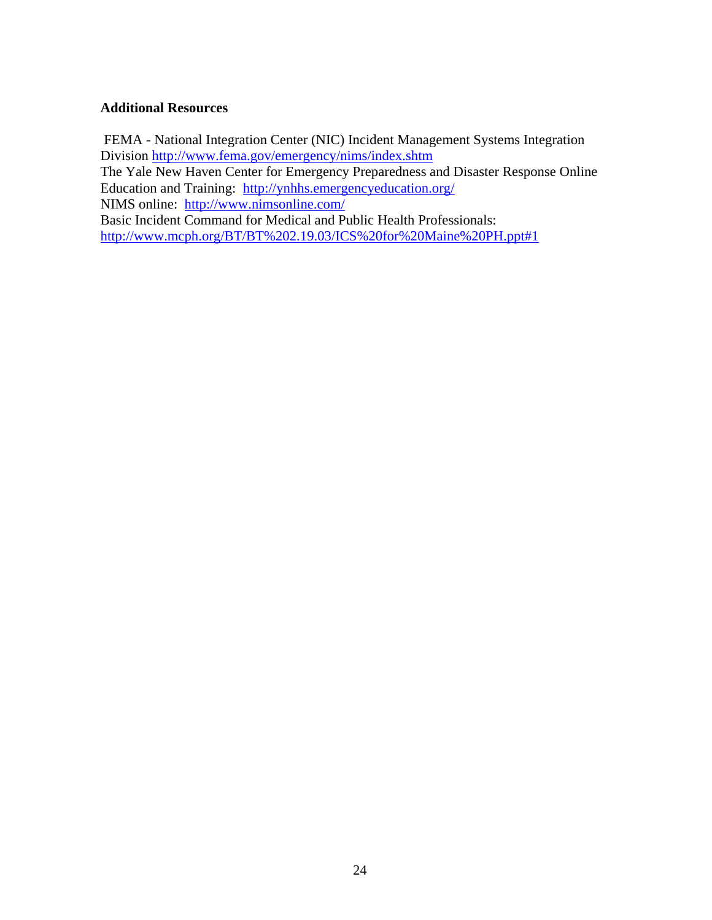**Additional Resources**

FEMA - National Integration Center (NIC) Incident Management Systems Integration Division http://www.fema.gov/emergency/nims/index.shtm

The Yale New Haven Center for Emergency Preparedness and Disaster Response Online Education and Training: http://ynhhs.emergencyeducation.org/

NIMS online: http://www.nimsonline.com/

Basic Incident Command for Medical and Public Health Professionals: http://www.mcph.org/BT/BT%202.19.03/ICS%20for%20Maine%20PH.ppt#1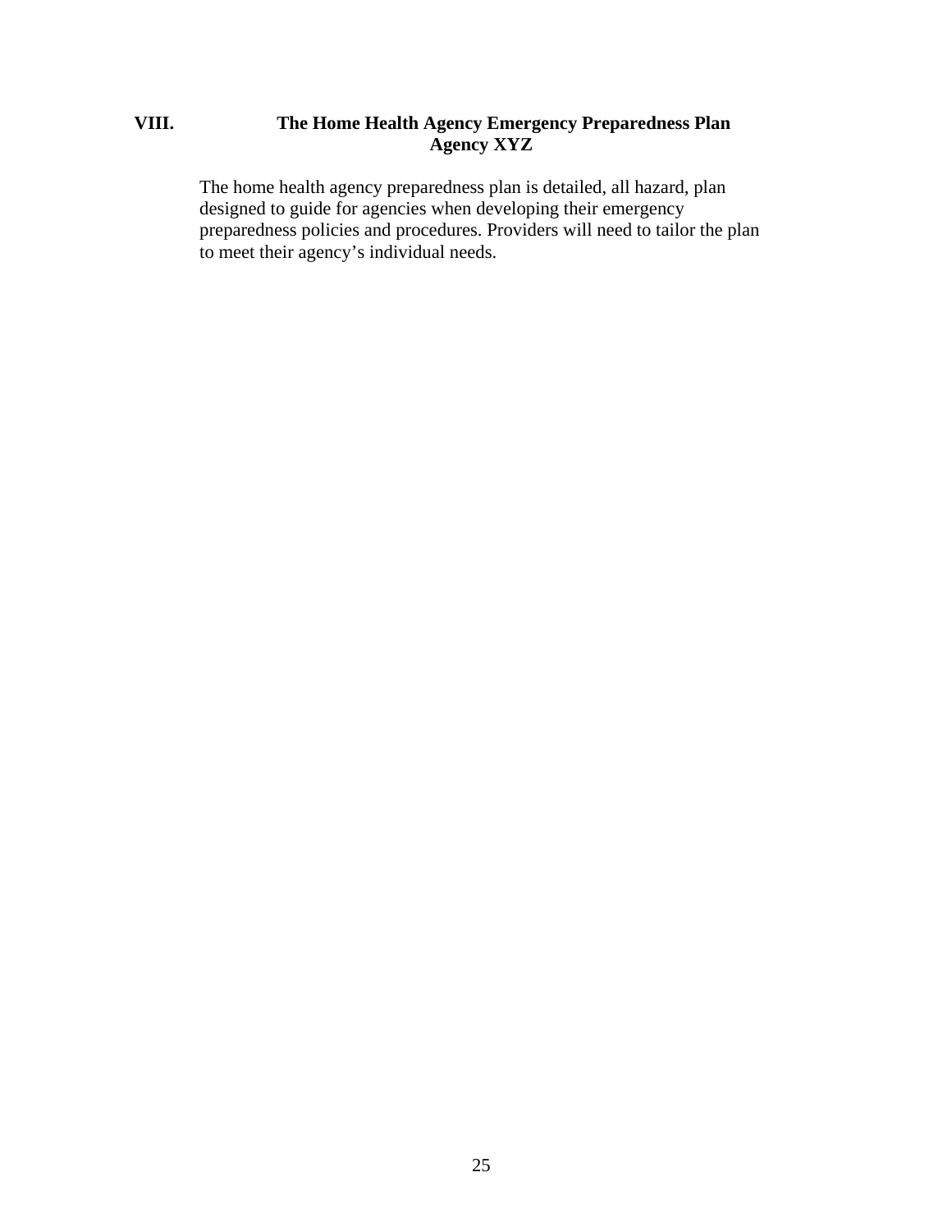## VIII. The Home Health Agency Emergency Preparedness Plan
### Agency XYZ

The home health agency preparedness plan is detailed, all hazard, plan designed to guide for agencies when developing their emergency preparedness policies and procedures. Providers will need to tailor the plan to meet their agency's individual needs.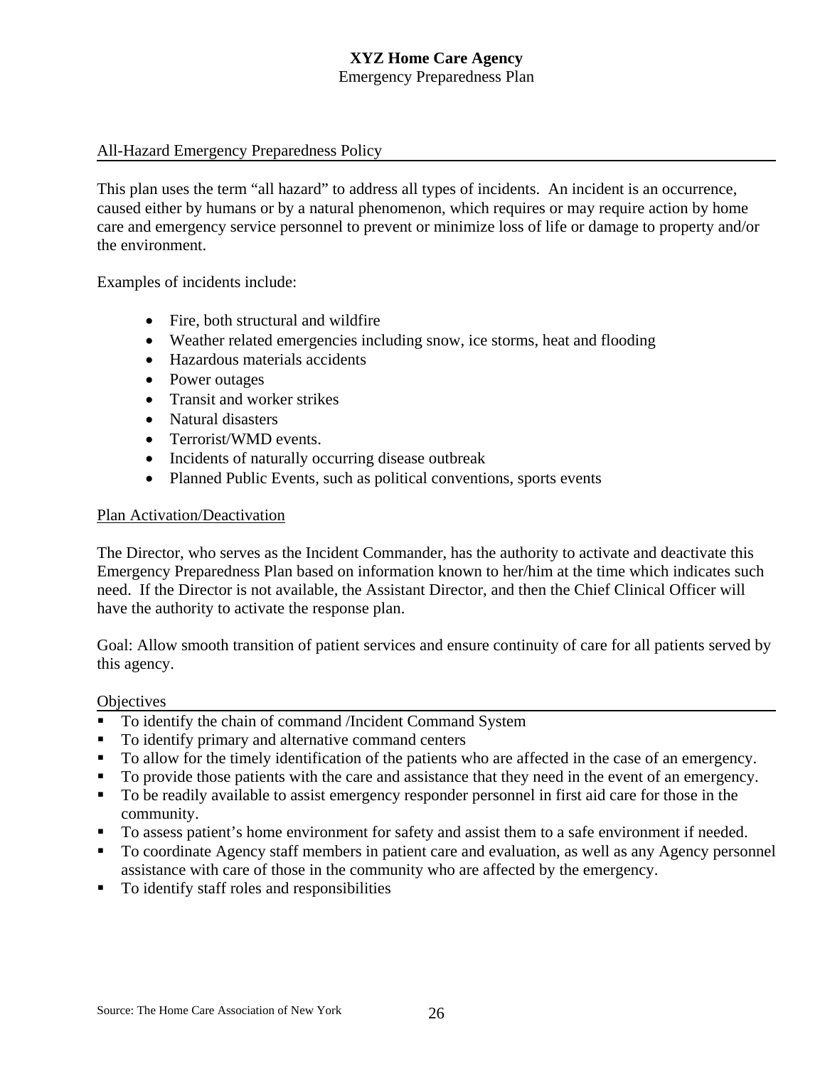**XYZ Home Care Agency**
Emergency Preparedness Plan

## All-Hazard Emergency Preparedness Policy

This plan uses the term "all hazard" to address all types of incidents. An incident is an occurrence, caused either by humans or by a natural phenomenon, which requires or may require action by home care and emergency service personnel to prevent or minimize loss of life or damage to property and/or the environment.

Examples of incidents include:

- Fire, both structural and wildfire
- Weather related emergencies including snow, ice storms, heat and flooding
- Hazardous materials accidents
- Power outages
- Transit and worker strikes
- Natural disasters
- Terrorist/WMD events.
- Incidents of naturally occurring disease outbreak
- Planned Public Events, such as political conventions, sports events

## Plan Activation/Deactivation

The Director, who serves as the Incident Commander, has the authority to activate and deactivate this Emergency Preparedness Plan based on information known to her/him at the time which indicates such need. If the Director is not available, the Assistant Director, and then the Chief Clinical Officer will have the authority to activate the response plan.

Goal: Allow smooth transition of patient services and ensure continuity of care for all patients served by this agency.

## Objectives

- To identify the chain of command /Incident Command System
- To identify primary and alternative command centers
- To allow for the timely identification of the patients who are affected in the case of an emergency.
- To provide those patients with the care and assistance that they need in the event of an emergency.
- To be readily available to assist emergency responder personnel in first aid care for those in the community.
- To assess patient's home environment for safety and assist them to a safe environment if needed.
- To coordinate Agency staff members in patient care and evaluation, as well as any Agency personnel assistance with care of those in the community who are affected by the emergency.
- To identify staff roles and responsibilities

Source: The Home Care Association of New York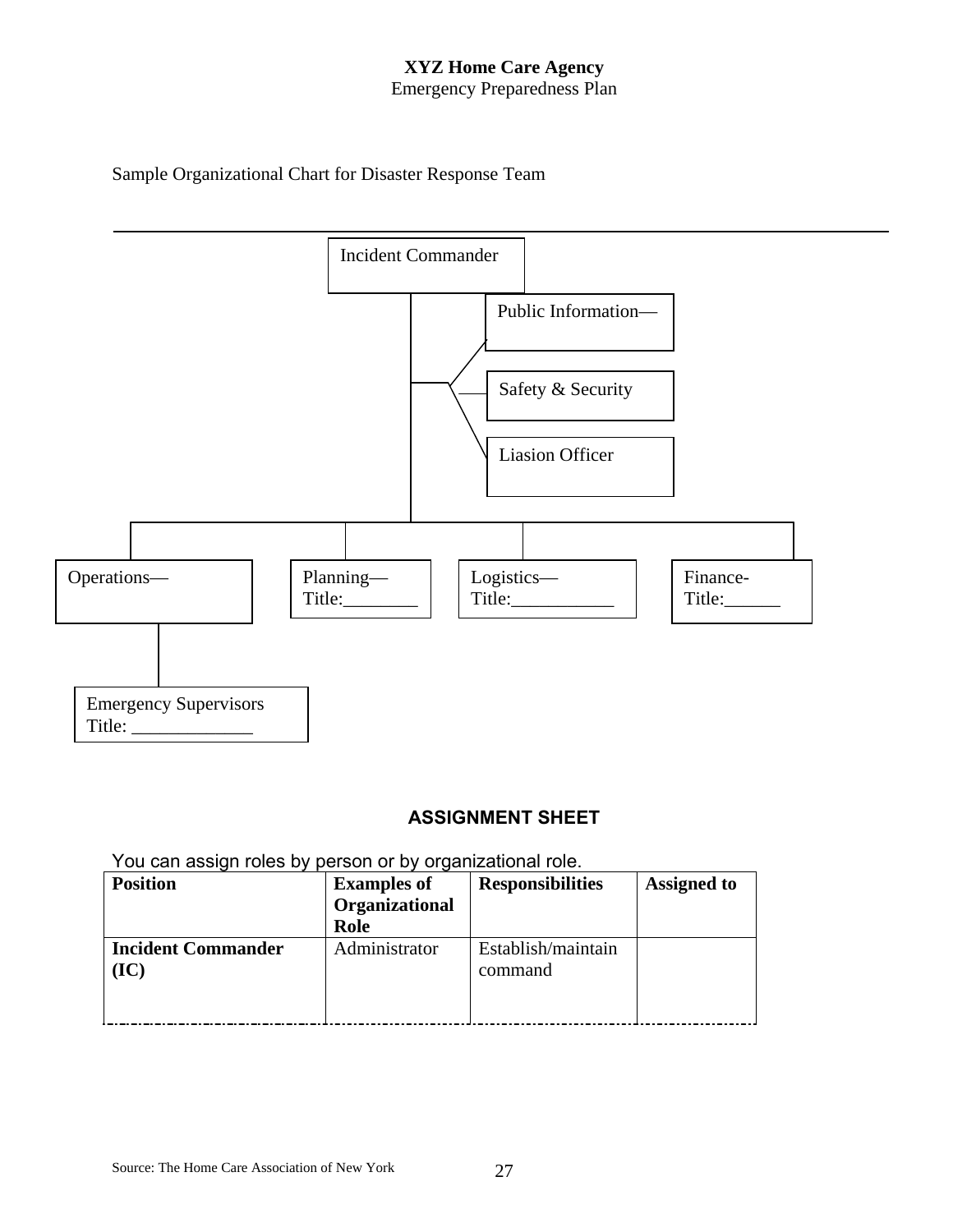**XYZ Home Care Agency**
Emergency Preparedness Plan

Sample Organizational Chart for Disaster Response Team

---

Incident Commander

Public Information—

Safety & Security

Liasion Officer

Operations—

Planning—
Title:________

Logistics—
Title:___________

Finance-
Title:______

Emergency Supervisors
Title: _____________

## ASSIGNMENT SHEET

You can assign roles by person or by organizational role.

| Position | Examples of Organizational Role | Responsibilities | Assigned to |
|---|---|---|---|
| **Incident Commander (IC)** | Administrator | Establish/maintain command | |

Source: The Home Care Association of New York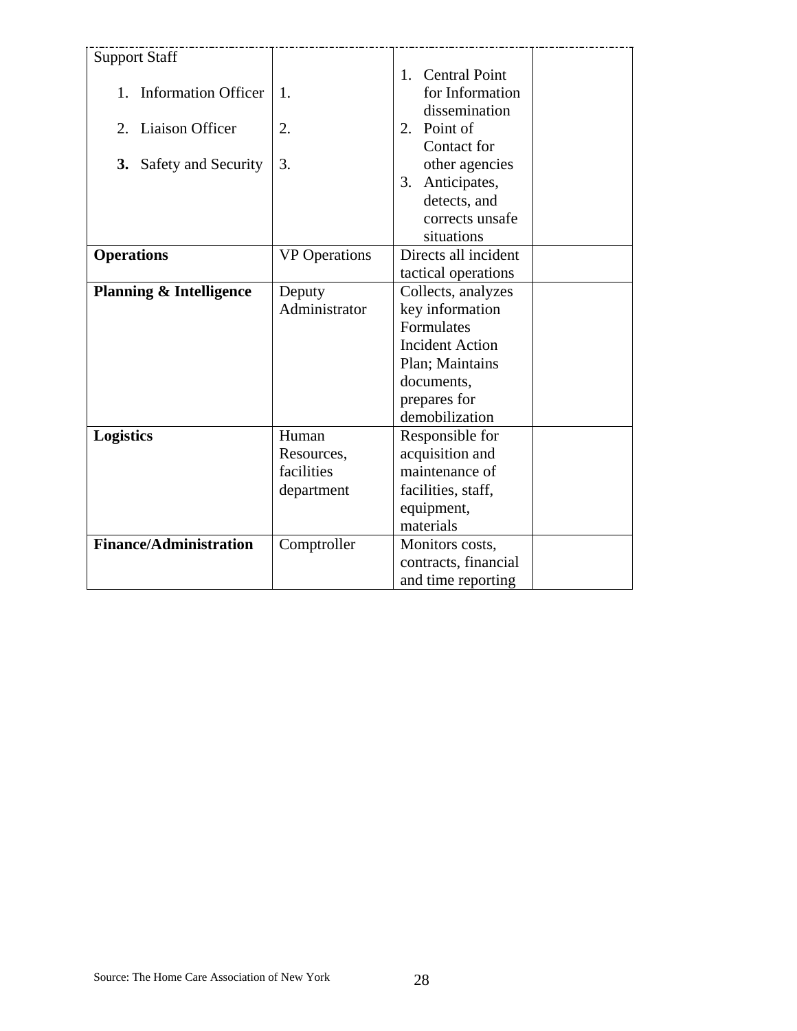| Support Staff<br><br>1. Information Officer<br><br>2. Liaison Officer<br><br>**3.** Safety and Security | <br><br>1.<br><br>2.<br><br>3. | 1. Central Point for Information dissemination<br>2. Point of Contact for other agencies<br>3. Anticipates, detects, and corrects unsafe situations | |
|---|---|---|---|
| **Operations** | VP Operations | Directs all incident tactical operations | |
| **Planning & Intelligence** | Deputy Administrator | Collects, analyzes key information Formulates Incident Action Plan; Maintains documents, prepares for demobilization | |
| **Logistics** | Human Resources, facilities department | Responsible for acquisition and maintenance of facilities, staff, equipment, materials | |
| **Finance/Administration** | Comptroller | Monitors costs, contracts, financial and time reporting | |

Source: The Home Care Association of New York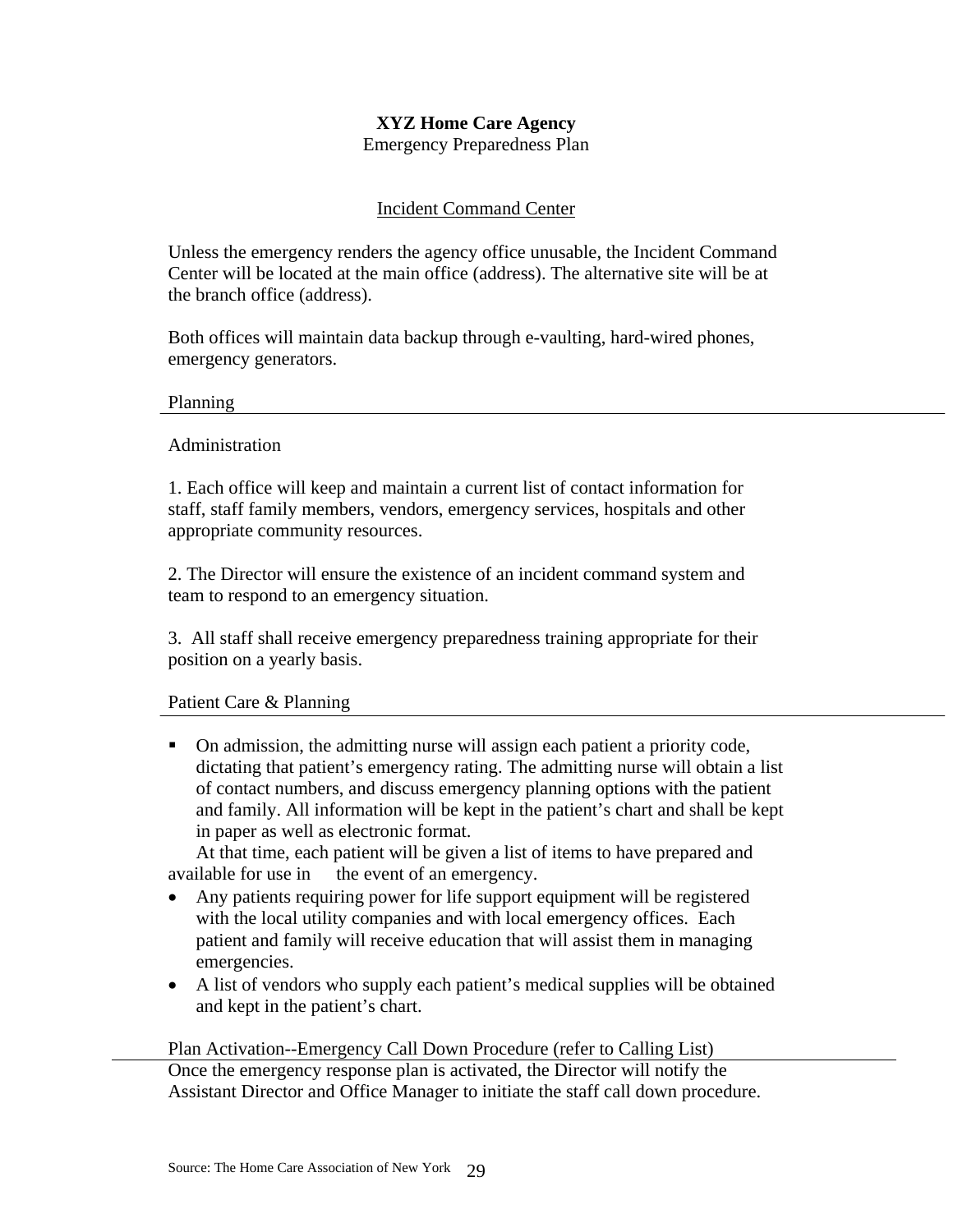**XYZ Home Care Agency**

Emergency Preparedness Plan

## Incident Command Center

Unless the emergency renders the agency office unusable, the Incident Command Center will be located at the main office (address). The alternative site will be at the branch office (address).

Both offices will maintain data backup through e-vaulting, hard-wired phones, emergency generators.

### Planning

Administration

1. Each office will keep and maintain a current list of contact information for staff, staff family members, vendors, emergency services, hospitals and other appropriate community resources.

2. The Director will ensure the existence of an incident command system and team to respond to an emergency situation.

3. All staff shall receive emergency preparedness training appropriate for their position on a yearly basis.

### Patient Care & Planning

- On admission, the admitting nurse will assign each patient a priority code, dictating that patient's emergency rating. The admitting nurse will obtain a list of contact numbers, and discuss emergency planning options with the patient and family. All information will be kept in the patient's chart and shall be kept in paper as well as electronic format.
  At that time, each patient will be given a list of items to have prepared and available for use in the event of an emergency.
- Any patients requiring power for life support equipment will be registered with the local utility companies and with local emergency offices. Each patient and family will receive education that will assist them in managing emergencies.
- A list of vendors who supply each patient's medical supplies will be obtained and kept in the patient's chart.

### Plan Activation--Emergency Call Down Procedure (refer to Calling List)

Once the emergency response plan is activated, the Director will notify the Assistant Director and Office Manager to initiate the staff call down procedure.

Source: The Home Care Association of New York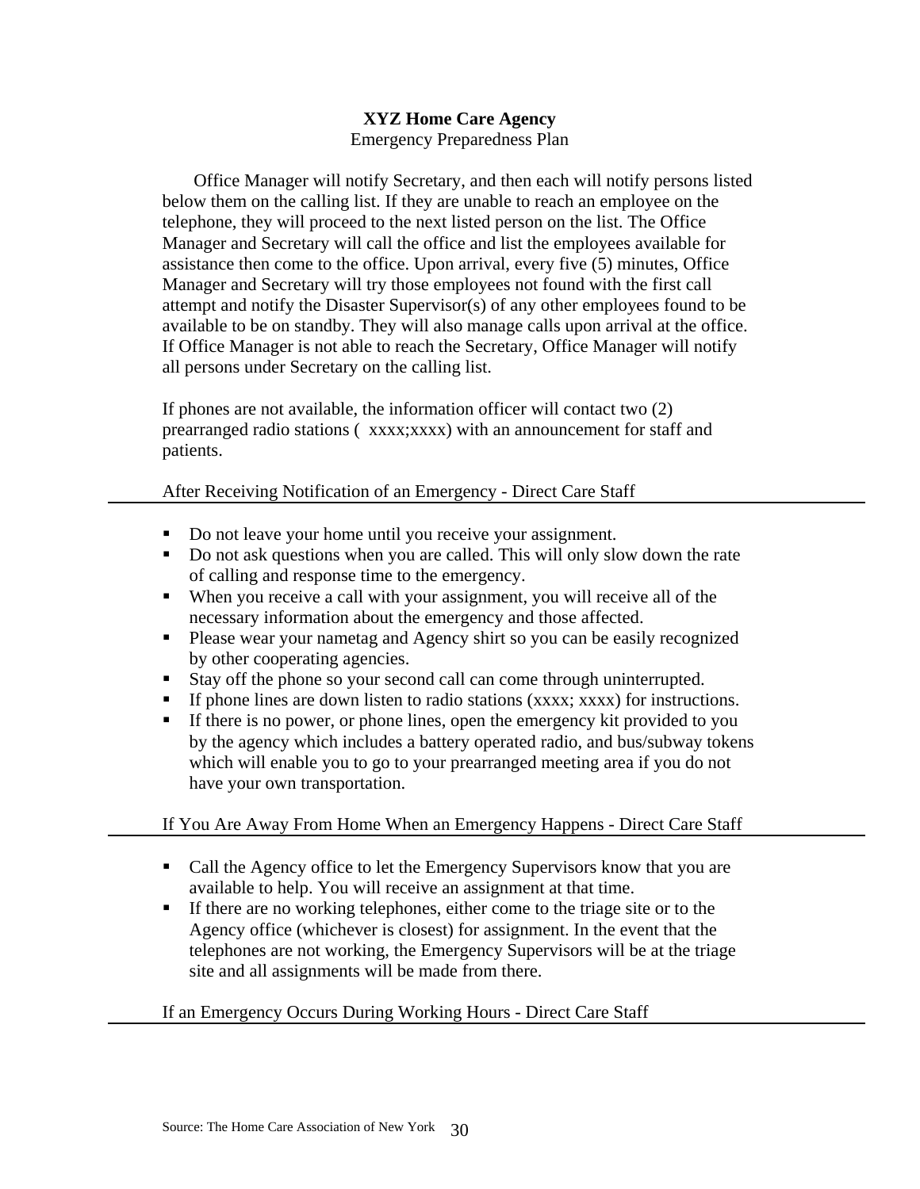**XYZ Home Care Agency**
Emergency Preparedness Plan

Office Manager will notify Secretary, and then each will notify persons listed below them on the calling list. If they are unable to reach an employee on the telephone, they will proceed to the next listed person on the list. The Office Manager and Secretary will call the office and list the employees available for assistance then come to the office. Upon arrival, every five (5) minutes, Office Manager and Secretary will try those employees not found with the first call attempt and notify the Disaster Supervisor(s) of any other employees found to be available to be on standby. They will also manage calls upon arrival at the office. If Office Manager is not able to reach the Secretary, Office Manager will notify all persons under Secretary on the calling list.

If phones are not available, the information officer will contact two (2) prearranged radio stations ( xxxx;xxxx) with an announcement for staff and patients.

After Receiving Notification of an Emergency - Direct Care Staff

- Do not leave your home until you receive your assignment.
- Do not ask questions when you are called. This will only slow down the rate of calling and response time to the emergency.
- When you receive a call with your assignment, you will receive all of the necessary information about the emergency and those affected.
- Please wear your nametag and Agency shirt so you can be easily recognized by other cooperating agencies.
- Stay off the phone so your second call can come through uninterrupted.
- If phone lines are down listen to radio stations (xxxx; xxxx) for instructions.
- If there is no power, or phone lines, open the emergency kit provided to you by the agency which includes a battery operated radio, and bus/subway tokens which will enable you to go to your prearranged meeting area if you do not have your own transportation.

If You Are Away From Home When an Emergency Happens - Direct Care Staff

- Call the Agency office to let the Emergency Supervisors know that you are available to help. You will receive an assignment at that time.
- If there are no working telephones, either come to the triage site or to the Agency office (whichever is closest) for assignment. In the event that the telephones are not working, the Emergency Supervisors will be at the triage site and all assignments will be made from there.

If an Emergency Occurs During Working Hours - Direct Care Staff

Source: The Home Care Association of New York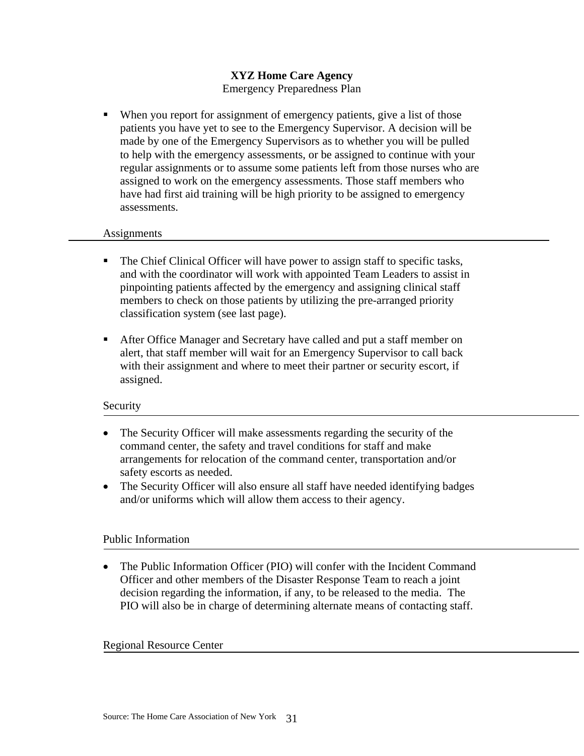- When you report for assignment of emergency patients, give a list of those patients you have yet to see to the Emergency Supervisor. A decision will be made by one of the Emergency Supervisors as to whether you will be pulled to help with the emergency assessments, or be assigned to continue with your regular assignments or to assume some patients left from those nurses who are assigned to work on the emergency assessments. Those staff members who have had first aid training will be high priority to be assigned to emergency assessments.

## Assignments

- The Chief Clinical Officer will have power to assign staff to specific tasks, and with the coordinator will work with appointed Team Leaders to assist in pinpointing patients affected by the emergency and assigning clinical staff members to check on those patients by utilizing the pre-arranged priority classification system (see last page).

- After Office Manager and Secretary have called and put a staff member on alert, that staff member will wait for an Emergency Supervisor to call back with their assignment and where to meet their partner or security escort, if assigned.

## Security

- The Security Officer will make assessments regarding the security of the command center, the safety and travel conditions for staff and make arrangements for relocation of the command center, transportation and/or safety escorts as needed.
- The Security Officer will also ensure all staff have needed identifying badges and/or uniforms which will allow them access to their agency.

## Public Information

- The Public Information Officer (PIO) will confer with the Incident Command Officer and other members of the Disaster Response Team to reach a joint decision regarding the information, if any, to be released to the media. The PIO will also be in charge of determining alternate means of contacting staff.

## Regional Resource Center

Source: The Home Care Association of New York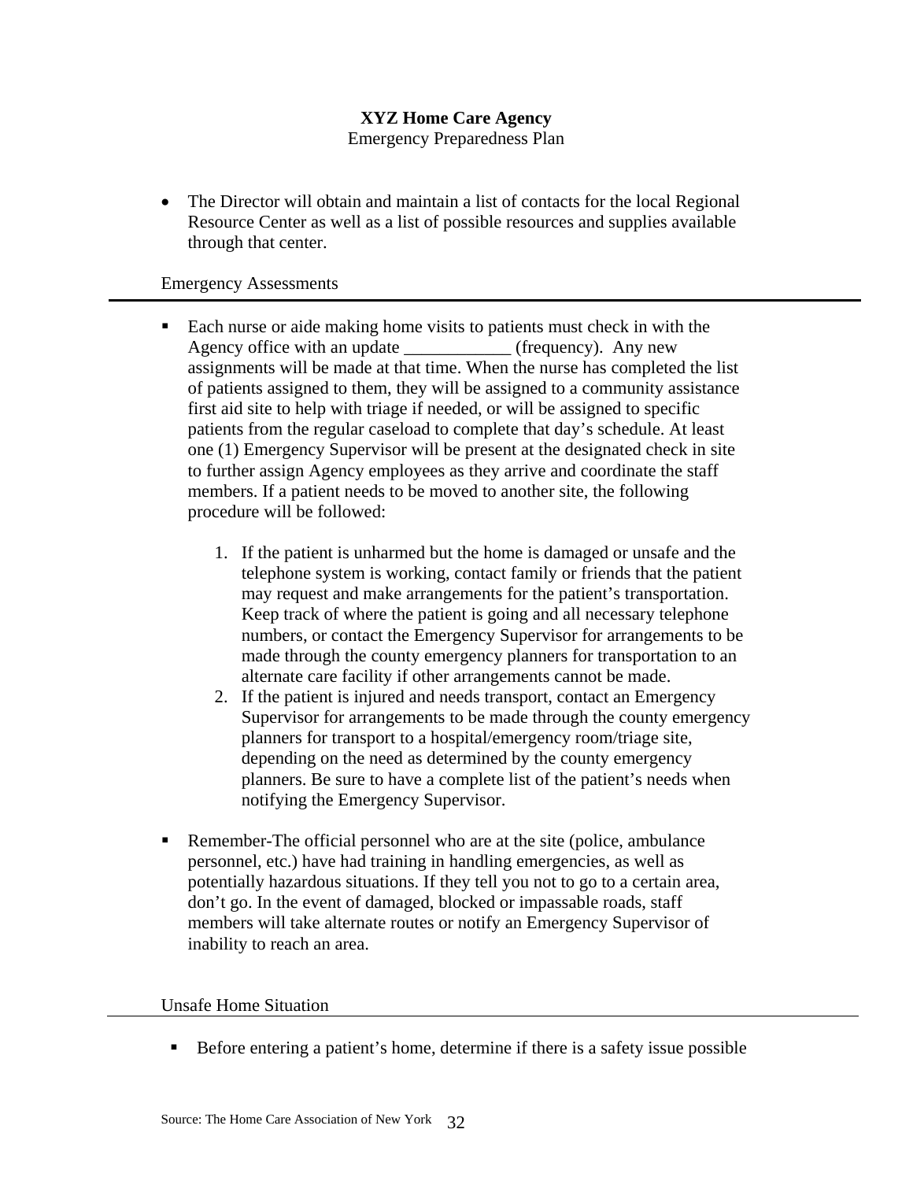**XYZ Home Care Agency**
Emergency Preparedness Plan

- The Director will obtain and maintain a list of contacts for the local Regional Resource Center as well as a list of possible resources and supplies available through that center.

Emergency Assessments

---

- Each nurse or aide making home visits to patients must check in with the Agency office with an update ____________ (frequency). Any new assignments will be made at that time. When the nurse has completed the list of patients assigned to them, they will be assigned to a community assistance first aid site to help with triage if needed, or will be assigned to specific patients from the regular caseload to complete that day's schedule. At least one (1) Emergency Supervisor will be present at the designated check in site to further assign Agency employees as they arrive and coordinate the staff members. If a patient needs to be moved to another site, the following procedure will be followed:

    1. If the patient is unharmed but the home is damaged or unsafe and the telephone system is working, contact family or friends that the patient may request and make arrangements for the patient's transportation. Keep track of where the patient is going and all necessary telephone numbers, or contact the Emergency Supervisor for arrangements to be made through the county emergency planners for transportation to an alternate care facility if other arrangements cannot be made.
    2. If the patient is injured and needs transport, contact an Emergency Supervisor for arrangements to be made through the county emergency planners for transport to a hospital/emergency room/triage site, depending on the need as determined by the county emergency planners. Be sure to have a complete list of the patient's needs when notifying the Emergency Supervisor.

- Remember-The official personnel who are at the site (police, ambulance personnel, etc.) have had training in handling emergencies, as well as potentially hazardous situations. If they tell you not to go to a certain area, don't go. In the event of damaged, blocked or impassable roads, staff members will take alternate routes or notify an Emergency Supervisor of inability to reach an area.

Unsafe Home Situation

---

- Before entering a patient's home, determine if there is a safety issue possible

Source: The Home Care Association of New York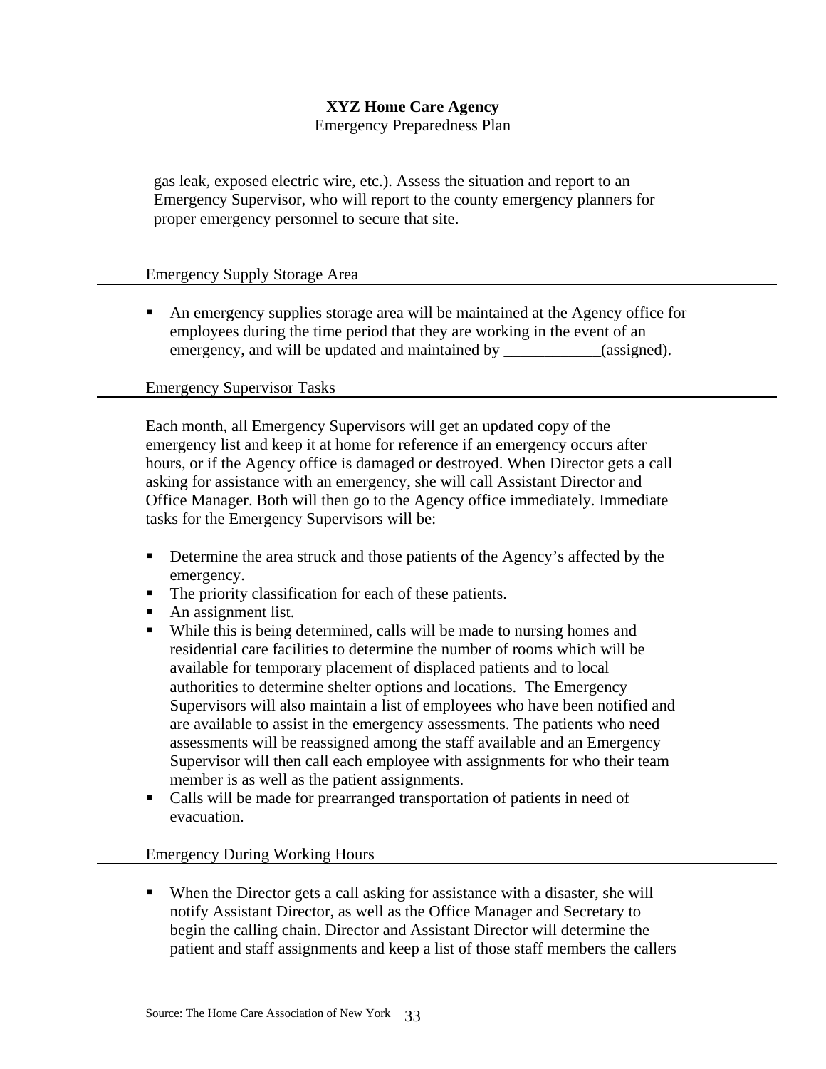gas leak, exposed electric wire, etc.). Assess the situation and report to an Emergency Supervisor, who will report to the county emergency planners for proper emergency personnel to secure that site.

## Emergency Supply Storage Area

- An emergency supplies storage area will be maintained at the Agency office for employees during the time period that they are working in the event of an emergency, and will be updated and maintained by ____________(assigned).

## Emergency Supervisor Tasks

Each month, all Emergency Supervisors will get an updated copy of the emergency list and keep it at home for reference if an emergency occurs after hours, or if the Agency office is damaged or destroyed. When Director gets a call asking for assistance with an emergency, she will call Assistant Director and Office Manager. Both will then go to the Agency office immediately. Immediate tasks for the Emergency Supervisors will be:

- Determine the area struck and those patients of the Agency's affected by the emergency.
- The priority classification for each of these patients.
- An assignment list.
- While this is being determined, calls will be made to nursing homes and residential care facilities to determine the number of rooms which will be available for temporary placement of displaced patients and to local authorities to determine shelter options and locations. The Emergency Supervisors will also maintain a list of employees who have been notified and are available to assist in the emergency assessments. The patients who need assessments will be reassigned among the staff available and an Emergency Supervisor will then call each employee with assignments for who their team member is as well as the patient assignments.
- Calls will be made for prearranged transportation of patients in need of evacuation.

## Emergency During Working Hours

- When the Director gets a call asking for assistance with a disaster, she will notify Assistant Director, as well as the Office Manager and Secretary to begin the calling chain. Director and Assistant Director will determine the patient and staff assignments and keep a list of those staff members the callers

Source: The Home Care Association of New York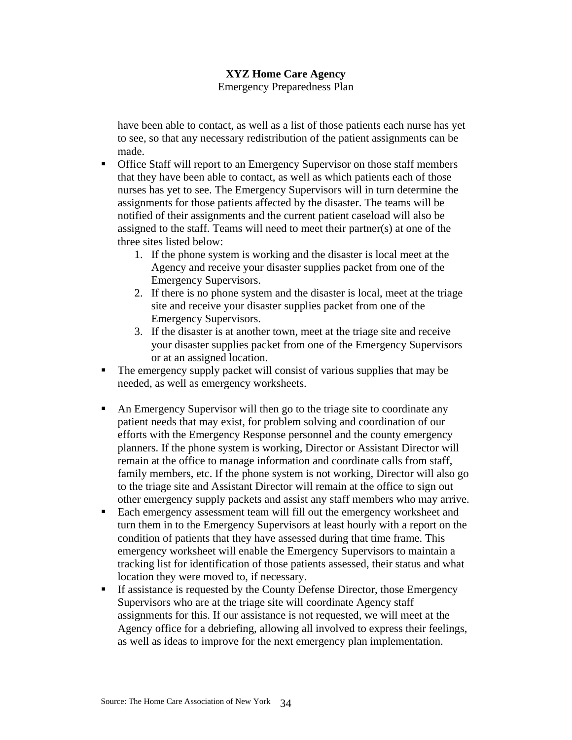have been able to contact, as well as a list of those patients each nurse has yet to see, so that any necessary redistribution of the patient assignments can be made.

- Office Staff will report to an Emergency Supervisor on those staff members that they have been able to contact, as well as which patients each of those nurses has yet to see. The Emergency Supervisors will in turn determine the assignments for those patients affected by the disaster. The teams will be notified of their assignments and the current patient caseload will also be assigned to the staff. Teams will need to meet their partner(s) at one of the three sites listed below:
    1. If the phone system is working and the disaster is local meet at the Agency and receive your disaster supplies packet from one of the Emergency Supervisors.
    2. If there is no phone system and the disaster is local, meet at the triage site and receive your disaster supplies packet from one of the Emergency Supervisors.
    3. If the disaster is at another town, meet at the triage site and receive your disaster supplies packet from one of the Emergency Supervisors or at an assigned location.
- The emergency supply packet will consist of various supplies that may be needed, as well as emergency worksheets.

- An Emergency Supervisor will then go to the triage site to coordinate any patient needs that may exist, for problem solving and coordination of our efforts with the Emergency Response personnel and the county emergency planners. If the phone system is working, Director or Assistant Director will remain at the office to manage information and coordinate calls from staff, family members, etc. If the phone system is not working, Director will also go to the triage site and Assistant Director will remain at the office to sign out other emergency supply packets and assist any staff members who may arrive.
- Each emergency assessment team will fill out the emergency worksheet and turn them in to the Emergency Supervisors at least hourly with a report on the condition of patients that they have assessed during that time frame. This emergency worksheet will enable the Emergency Supervisors to maintain a tracking list for identification of those patients assessed, their status and what location they were moved to, if necessary.
- If assistance is requested by the County Defense Director, those Emergency Supervisors who are at the triage site will coordinate Agency staff assignments for this. If our assistance is not requested, we will meet at the Agency office for a debriefing, allowing all involved to express their feelings, as well as ideas to improve for the next emergency plan implementation.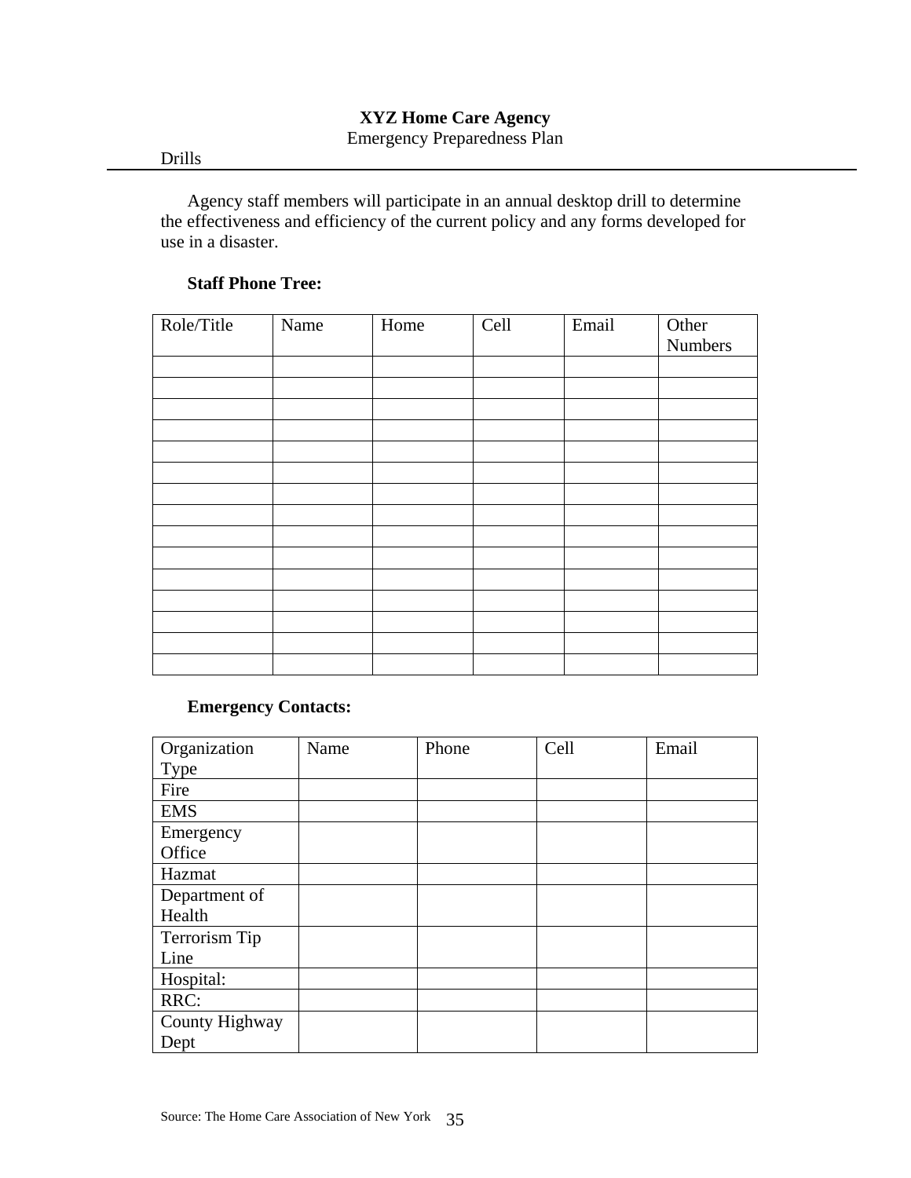Drills

Agency staff members will participate in an annual desktop drill to determine the effectiveness and efficiency of the current policy and any forms developed for use in a disaster.

**Staff Phone Tree:**

| Role/Title | Name | Home | Cell | Email | Other Numbers |
|---|---|---|---|---|---|
| | | | | | |
| | | | | | |
| | | | | | |
| | | | | | |
| | | | | | |
| | | | | | |
| | | | | | |
| | | | | | |
| | | | | | |
| | | | | | |
| | | | | | |
| | | | | | |
| | | | | | |
| | | | | | |
| | | | | | |

**Emergency Contacts:**

| Organization Type | Name | Phone | Cell | Email |
|---|---|---|---|---|
| Fire | | | | |
| EMS | | | | |
| Emergency Office | | | | |
| Hazmat | | | | |
| Department of Health | | | | |
| Terrorism Tip Line | | | | |
| Hospital: | | | | |
| RRC: | | | | |
| County Highway Dept | | | | |

Source: The Home Care Association of New York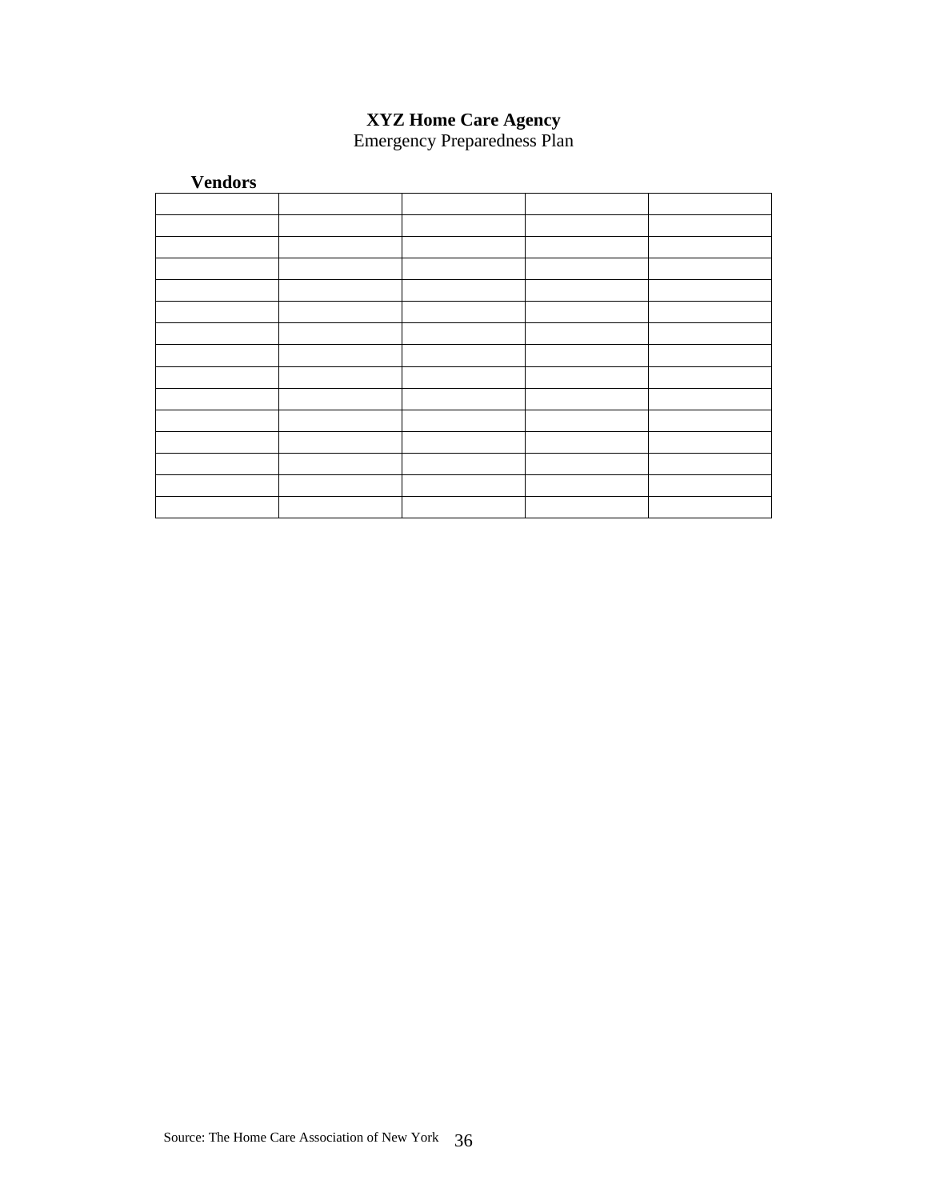**XYZ Home Care Agency**
Emergency Preparedness Plan

**Vendors**

| | | | | |
|---|---|---|---|---|
| | | | | |
| | | | | |
| | | | | |
| | | | | |
| | | | | |
| | | | | |
| | | | | |
| | | | | |
| | | | | |
| | | | | |
| | | | | |
| | | | | |
| | | | | |
| | | | | |

Source: The Home Care Association of New York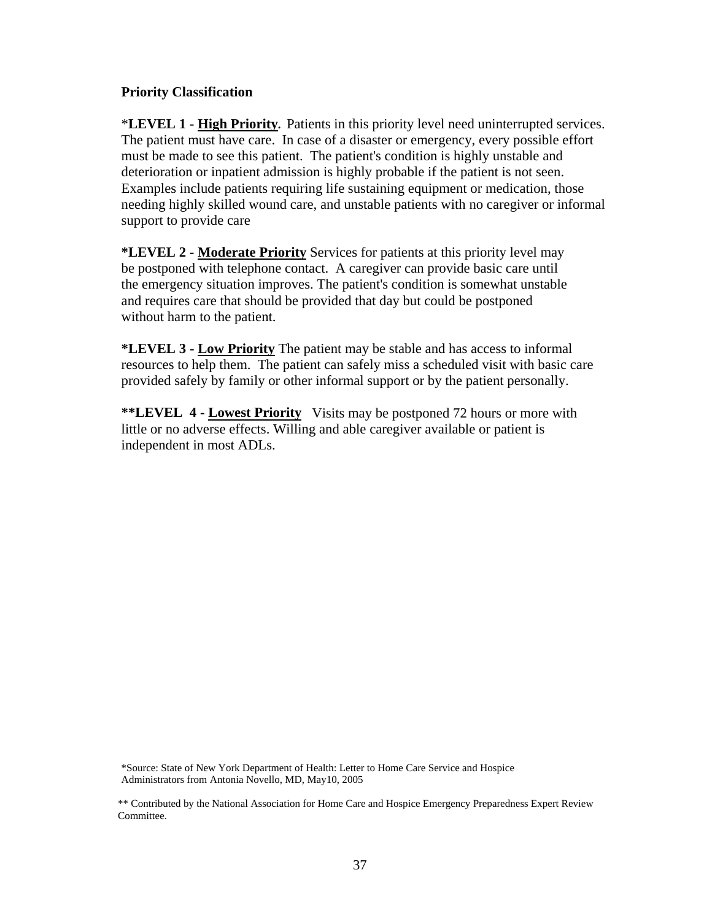**Priority Classification**

*__LEVEL 1 - High Priority__. Patients in this priority level need uninterrupted services. The patient must have care. In case of a disaster or emergency, every possible effort must be made to see this patient. The patient's condition is highly unstable and deterioration or inpatient admission is highly probable if the patient is not seen. Examples include patients requiring life sustaining equipment or medication, those needing highly skilled wound care, and unstable patients with no caregiver or informal support to provide care

**\*LEVEL 2 - Moderate Priority** Services for patients at this priority level may be postponed with telephone contact. A caregiver can provide basic care until the emergency situation improves. The patient's condition is somewhat unstable and requires care that should be provided that day but could be postponed without harm to the patient.

**\*LEVEL 3 - Low Priority** The patient may be stable and has access to informal resources to help them. The patient can safely miss a scheduled visit with basic care provided safely by family or other informal support or by the patient personally.

**\*\*LEVEL 4 - Lowest Priority** Visits may be postponed 72 hours or more with little or no adverse effects. Willing and able caregiver available or patient is independent in most ADLs.

*Source: State of New York Department of Health: Letter to Home Care Service and Hospice Administrators from Antonia Novello, MD, May10, 2005

** Contributed by the National Association for Home Care and Hospice Emergency Preparedness Expert Review Committee.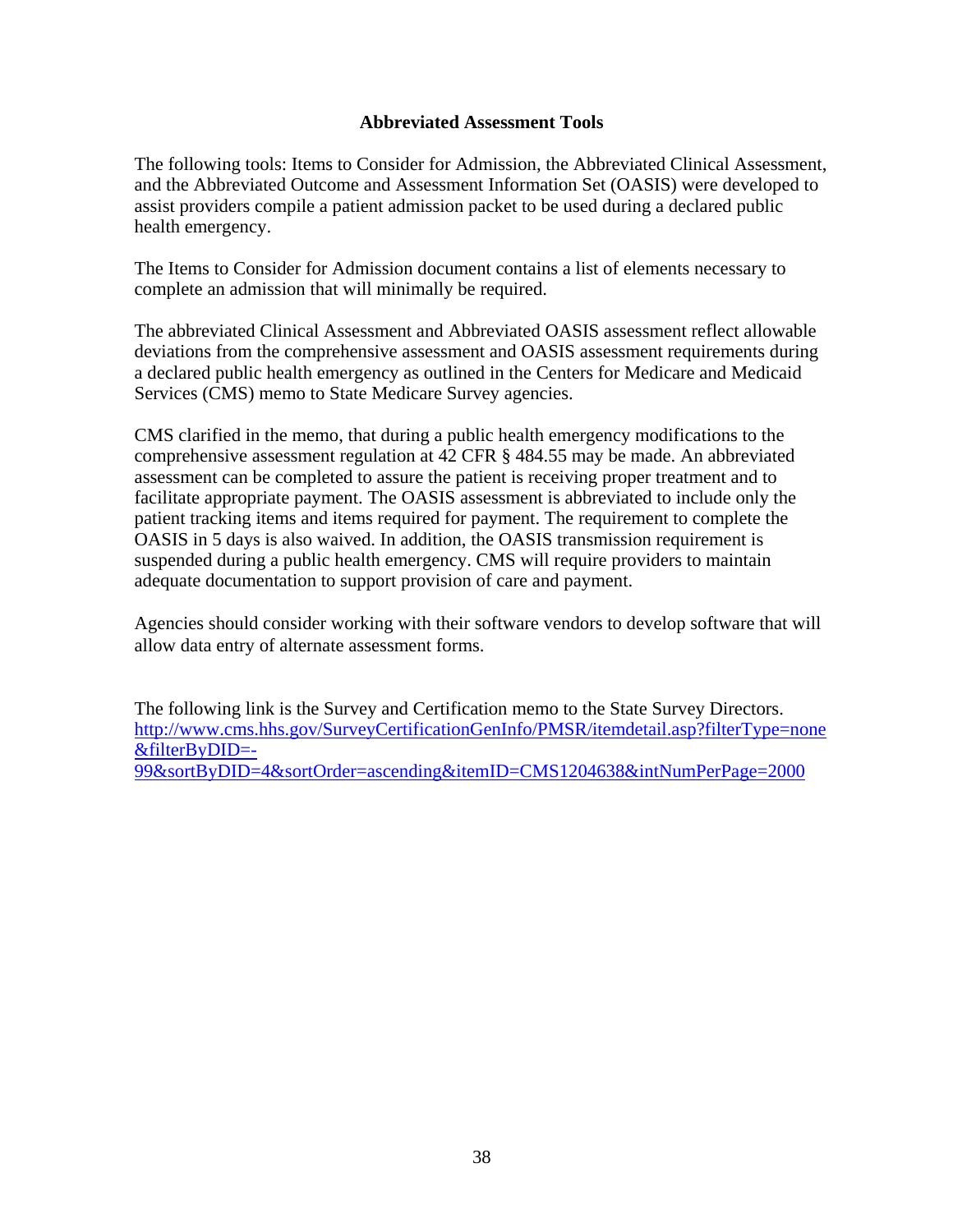## Abbreviated Assessment Tools

The following tools: Items to Consider for Admission, the Abbreviated Clinical Assessment, and the Abbreviated Outcome and Assessment Information Set (OASIS) were developed to assist providers compile a patient admission packet to be used during a declared public health emergency.

The Items to Consider for Admission document contains a list of elements necessary to complete an admission that will minimally be required.

The abbreviated Clinical Assessment and Abbreviated OASIS assessment reflect allowable deviations from the comprehensive assessment and OASIS assessment requirements during a declared public health emergency as outlined in the Centers for Medicare and Medicaid Services (CMS) memo to State Medicare Survey agencies.

CMS clarified in the memo, that during a public health emergency modifications to the comprehensive assessment regulation at 42 CFR § 484.55 may be made. An abbreviated assessment can be completed to assure the patient is receiving proper treatment and to facilitate appropriate payment. The OASIS assessment is abbreviated to include only the patient tracking items and items required for payment. The requirement to complete the OASIS in 5 days is also waived. In addition, the OASIS transmission requirement is suspended during a public health emergency. CMS will require providers to maintain adequate documentation to support provision of care and payment.

Agencies should consider working with their software vendors to develop software that will allow data entry of alternate assessment forms.

The following link is the Survey and Certification memo to the State Survey Directors. http://www.cms.hhs.gov/SurveyCertificationGenInfo/PMSR/itemdetail.asp?filterType=none&filterByDID=-99&sortByDID=4&sortOrder=ascending&itemID=CMS1204638&intNumPerPage=2000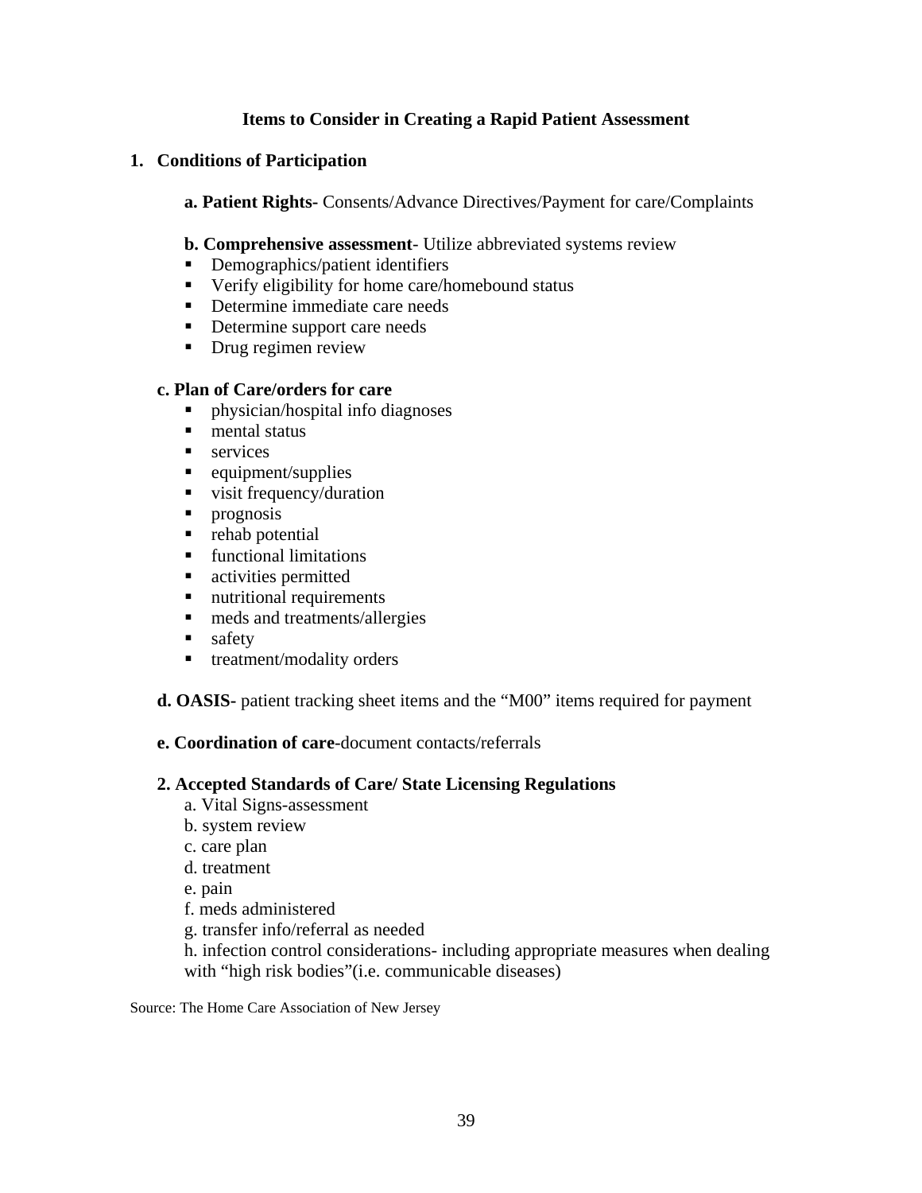## Items to Consider in Creating a Rapid Patient Assessment

1. **Conditions of Participation**

   **a. Patient Rights-** Consents/Advance Directives/Payment for care/Complaints

   **b. Comprehensive assessment**- Utilize abbreviated systems review
   - Demographics/patient identifiers
   - Verify eligibility for home care/homebound status
   - Determine immediate care needs
   - Determine support care needs
   - Drug regimen review

   **c. Plan of Care/orders for care**
   - physician/hospital info diagnoses
   - mental status
   - services
   - equipment/supplies
   - visit frequency/duration
   - prognosis
   - rehab potential
   - functional limitations
   - activities permitted
   - nutritional requirements
   - meds and treatments/allergies
   - safety
   - treatment/modality orders

   **d. OASIS-** patient tracking sheet items and the "M00" items required for payment

   **e. Coordination of care**-document contacts/referrals

**2. Accepted Standards of Care/ State Licensing Regulations**

a. Vital Signs-assessment
b. system review
c. care plan
d. treatment
e. pain
f. meds administered
g. transfer info/referral as needed
h. infection control considerations- including appropriate measures when dealing with "high risk bodies"(i.e. communicable diseases)

Source: The Home Care Association of New Jersey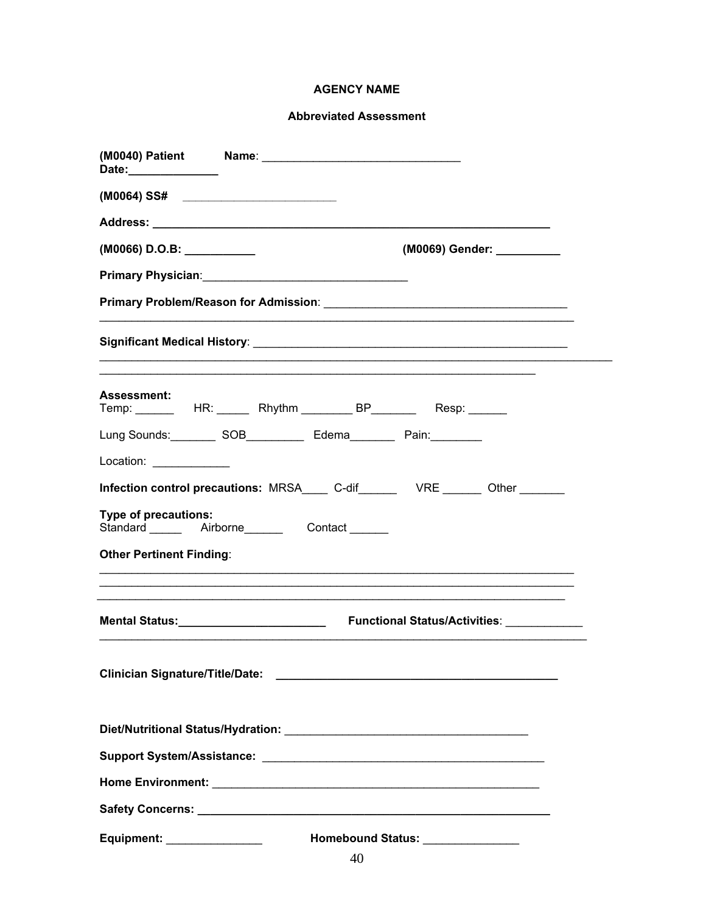**AGENCY NAME**

**Abbreviated Assessment**

**(M0040) Patient Name**: ______________________________ **Date:**______________

**(M0064) SS#** ________________________

**Address:** ______________________________________________________________

**(M0066) D.O.B:** ___________ **(M0069) Gender:** __________

**Primary Physician**:_______________________________

**Primary Problem/Reason for Admission**: ____________________________________
__________________________________________________________________________

**Significant Medical History**: _________________________________________________
______________________________________________________________________________
_____________________________________________________________________

**Assessment:**
Temp: ______ HR: _____ Rhythm ________ BP_______ Resp: ______

Lung Sounds:_______ SOB_________ Edema_______ Pain:________

Location: ____________

**Infection control precautions:** MRSA____ C-dif______ VRE ______ Other _______

**Type of precautions:**
Standard _____ Airborne______ Contact ______

**Other Pertinent Finding**:
__________________________________________________________________________
__________________________________________________________________________
__________________________________________________________________________

**Mental Status:**_______________________ **Functional Status/Activities**: ___________
__________________________________________________________________________

**Clinician Signature/Title/Date:** ___________________________________________

**Diet/Nutritional Status/Hydration:** _____________________________________

**Support System/Assistance:** ___________________________________________

**Home Environment:** __________________________________________________

**Safety Concerns:** ______________________________________________________

**Equipment:** _______________ **Homebound Status:** _______________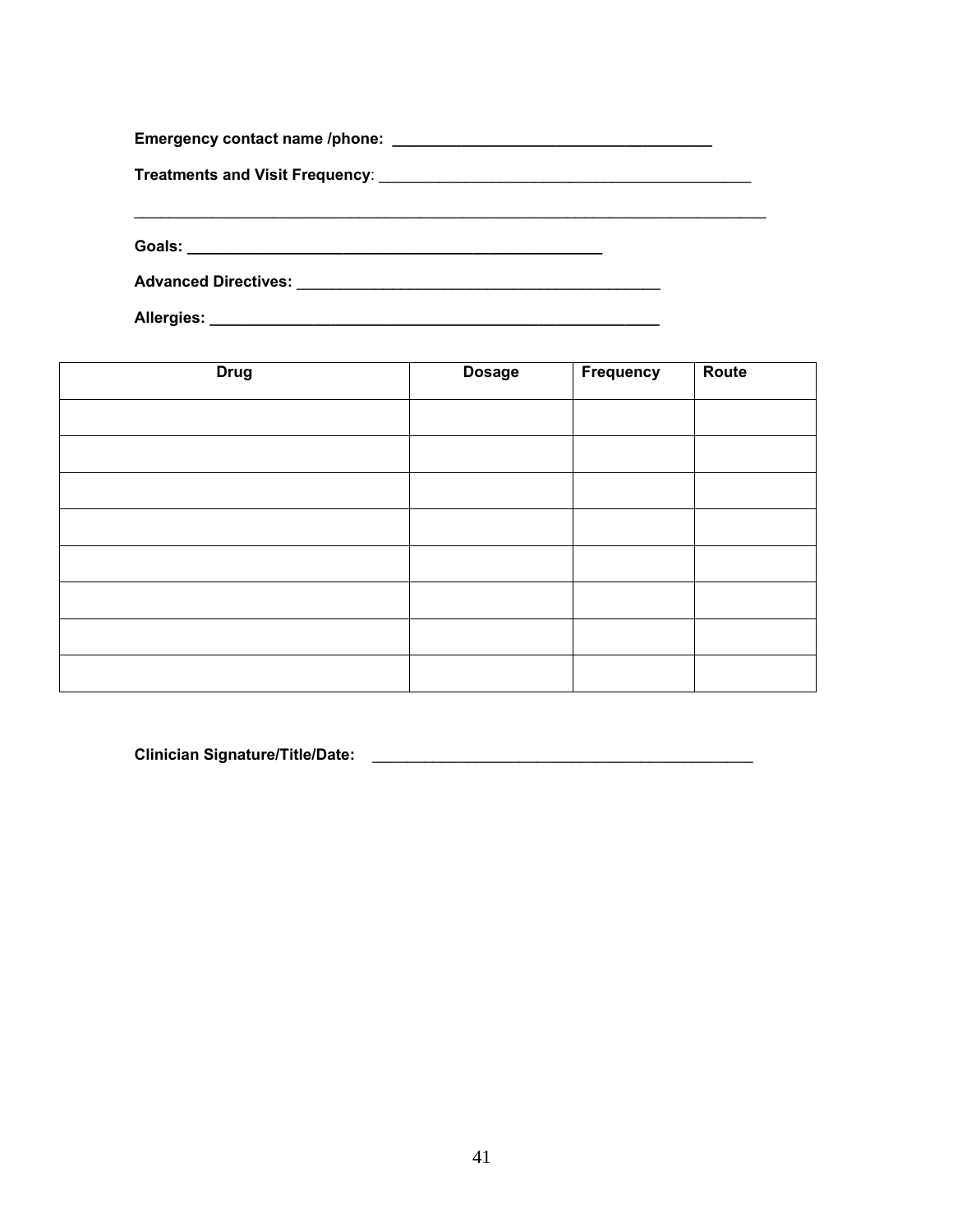**Emergency contact name /phone: ___________________________________**

**Treatments and Visit Frequency**: ________________________________________

___________________________________________________________________________

**Goals: _____________________________________________**

**Advanced Directives:** _________________________________________

**Allergies: __________________________________________________**

| Drug | Dosage | Frequency | Route |
|---|---|---|---|
| | | | |
| | | | |
| | | | |
| | | | |
| | | | |
| | | | |
| | | | |
| | | | |

**Clinician Signature/Title/Date:** ___________________________________________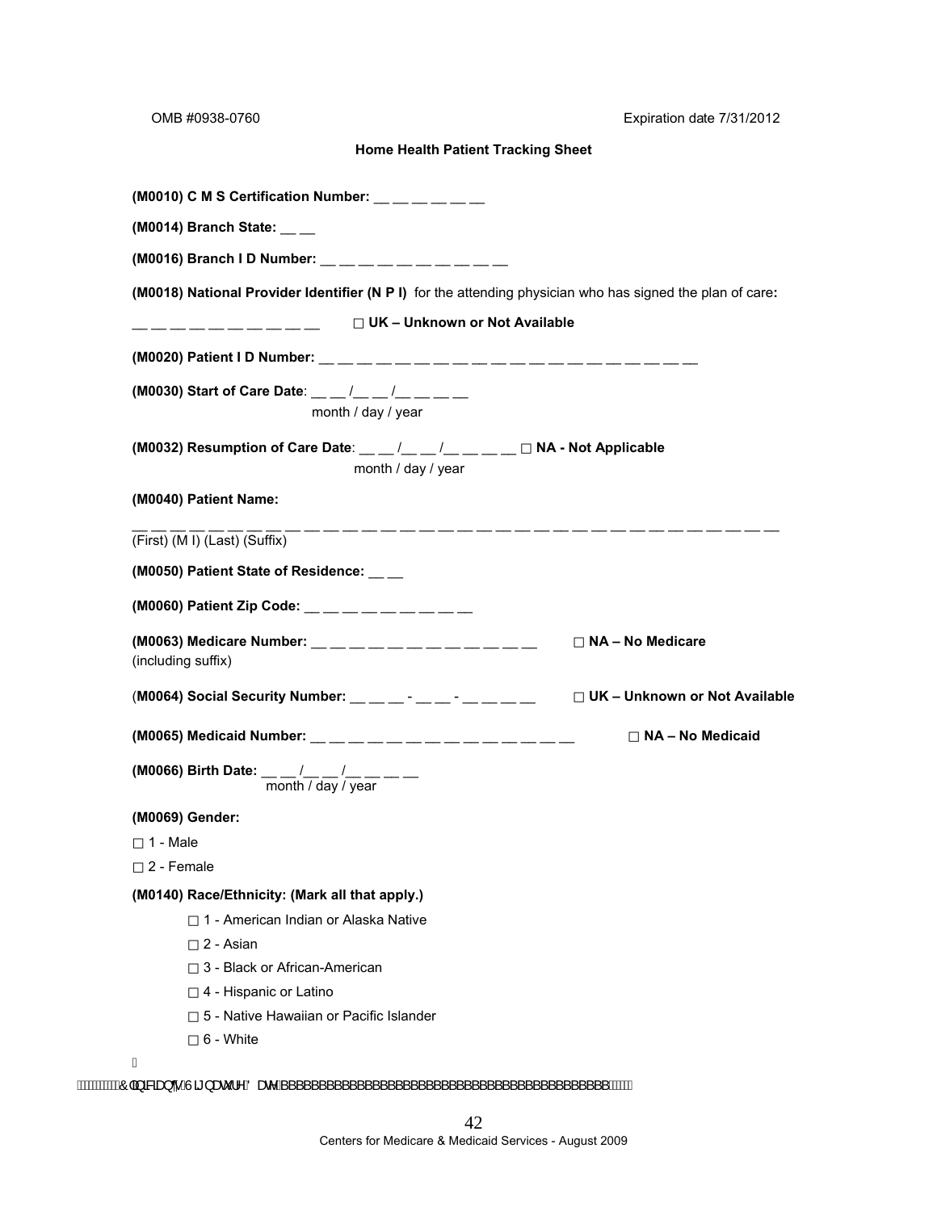OMB #0938-0760 Expiration date 7/31/2012

**Home Health Patient Tracking Sheet**

**(M0010) C M S Certification Number:** __ __ __ __ __ __

**(M0014) Branch State:** __ __

**(M0016) Branch I D Number:** __ __ __ __ __ __ __ __ __ __

**(M0018) National Provider Identifier (N P I)** for the attending physician who has signed the plan of care**:**

__ __ __ __ __ __ __ __ __ __ □ **UK – Unknown or Not Available**

**(M0020) Patient I D Number:** __ __ __ __ __ __ __ __ __ __ __ __ __ __ __ __ __ __ __ __

**(M0030) Start of Care Date**: __ __ /__ __ /__ __ __ __
month / day / year

**(M0032) Resumption of Care Date**: __ __ /__ __ /__ __ __ __ □ **NA - Not Applicable**
month / day / year

**(M0040) Patient Name:**

__ __ __ __ __ __ __ __ __ __ __ __ __ __ __ __ __ __ __ __ __ __ __ __ __ __ __ __ __ __ __ __ __ __ __
(First) (M I) (Last) (Suffix)

**(M0050) Patient State of Residence:** __ __

**(M0060) Patient Zip Code:** __ __ __ __ __ __ __ __ __ __

**(M0063) Medicare Number:** __ __ __ __ __ __ __ __ __ __ __ __ □ **NA – No Medicare**
(including suffix)

(**M0064) Social Security Number:** __ __ __ - __ __ - __ __ __ __ □ **UK – Unknown or Not Available**

**(M0065) Medicaid Number:** __ __ __ __ __ __ __ __ __ __ __ __ __ __ □ **NA – No Medicaid**

**(M0066) Birth Date:** __ __ /__ __ /__ __ __ __
month / day / year

**(M0069) Gender:**

□ 1 - Male

□ 2 - Female

**(M0140) Race/Ethnicity: (Mark all that apply.)**

- □ 1 - American Indian or Alaska Native
- □ 2 - Asian
- □ 3 - Black or African-American
- □ 4 - Hispanic or Latino
- □ 5 - Native Hawaiian or Pacific Islander
- □ 6 - White

Clinician's Signature Date ________________________________________________

Centers for Medicare & Medicaid Services - August 2009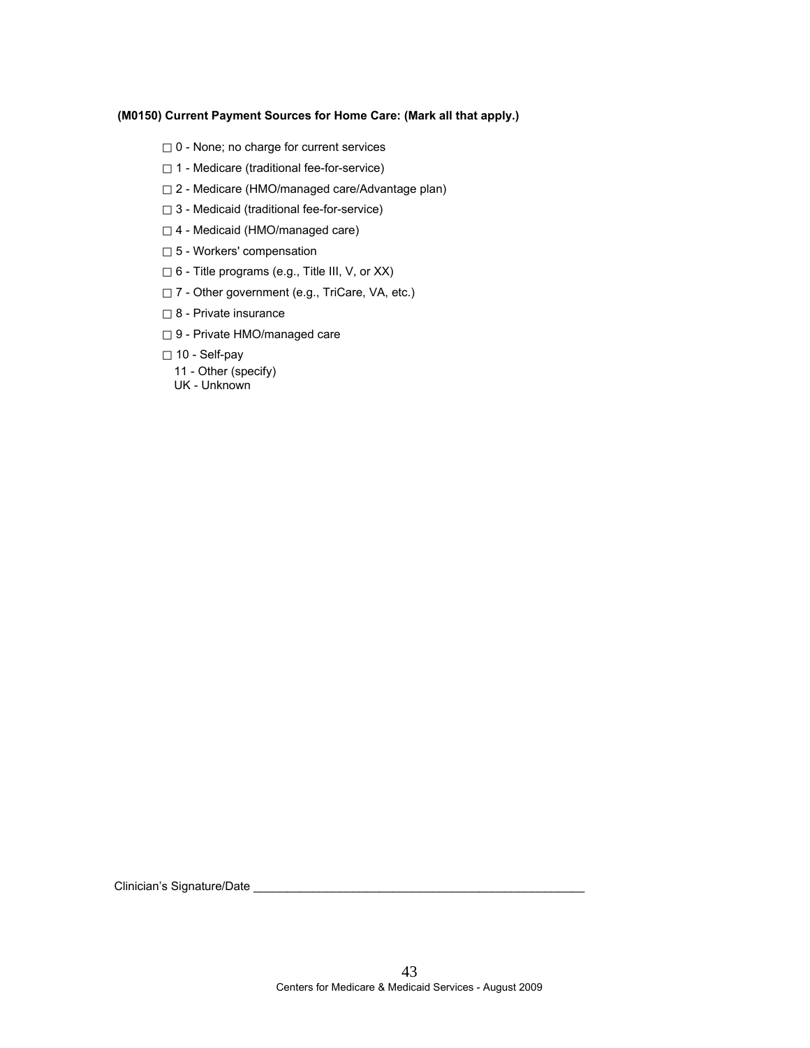**(M0150) Current Payment Sources for Home Care: (Mark all that apply.)**

- ☐ 0 - None; no charge for current services
- ☐ 1 - Medicare (traditional fee-for-service)
- ☐ 2 - Medicare (HMO/managed care/Advantage plan)
- ☐ 3 - Medicaid (traditional fee-for-service)
- ☐ 4 - Medicaid (HMO/managed care)
- ☐ 5 - Workers' compensation
- ☐ 6 - Title programs (e.g., Title III, V, or XX)
- ☐ 7 - Other government (e.g., TriCare, VA, etc.)
- ☐ 8 - Private insurance
- ☐ 9 - Private HMO/managed care
- ☐ 10 - Self-pay
- 11 - Other (specify)
- UK - Unknown

Clinician's Signature/Date ___________________________________________________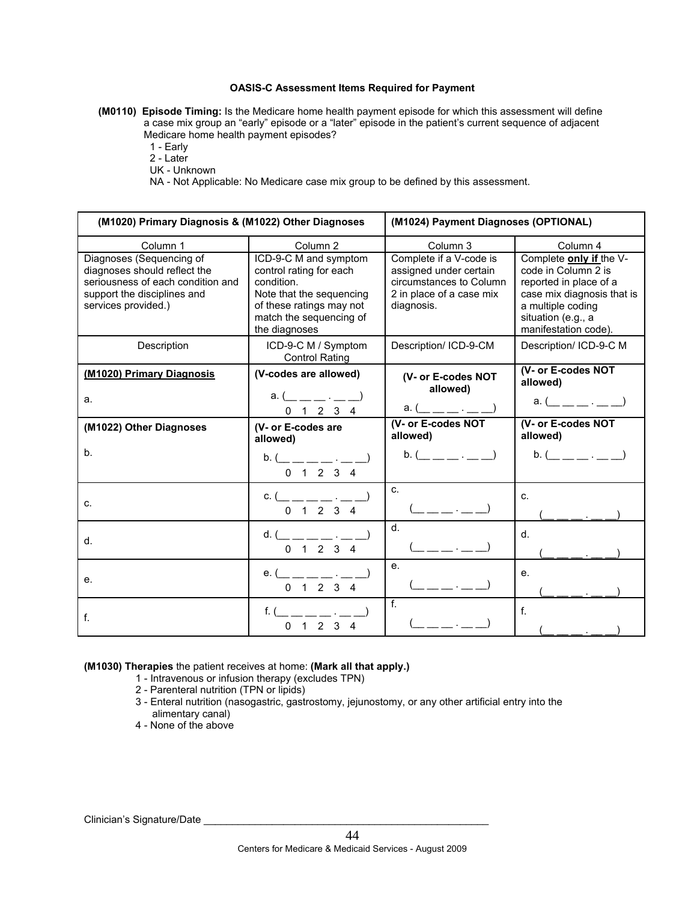**OASIS-C Assessment Items Required for Payment**

**(M0110) Episode Timing:** Is the Medicare home health payment episode for which this assessment will define a case mix group an "early" episode or a "later" episode in the patient's current sequence of adjacent Medicare home health payment episodes?

1 - Early
2 - Later
UK - Unknown
NA - Not Applicable: No Medicare case mix group to be defined by this assessment.

| (M1020) Primary Diagnosis & (M1022) Other Diagnoses | | (M1024) Payment Diagnoses (OPTIONAL) | |
|---|---|---|---|
| Column 1 | Column 2 | Column 3 | Column 4 |
| Diagnoses (Sequencing of diagnoses should reflect the seriousness of each condition and support the disciplines and services provided.) | ICD-9-C M and symptom control rating for each condition. Note that the sequencing of these ratings may not match the sequencing of the diagnoses | Complete if a V-code is assigned under certain circumstances to Column 2 in place of a case mix diagnosis. | Complete **only if** the V-code in Column 2 is reported in place of a case mix diagnosis that is a multiple coding situation (e.g., a manifestation code). |
| Description | ICD-9-C M / Symptom Control Rating | Description/ ICD-9-CM | Description/ ICD-9-C M |
| **(M1020) Primary Diagnosis**<br>a. | **(V-codes are allowed)**<br>a. (__ __ __ . __ __)<br>0 1 2 3 4 | **(V- or E-codes NOT allowed)**<br>a. (__ __ __ . __ __) | **(V- or E-codes NOT allowed)**<br>a. (__ __ __ . __ __) |
| **(M1022) Other Diagnoses**<br>b. | **(V- or E-codes are allowed)**<br>b. (__ __ __ __ . __ __)<br>0 1 2 3 4 | **(V- or E-codes NOT allowed)**<br>b. (__ __ __ . __ __) | **(V- or E-codes NOT allowed)**<br>b. (__ __ __ . __ __) |
| c. | c. (__ __ __ __ . __ __)<br>0 1 2 3 4 | c.<br>(__ __ __ . __ __) | c.<br>(__ __ __ . __ __) |
| d. | d. (__ __ __ __ . __ __)<br>0 1 2 3 4 | d.<br>(__ __ __ . __ __) | d.<br>(__ __ __ . __ __) |
| e. | e. (__ __ __ __ . __ __)<br>0 1 2 3 4 | e.<br>(__ __ __ . __ __) | e.<br>(__ __ __ . __ __) |
| f. | f. (__ __ __ __ . __ __)<br>0 1 2 3 4 | f.<br>(__ __ __ . __ __) | f.<br>(__ __ __ . __ __) |

**(M1030) Therapies** the patient receives at home: **(Mark all that apply.)**

1 - Intravenous or infusion therapy (excludes TPN)
2 - Parenteral nutrition (TPN or lipids)
3 - Enteral nutrition (nasogastric, gastrostomy, jejunostomy, or any other artificial entry into the alimentary canal)
4 - None of the above

Clinician's Signature/Date ___________________________________________________

Centers for Medicare & Medicaid Services - August 2009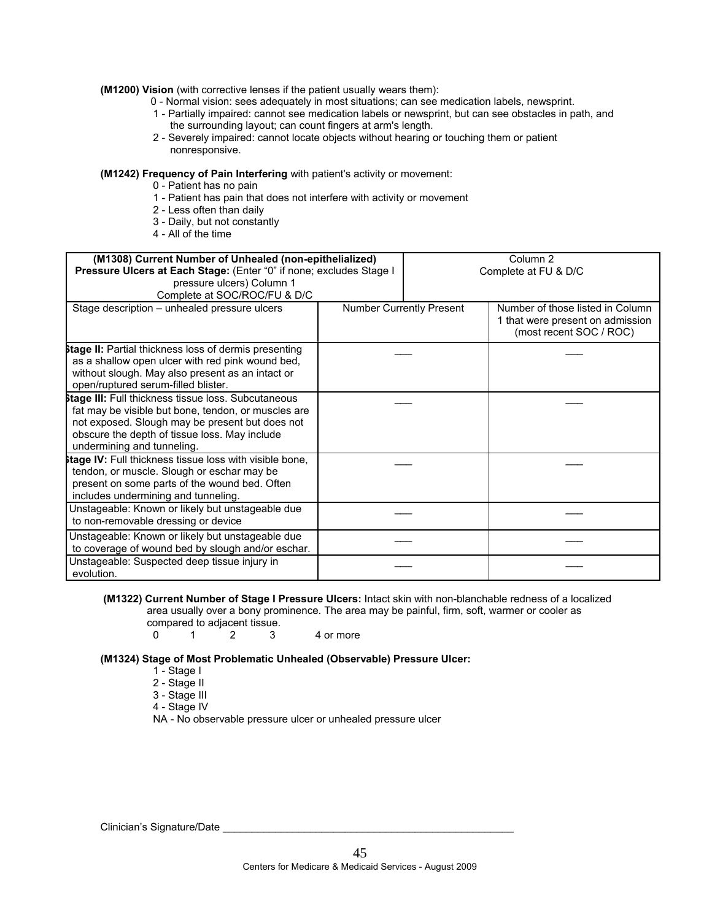**(M1200) Vision** (with corrective lenses if the patient usually wears them):

0 - Normal vision: sees adequately in most situations; can see medication labels, newsprint.
1 - Partially impaired: cannot see medication labels or newsprint, but can see obstacles in path, and the surrounding layout; can count fingers at arm's length.
2 - Severely impaired: cannot locate objects without hearing or touching them or patient nonresponsive.

**(M1242) Frequency of Pain Interfering** with patient's activity or movement:

0 - Patient has no pain
1 - Patient has pain that does not interfere with activity or movement
2 - Less often than daily
3 - Daily, but not constantly
4 - All of the time

| **(M1308) Current Number of Unhealed (non-epithelialized) Pressure Ulcers at Each Stage:** (Enter "0" if none; excludes Stage I pressure ulcers) Column 1 Complete at SOC/ROC/FU & D/C | | Column 2 Complete at FU & D/C |
|---|---|---|
| Stage description – unhealed pressure ulcers | Number Currently Present | Number of those listed in Column 1 that were present on admission (most recent SOC / ROC) |
| **Stage II:** Partial thickness loss of dermis presenting as a shallow open ulcer with red pink wound bed, without slough. May also present as an intact or open/ruptured serum-filled blister. | ___ | ___ |
| **Stage III:** Full thickness tissue loss. Subcutaneous fat may be visible but bone, tendon, or muscles are not exposed. Slough may be present but does not obscure the depth of tissue loss. May include undermining and tunneling. | ___ | ___ |
| **Stage IV:** Full thickness tissue loss with visible bone, tendon, or muscle. Slough or eschar may be present on some parts of the wound bed. Often includes undermining and tunneling. | ___ | ___ |
| Unstageable: Known or likely but unstageable due to non-removable dressing or device | ___ | ___ |
| Unstageable: Known or likely but unstageable due to coverage of wound bed by slough and/or eschar. | ___ | ___ |
| Unstageable: Suspected deep tissue injury in evolution. | ___ | ___ |

**(M1322) Current Number of Stage I Pressure Ulcers:** Intact skin with non-blanchable redness of a localized area usually over a bony prominence. The area may be painful, firm, soft, warmer or cooler as compared to adjacent tissue.

0 1 2 3 4 or more

**(M1324) Stage of Most Problematic Unhealed (Observable) Pressure Ulcer:**

1 - Stage I
2 - Stage II
3 - Stage III
4 - Stage IV
NA - No observable pressure ulcer or unhealed pressure ulcer

Clinician's Signature/Date ___________________________________________________

Centers for Medicare & Medicaid Services - August 2009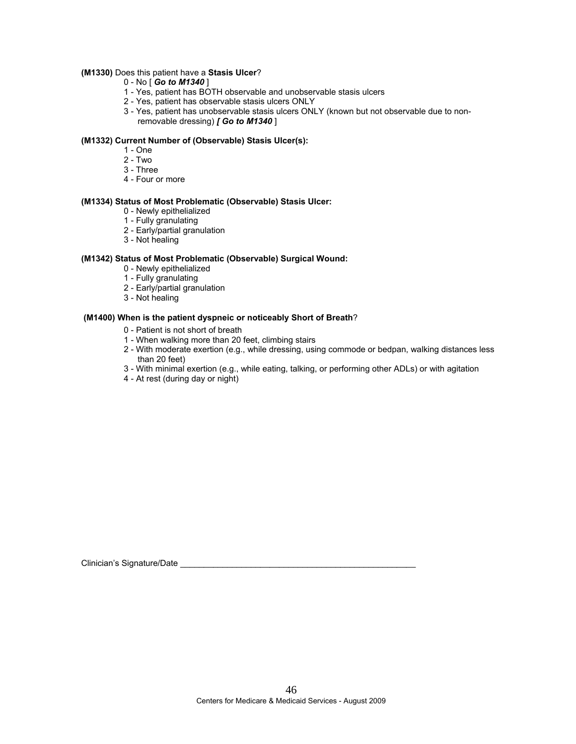**(M1330)** Does this patient have a **Stasis Ulcer**?

- 0 - No [ ***Go to M1340*** ]
- 1 - Yes, patient has BOTH observable and unobservable stasis ulcers
- 2 - Yes, patient has observable stasis ulcers ONLY
- 3 - Yes, patient has unobservable stasis ulcers ONLY (known but not observable due to non-removable dressing) ***[ Go to M1340*** ]

**(M1332) Current Number of (Observable) Stasis Ulcer(s):**

- 1 - One
- 2 - Two
- 3 - Three
- 4 - Four or more

**(M1334) Status of Most Problematic (Observable) Stasis Ulcer:**

- 0 - Newly epithelialized
- 1 - Fully granulating
- 2 - Early/partial granulation
- 3 - Not healing

**(M1342) Status of Most Problematic (Observable) Surgical Wound:**

- 0 - Newly epithelialized
- 1 - Fully granulating
- 2 - Early/partial granulation
- 3 - Not healing

**(M1400) When is the patient dyspneic or noticeably Short of Breath**?

- 0 - Patient is not short of breath
- 1 - When walking more than 20 feet, climbing stairs
- 2 - With moderate exertion (e.g., while dressing, using commode or bedpan, walking distances less than 20 feet)
- 3 - With minimal exertion (e.g., while eating, talking, or performing other ADLs) or with agitation
- 4 - At rest (during day or night)

Clinician's Signature/Date ____________________________________________________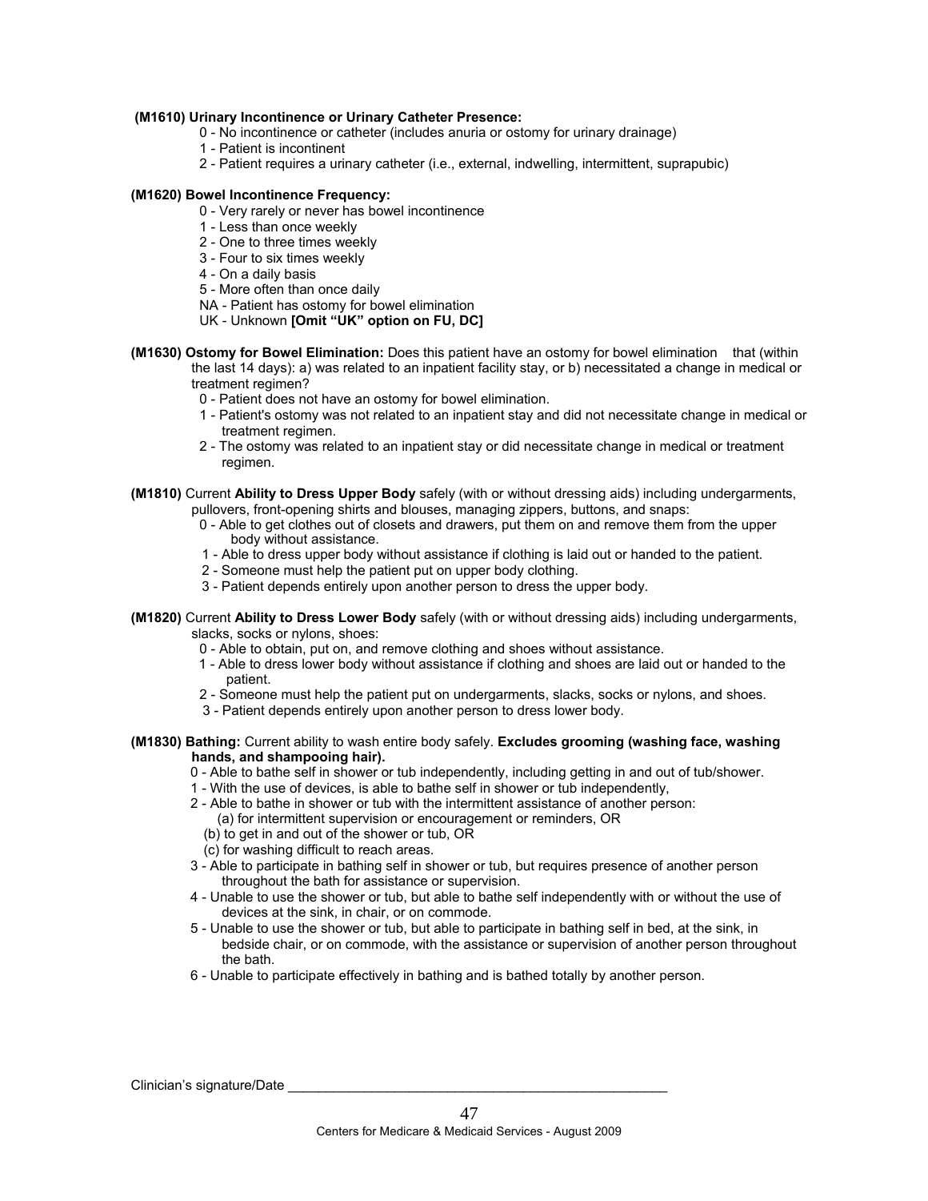**(M1610) Urinary Incontinence or Urinary Catheter Presence:**

- 0 - No incontinence or catheter (includes anuria or ostomy for urinary drainage)
- 1 - Patient is incontinent
- 2 - Patient requires a urinary catheter (i.e., external, indwelling, intermittent, suprapubic)

**(M1620) Bowel Incontinence Frequency:**

- 0 - Very rarely or never has bowel incontinence
- 1 - Less than once weekly
- 2 - One to three times weekly
- 3 - Four to six times weekly
- 4 - On a daily basis
- 5 - More often than once daily
- NA - Patient has ostomy for bowel elimination
- UK - Unknown **[Omit "UK" option on FU, DC]**

**(M1630) Ostomy for Bowel Elimination:** Does this patient have an ostomy for bowel elimination that (within the last 14 days): a) was related to an inpatient facility stay, or b) necessitated a change in medical or treatment regimen?

- 0 - Patient does not have an ostomy for bowel elimination.
- 1 - Patient's ostomy was not related to an inpatient stay and did not necessitate change in medical or treatment regimen.
- 2 - The ostomy was related to an inpatient stay or did necessitate change in medical or treatment regimen.

**(M1810)** Current **Ability to Dress Upper Body** safely (with or without dressing aids) including undergarments, pullovers, front-opening shirts and blouses, managing zippers, buttons, and snaps:

- 0 - Able to get clothes out of closets and drawers, put them on and remove them from the upper body without assistance.
- 1 - Able to dress upper body without assistance if clothing is laid out or handed to the patient.
- 2 - Someone must help the patient put on upper body clothing.
- 3 - Patient depends entirely upon another person to dress the upper body.

**(M1820)** Current **Ability to Dress Lower Body** safely (with or without dressing aids) including undergarments, slacks, socks or nylons, shoes:

- 0 - Able to obtain, put on, and remove clothing and shoes without assistance.
- 1 - Able to dress lower body without assistance if clothing and shoes are laid out or handed to the patient.
- 2 - Someone must help the patient put on undergarments, slacks, socks or nylons, and shoes.
- 3 - Patient depends entirely upon another person to dress lower body.

**(M1830) Bathing:** Current ability to wash entire body safely. **Excludes grooming (washing face, washing hands, and shampooing hair).**

- 0 - Able to bathe self in shower or tub independently, including getting in and out of tub/shower.
- 1 - With the use of devices, is able to bathe self in shower or tub independently,
- 2 - Able to bathe in shower or tub with the intermittent assistance of another person:
  - (a) for intermittent supervision or encouragement or reminders, OR
  - (b) to get in and out of the shower or tub, OR
  - (c) for washing difficult to reach areas.
- 3 - Able to participate in bathing self in shower or tub, but requires presence of another person throughout the bath for assistance or supervision.
- 4 - Unable to use the shower or tub, but able to bathe self independently with or without the use of devices at the sink, in chair, or on commode.
- 5 - Unable to use the shower or tub, but able to participate in bathing self in bed, at the sink, in bedside chair, or on commode, with the assistance or supervision of another person throughout the bath.
- 6 - Unable to participate effectively in bathing and is bathed totally by another person.

Clinician's signature/Date ____________________________________________________

Centers for Medicare & Medicaid Services - August 2009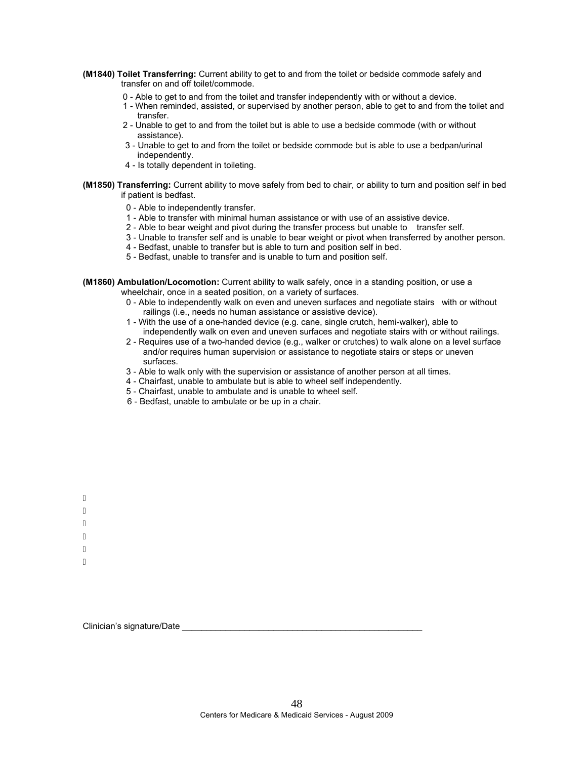**(M1840) Toilet Transferring:** Current ability to get to and from the toilet or bedside commode safely and transfer on and off toilet/commode.

0 - Able to get to and from the toilet and transfer independently with or without a device.
1 - When reminded, assisted, or supervised by another person, able to get to and from the toilet and transfer.
2 - Unable to get to and from the toilet but is able to use a bedside commode (with or without assistance).
3 - Unable to get to and from the toilet or bedside commode but is able to use a bedpan/urinal independently.
4 - Is totally dependent in toileting.

**(M1850) Transferring:** Current ability to move safely from bed to chair, or ability to turn and position self in bed if patient is bedfast.

0 - Able to independently transfer.
1 - Able to transfer with minimal human assistance or with use of an assistive device.
2 - Able to bear weight and pivot during the transfer process but unable to transfer self.
3 - Unable to transfer self and is unable to bear weight or pivot when transferred by another person.
4 - Bedfast, unable to transfer but is able to turn and position self in bed.
5 - Bedfast, unable to transfer and is unable to turn and position self.

**(M1860) Ambulation/Locomotion:** Current ability to walk safely, once in a standing position, or use a wheelchair, once in a seated position, on a variety of surfaces.

0 - Able to independently walk on even and uneven surfaces and negotiate stairs with or without railings (i.e., needs no human assistance or assistive device).
1 - With the use of a one-handed device (e.g. cane, single crutch, hemi-walker), able to independently walk on even and uneven surfaces and negotiate stairs with or without railings.
2 - Requires use of a two-handed device (e.g., walker or crutches) to walk alone on a level surface and/or requires human supervision or assistance to negotiate stairs or steps or uneven surfaces.
3 - Able to walk only with the supervision or assistance of another person at all times.
4 - Chairfast, unable to ambulate but is able to wheel self independently.
5 - Chairfast, unable to ambulate and is unable to wheel self.
6 - Bedfast, unable to ambulate or be up in a chair.

Clinician's signature/Date ___________________________________________________

Centers for Medicare & Medicaid Services - August 2009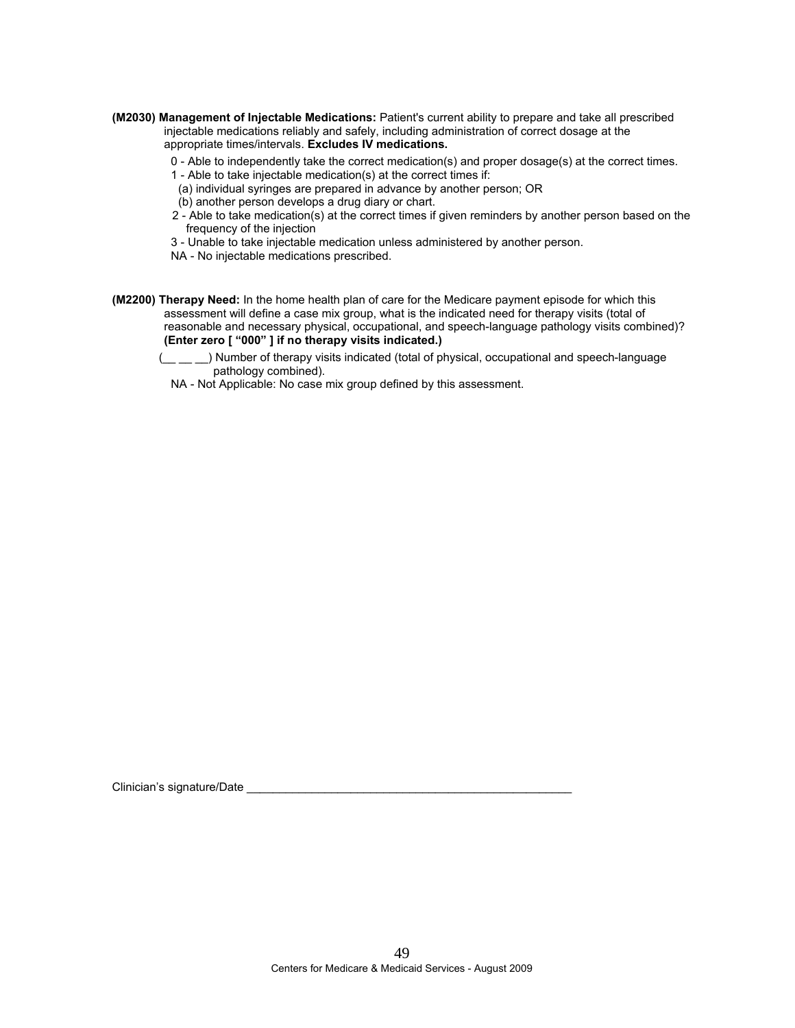**(M2030) Management of Injectable Medications:** Patient's current ability to prepare and take all prescribed injectable medications reliably and safely, including administration of correct dosage at the appropriate times/intervals. **Excludes IV medications.**

- 0 - Able to independently take the correct medication(s) and proper dosage(s) at the correct times.
- 1 - Able to take injectable medication(s) at the correct times if:
  - (a) individual syringes are prepared in advance by another person; OR
  - (b) another person develops a drug diary or chart.
- 2 - Able to take medication(s) at the correct times if given reminders by another person based on the frequency of the injection
- 3 - Unable to take injectable medication unless administered by another person.
- NA - No injectable medications prescribed.

**(M2200) Therapy Need:** In the home health plan of care for the Medicare payment episode for which this assessment will define a case mix group, what is the indicated need for therapy visits (total of reasonable and necessary physical, occupational, and speech-language pathology visits combined)? **(Enter zero [ "000" ] if no therapy visits indicated.)**

- (__ __ __) Number of therapy visits indicated (total of physical, occupational and speech-language pathology combined).
- NA - Not Applicable: No case mix group defined by this assessment.

Clinician's signature/Date ____________________________________________________

Centers for Medicare & Medicaid Services - August 2009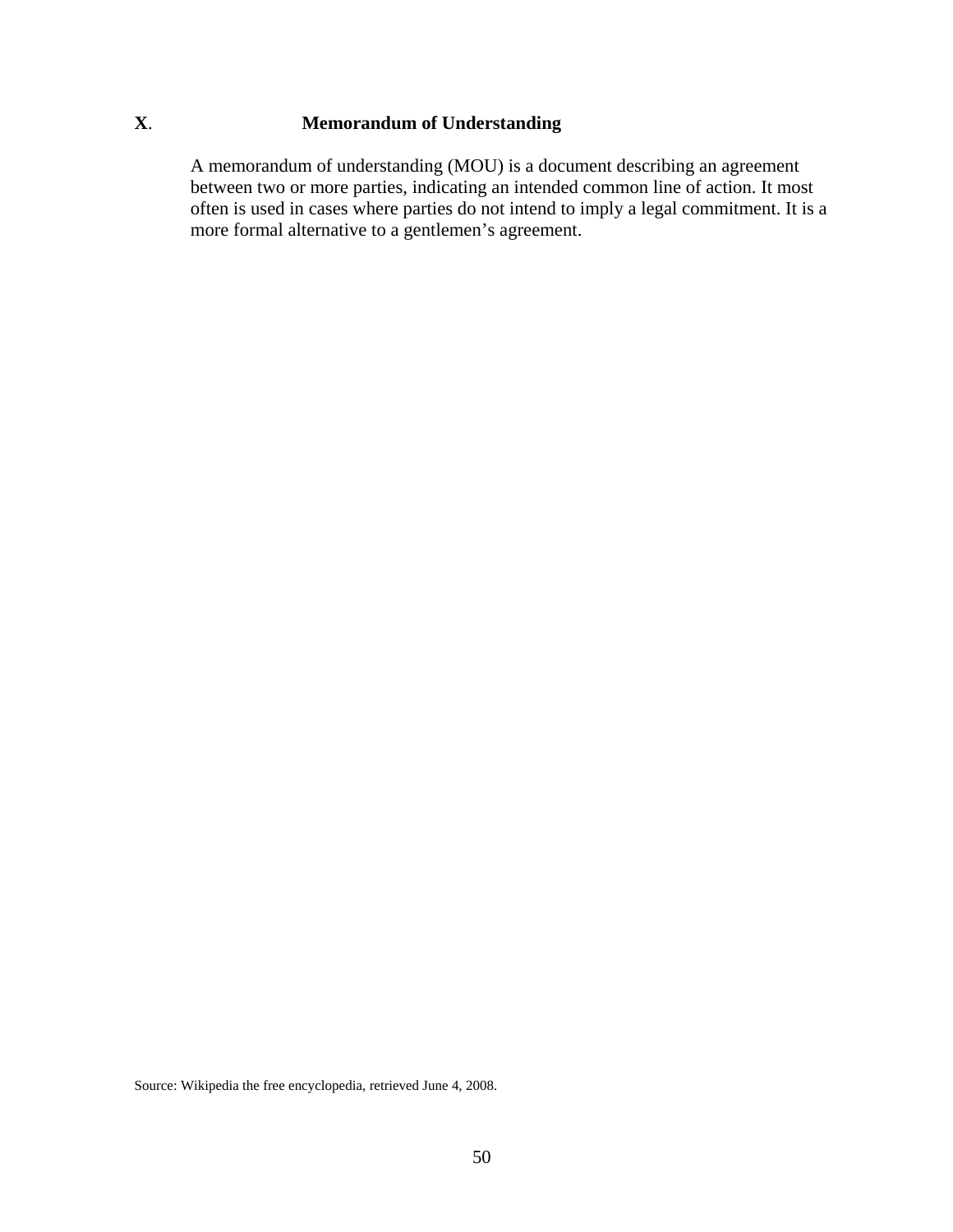## **X**. **Memorandum of Understanding**

A memorandum of understanding (MOU) is a document describing an agreement between two or more parties, indicating an intended common line of action. It most often is used in cases where parties do not intend to imply a legal commitment. It is a more formal alternative to a gentlemen's agreement.

Source: Wikipedia the free encyclopedia, retrieved June 4, 2008.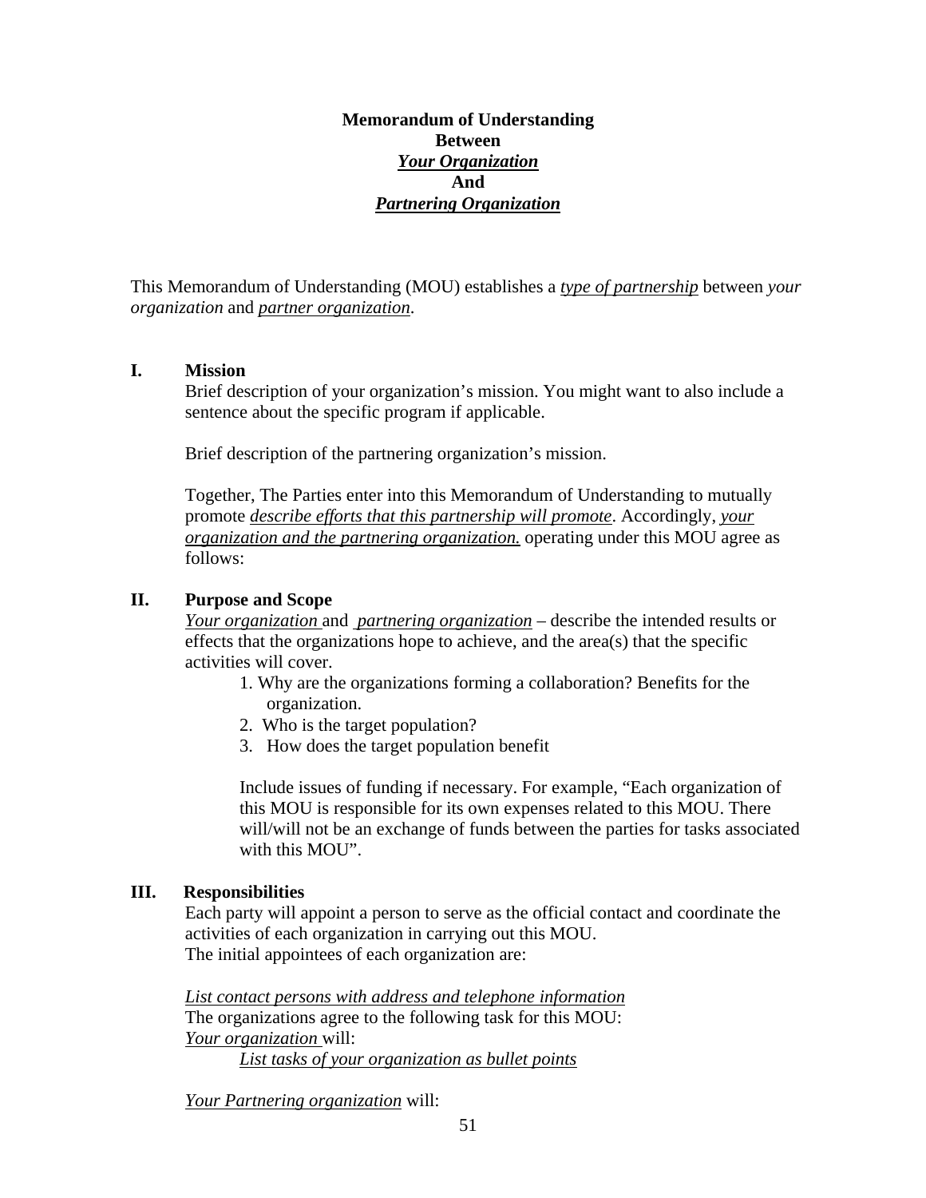**Memorandum of Understanding**
**Between**
***Your Organization***
**And**
***Partnering Organization***

This Memorandum of Understanding (MOU) establishes a *type of partnership* between *your organization* and *partner organization*.

## I. Mission

Brief description of your organization's mission. You might want to also include a sentence about the specific program if applicable.

Brief description of the partnering organization's mission.

Together, The Parties enter into this Memorandum of Understanding to mutually promote *describe efforts that this partnership will promote*. Accordingly, *your organization and the partnering organization.* operating under this MOU agree as follows:

## II. Purpose and Scope

*Your organization* and *partnering organization* – describe the intended results or effects that the organizations hope to achieve, and the area(s) that the specific activities will cover.

1. Why are the organizations forming a collaboration? Benefits for the organization.
2. Who is the target population?
3. How does the target population benefit

Include issues of funding if necessary. For example, "Each organization of this MOU is responsible for its own expenses related to this MOU. There will/will not be an exchange of funds between the parties for tasks associated with this MOU".

## III. Responsibilities

Each party will appoint a person to serve as the official contact and coordinate the activities of each organization in carrying out this MOU.
The initial appointees of each organization are:

*List contact persons with address and telephone information*
The organizations agree to the following task for this MOU:
*Your organization* will:

*List tasks of your organization as bullet points*

*Your Partnering organization* will: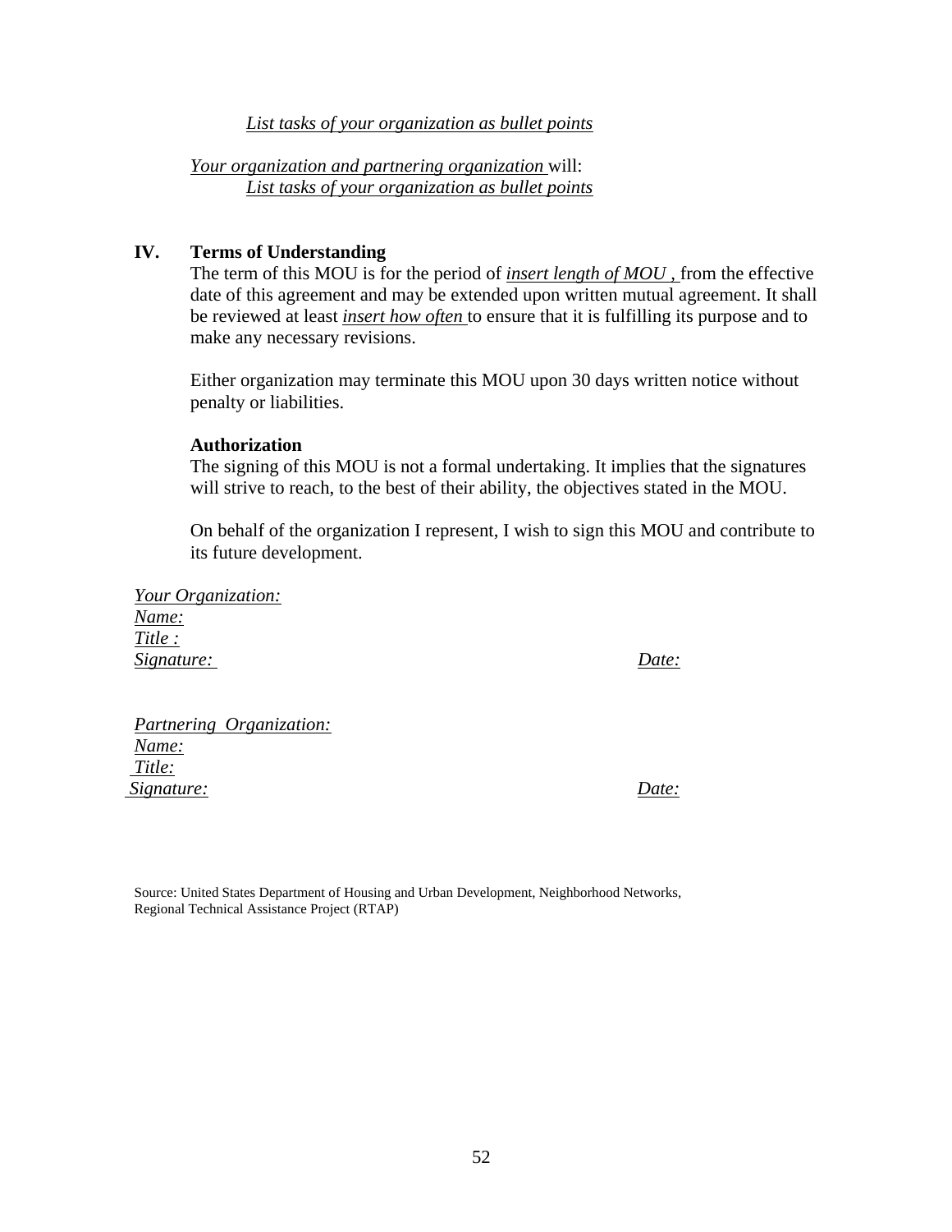*List tasks of your organization as bullet points*

*Your organization and partnering organization* will:

*List tasks of your organization as bullet points*

## IV. Terms of Understanding

The term of this MOU is for the period of *insert length of MOU ,* from the effective date of this agreement and may be extended upon written mutual agreement. It shall be reviewed at least *insert how often* to ensure that it is fulfilling its purpose and to make any necessary revisions.

Either organization may terminate this MOU upon 30 days written notice without penalty or liabilities.

**Authorization**

The signing of this MOU is not a formal undertaking. It implies that the signatures will strive to reach, to the best of their ability, the objectives stated in the MOU.

On behalf of the organization I represent, I wish to sign this MOU and contribute to its future development.

*Your Organization:*
*Name:*
*Title :*
*Signature:* *Date:*

*Partnering Organization:*
*Name:*
*Title:*
*Signature:* *Date:*

Source: United States Department of Housing and Urban Development, Neighborhood Networks, Regional Technical Assistance Project (RTAP)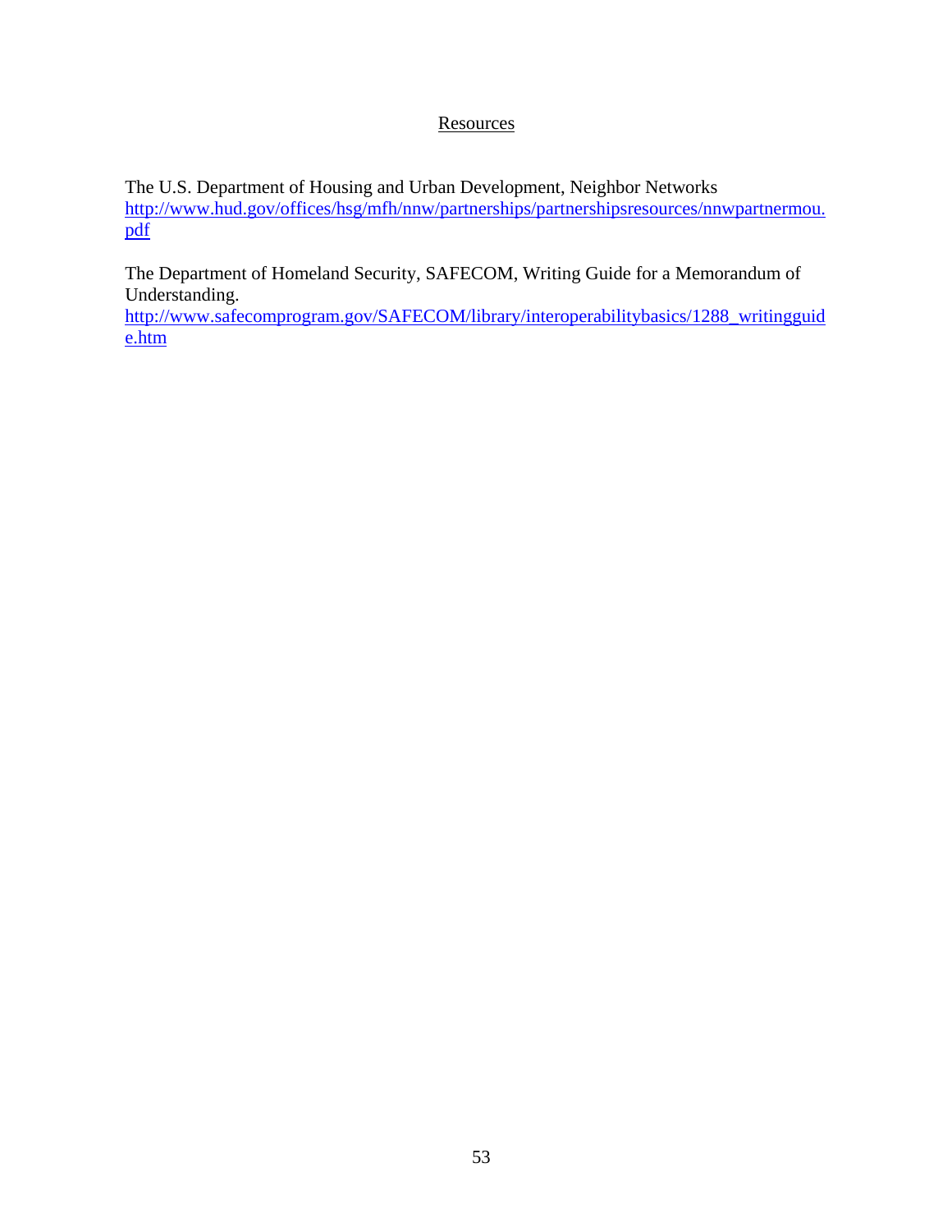## Resources

The U.S. Department of Housing and Urban Development, Neighbor Networks
http://www.hud.gov/offices/hsg/mfh/nnw/partnerships/partnershipsresources/nnwpartnermou.pdf

The Department of Homeland Security, SAFECOM, Writing Guide for a Memorandum of Understanding.
http://www.safecomprogram.gov/SAFECOM/library/interoperabilitybasics/1288_writingguide.htm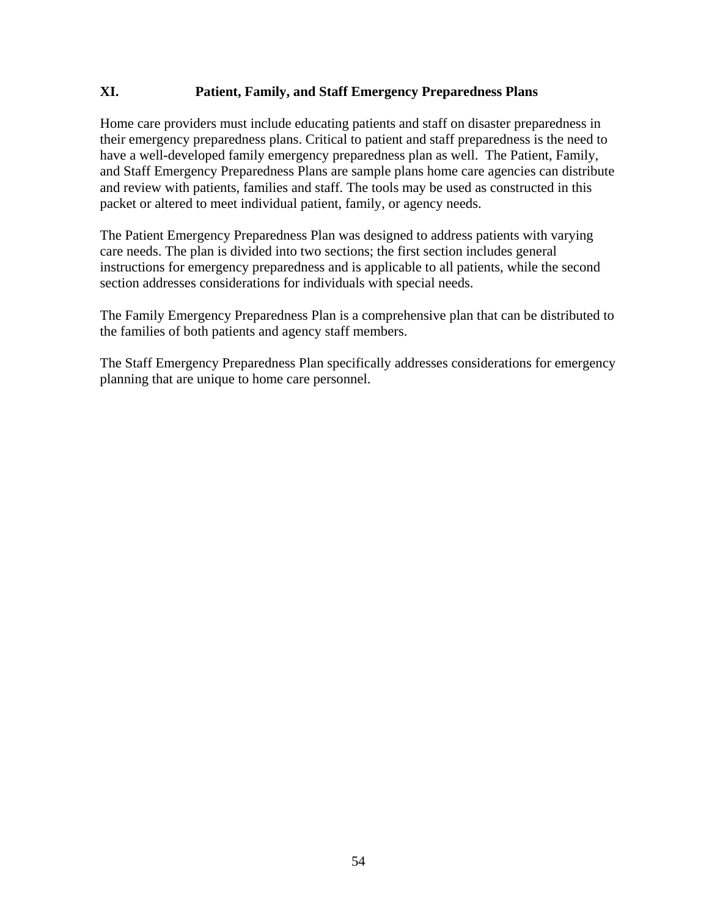## XI. Patient, Family, and Staff Emergency Preparedness Plans

Home care providers must include educating patients and staff on disaster preparedness in their emergency preparedness plans. Critical to patient and staff preparedness is the need to have a well-developed family emergency preparedness plan as well. The Patient, Family, and Staff Emergency Preparedness Plans are sample plans home care agencies can distribute and review with patients, families and staff. The tools may be used as constructed in this packet or altered to meet individual patient, family, or agency needs.

The Patient Emergency Preparedness Plan was designed to address patients with varying care needs. The plan is divided into two sections; the first section includes general instructions for emergency preparedness and is applicable to all patients, while the second section addresses considerations for individuals with special needs.

The Family Emergency Preparedness Plan is a comprehensive plan that can be distributed to the families of both patients and agency staff members.

The Staff Emergency Preparedness Plan specifically addresses considerations for emergency planning that are unique to home care personnel.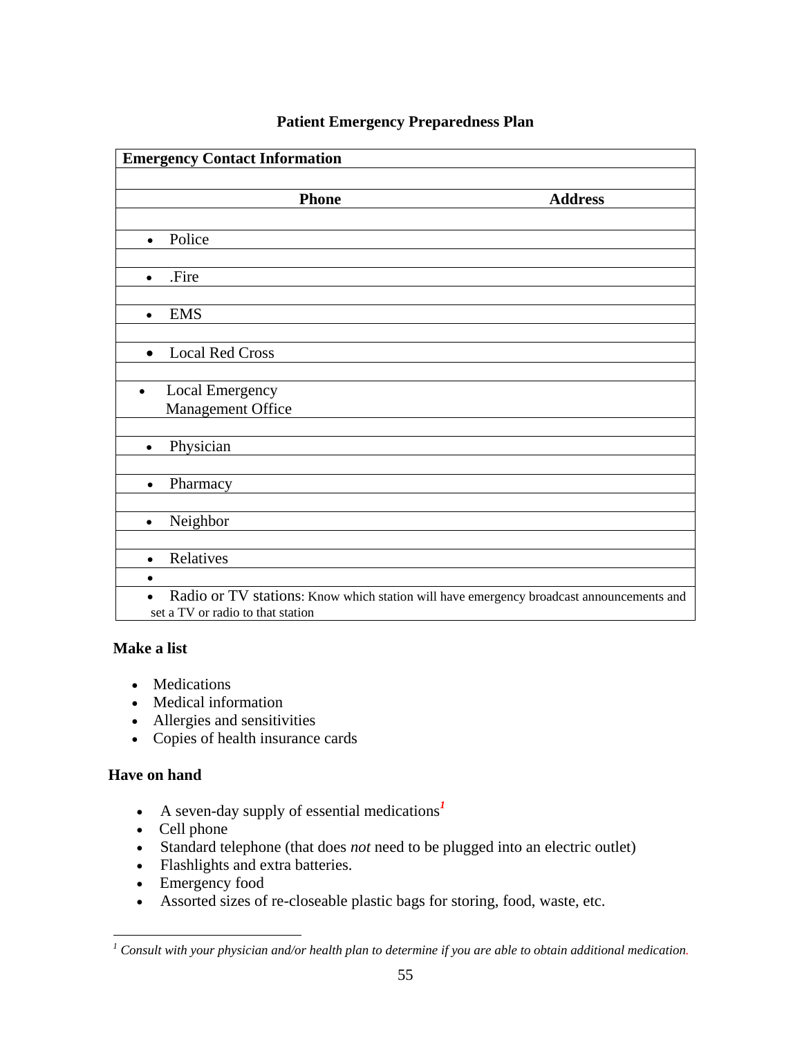## Patient Emergency Preparedness Plan

| Emergency Contact Information | | |
|---|---|---|
| | | |
| | **Phone** | **Address** |
| | | |
| • Police | | |
| | | |
| • .Fire | | |
| | | |
| • EMS | | |
| | | |
| • Local Red Cross | | |
| | | |
| • Local Emergency Management Office | | |
| | | |
| • Physician | | |
| | | |
| • Pharmacy | | |
| | | |
| • Neighbor | | |
| | | |
| • Relatives | | |
| • | | |
| • Radio or TV stations: Know which station will have emergency broadcast announcements and set a TV or radio to that station | | |

**Make a list**

- Medications
- Medical information
- Allergies and sensitivities
- Copies of health insurance cards

**Have on hand**

- A seven-day supply of essential medications[1]
- Cell phone
- Standard telephone (that does *not* need to be plugged into an electric outlet)
- Flashlights and extra batteries.
- Emergency food
- Assorted sizes of re-closeable plastic bags for storing, food, waste, etc.

[1] *Consult with your physician and/or health plan to determine if you are able to obtain additional medication.*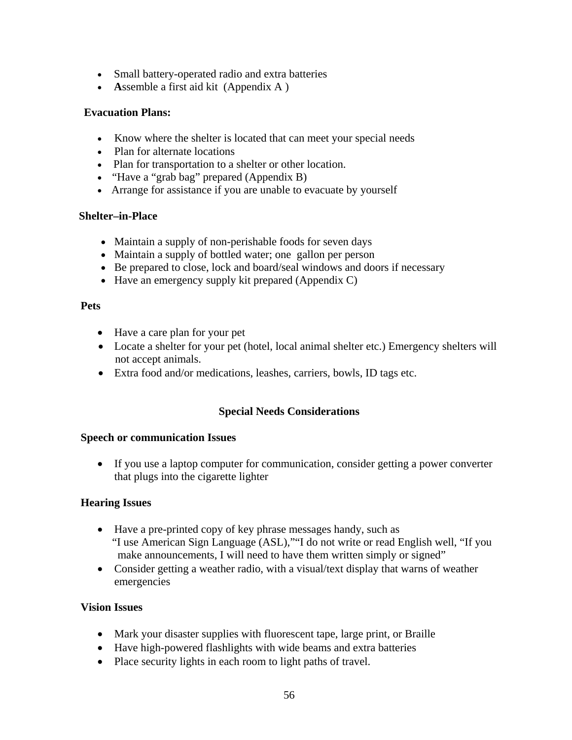- Small battery-operated radio and extra batteries
- **A**ssemble a first aid kit  (Appendix A )

**Evacuation Plans:**

- Know where the shelter is located that can meet your special needs
- Plan for alternate locations
- Plan for transportation to a shelter or other location.
- "Have a "grab bag" prepared (Appendix B)
- Arrange for assistance if you are unable to evacuate by yourself

**Shelter–in-Place**

- Maintain a supply of non-perishable foods for seven days
- Maintain a supply of bottled water; one  gallon per person
- Be prepared to close, lock and board/seal windows and doors if necessary
- Have an emergency supply kit prepared (Appendix C)

**Pets**

- Have a care plan for your pet
- Locate a shelter for your pet (hotel, local animal shelter etc.) Emergency shelters will not accept animals.
- Extra food and/or medications, leashes, carriers, bowls, ID tags etc.

## Special Needs Considerations

**Speech or communication Issues**

- If you use a laptop computer for communication, consider getting a power converter that plugs into the cigarette lighter

**Hearing Issues**

- Have a pre-printed copy of key phrase messages handy, such as "I use American Sign Language (ASL),""I do not write or read English well, "If you make announcements, I will need to have them written simply or signed"
- Consider getting a weather radio, with a visual/text display that warns of weather emergencies

**Vision Issues**

- Mark your disaster supplies with fluorescent tape, large print, or Braille
- Have high-powered flashlights with wide beams and extra batteries
- Place security lights in each room to light paths of travel.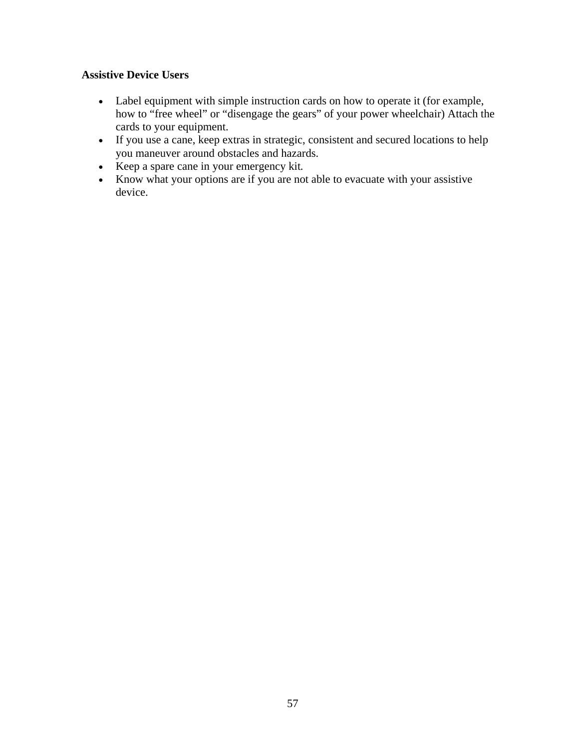**Assistive Device Users**

- Label equipment with simple instruction cards on how to operate it (for example, how to “free wheel” or “disengage the gears” of your power wheelchair) Attach the cards to your equipment.
- If you use a cane, keep extras in strategic, consistent and secured locations to help you maneuver around obstacles and hazards.
- Keep a spare cane in your emergency kit.
- Know what your options are if you are not able to evacuate with your assistive device.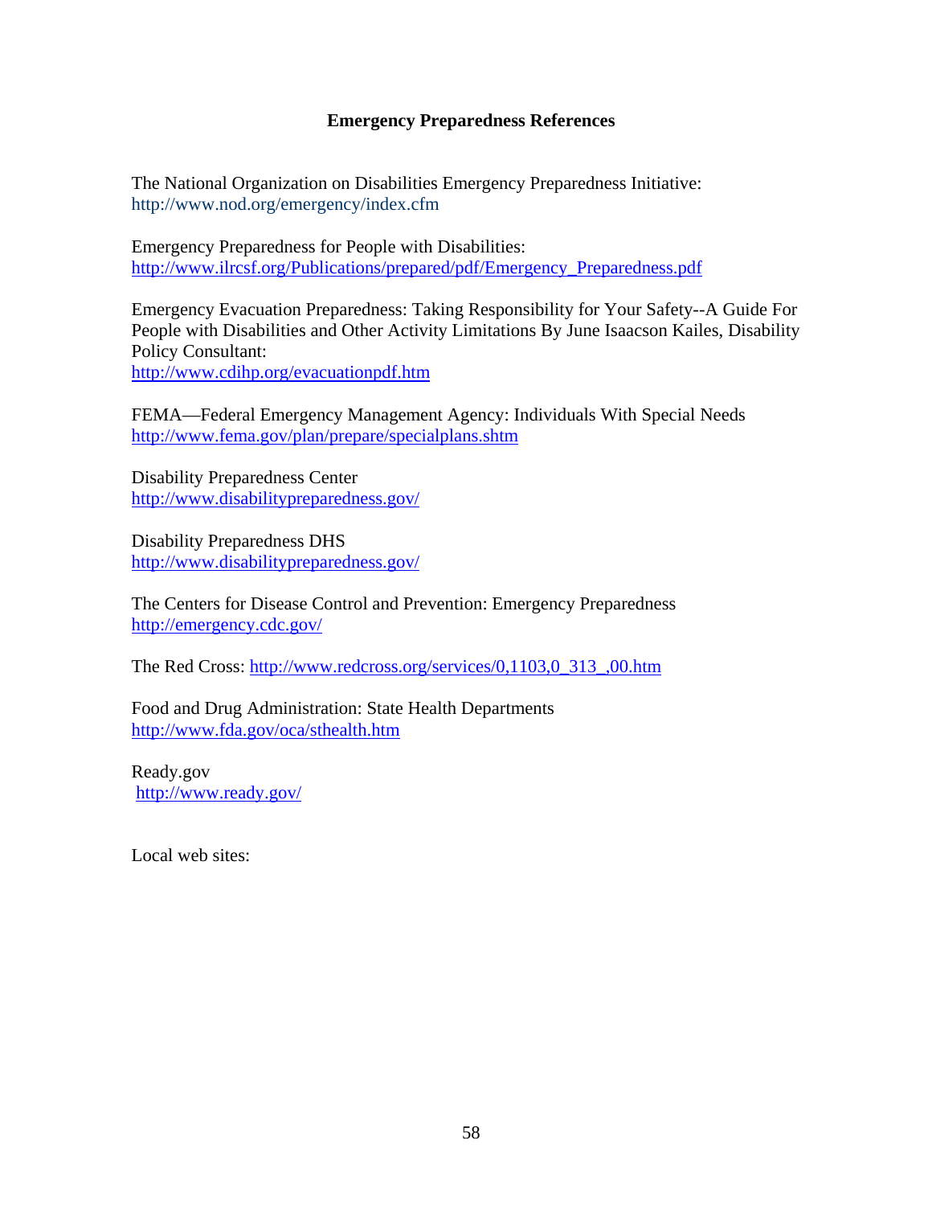## Emergency Preparedness References

The National Organization on Disabilities Emergency Preparedness Initiative:
http://www.nod.org/emergency/index.cfm

Emergency Preparedness for People with Disabilities:
http://www.ilrcsf.org/Publications/prepared/pdf/Emergency_Preparedness.pdf

Emergency Evacuation Preparedness: Taking Responsibility for Your Safety--A Guide For People with Disabilities and Other Activity Limitations By June Isaacson Kailes, Disability Policy Consultant:
http://www.cdihp.org/evacuationpdf.htm

FEMA—Federal Emergency Management Agency: Individuals With Special Needs
http://www.fema.gov/plan/prepare/specialplans.shtm

Disability Preparedness Center
http://www.disabilitypreparedness.gov/

Disability Preparedness DHS
http://www.disabilitypreparedness.gov/

The Centers for Disease Control and Prevention: Emergency Preparedness
http://emergency.cdc.gov/

The Red Cross: http://www.redcross.org/services/0,1103,0_313_,00.htm

Food and Drug Administration: State Health Departments
http://www.fda.gov/oca/sthealth.htm

Ready.gov
http://www.ready.gov/

Local web sites: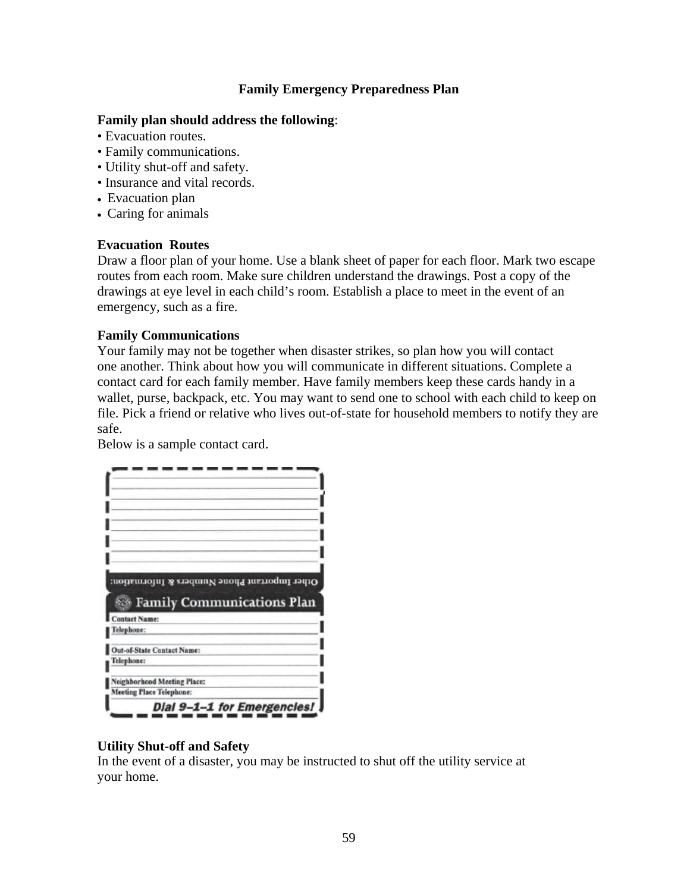**Family Emergency Preparedness Plan**

**Family plan should address the following**:

- Evacuation routes.
- Family communications.
- Utility shut-off and safety.
- Insurance and vital records.
- Evacuation plan
- Caring for animals

**Evacuation Routes**

Draw a floor plan of your home. Use a blank sheet of paper for each floor. Mark two escape routes from each room. Make sure children understand the drawings. Post a copy of the drawings at eye level in each child's room. Establish a place to meet in the event of an emergency, such as a fire.

**Family Communications**

Your family may not be together when disaster strikes, so plan how you will contact one another. Think about how you will communicate in different situations. Complete a contact card for each family member. Have family members keep these cards handy in a wallet, purse, backpack, etc. You may want to send one to school with each child to keep on file. Pick a friend or relative who lives out-of-state for household members to notify they are safe.

Below is a sample contact card.

Other Important Phone Numbers & Information:

**Family Communications Plan**

Contact Name:
Telephone:

Out-of-State Contact Name:
Telephone:

Neighborhood Meeting Place:
Meeting Place Telephone:

*Dial 9–1–1 for Emergencies!*

**Utility Shut-off and Safety**

In the event of a disaster, you may be instructed to shut off the utility service at your home.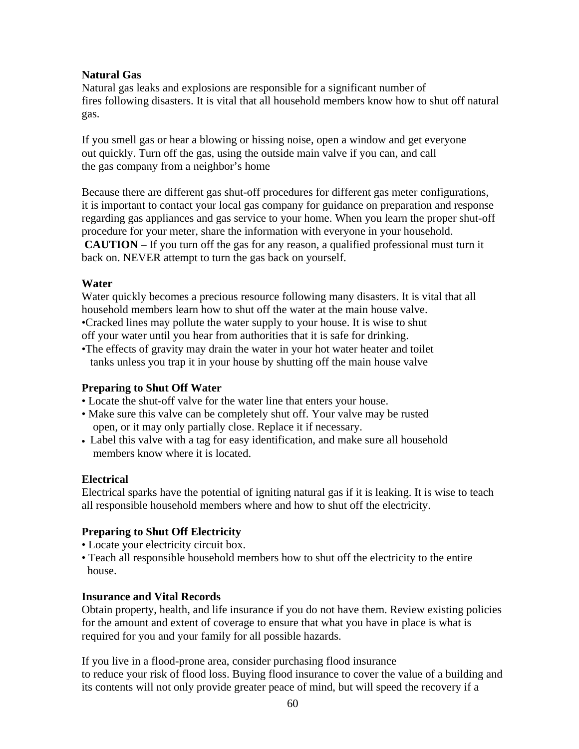**Natural Gas**
Natural gas leaks and explosions are responsible for a significant number of fires following disasters. It is vital that all household members know how to shut off natural gas.

If you smell gas or hear a blowing or hissing noise, open a window and get everyone out quickly. Turn off the gas, using the outside main valve if you can, and call the gas company from a neighbor's home

Because there are different gas shut-off procedures for different gas meter configurations, it is important to contact your local gas company for guidance on preparation and response regarding gas appliances and gas service to your home. When you learn the proper shut-off procedure for your meter, share the information with everyone in your household.
**CAUTION** – If you turn off the gas for any reason, a qualified professional must turn it back on. NEVER attempt to turn the gas back on yourself.

**Water**
Water quickly becomes a precious resource following many disasters. It is vital that all household members learn how to shut off the water at the main house valve.
- Cracked lines may pollute the water supply to your house. It is wise to shut off your water until you hear from authorities that it is safe for drinking.
- The effects of gravity may drain the water in your hot water heater and toilet tanks unless you trap it in your house by shutting off the main house valve

**Preparing to Shut Off Water**
- Locate the shut-off valve for the water line that enters your house.
- Make sure this valve can be completely shut off. Your valve may be rusted open, or it may only partially close. Replace it if necessary.
- Label this valve with a tag for easy identification, and make sure all household members know where it is located.

**Electrical**
Electrical sparks have the potential of igniting natural gas if it is leaking. It is wise to teach all responsible household members where and how to shut off the electricity.

**Preparing to Shut Off Electricity**
- Locate your electricity circuit box.
- Teach all responsible household members how to shut off the electricity to the entire house.

**Insurance and Vital Records**
Obtain property, health, and life insurance if you do not have them. Review existing policies for the amount and extent of coverage to ensure that what you have in place is what is required for you and your family for all possible hazards.

If you live in a flood-prone area, consider purchasing flood insurance to reduce your risk of flood loss. Buying flood insurance to cover the value of a building and its contents will not only provide greater peace of mind, but will speed the recovery if a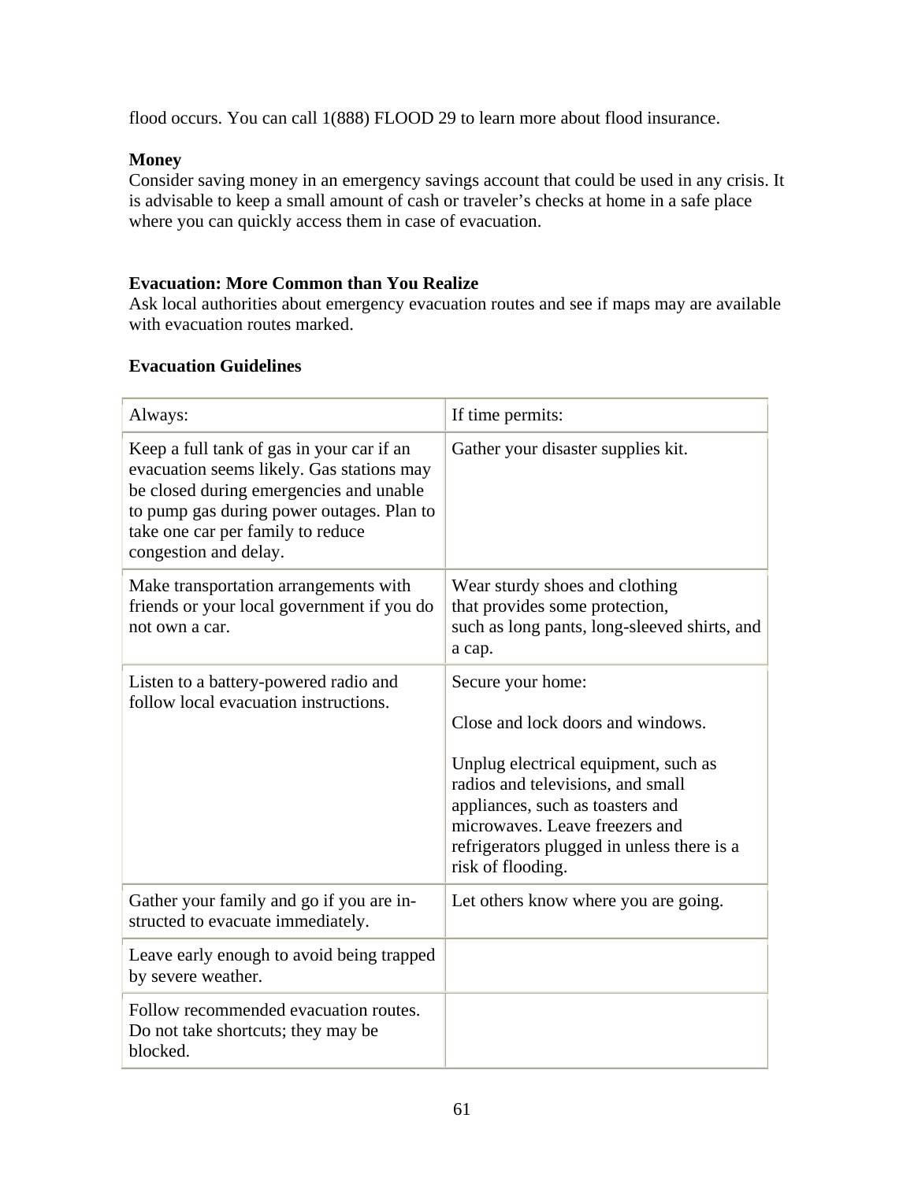flood occurs. You can call 1(888) FLOOD 29 to learn more about flood insurance.

**Money**

Consider saving money in an emergency savings account that could be used in any crisis. It is advisable to keep a small amount of cash or traveler's checks at home in a safe place where you can quickly access them in case of evacuation.

**Evacuation: More Common than You Realize**

Ask local authorities about emergency evacuation routes and see if maps may are available with evacuation routes marked.

**Evacuation Guidelines**

| Always: | If time permits: |
|---|---|
| Keep a full tank of gas in your car if an evacuation seems likely. Gas stations may be closed during emergencies and unable to pump gas during power outages. Plan to take one car per family to reduce congestion and delay. | Gather your disaster supplies kit. |
| Make transportation arrangements with friends or your local government if you do not own a car. | Wear sturdy shoes and clothing that provides some protection, such as long pants, long-sleeved shirts, and a cap. |
| Listen to a battery-powered radio and follow local evacuation instructions. | Secure your home:<br><br>Close and lock doors and windows.<br><br>Unplug electrical equipment, such as radios and televisions, and small appliances, such as toasters and microwaves. Leave freezers and refrigerators plugged in unless there is a risk of flooding. |
| Gather your family and go if you are instructed to evacuate immediately. | Let others know where you are going. |
| Leave early enough to avoid being trapped by severe weather. | |
| Follow recommended evacuation routes. Do not take shortcuts; they may be blocked. | |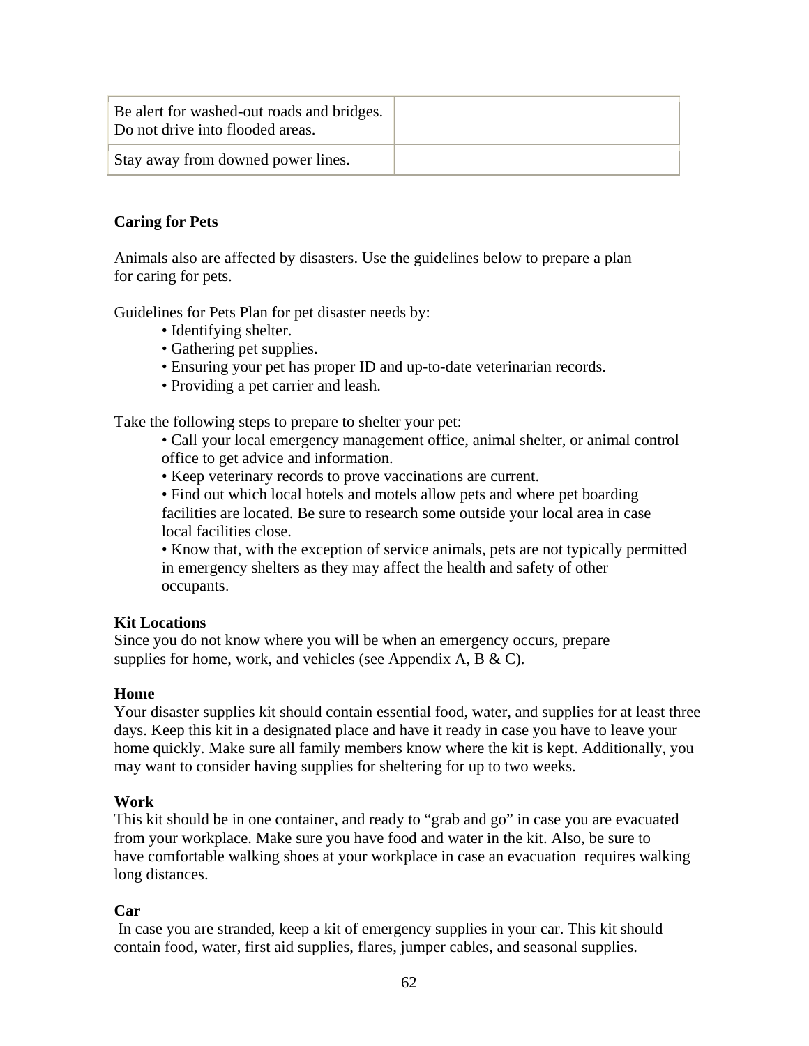| | |
|---|---|
| Be alert for washed-out roads and bridges. Do not drive into flooded areas. | |
| Stay away from downed power lines. | |

**Caring for Pets**

Animals also are affected by disasters. Use the guidelines below to prepare a plan for caring for pets.

Guidelines for Pets Plan for pet disaster needs by:

- Identifying shelter.
- Gathering pet supplies.
- Ensuring your pet has proper ID and up-to-date veterinarian records.
- Providing a pet carrier and leash.

Take the following steps to prepare to shelter your pet:

- Call your local emergency management office, animal shelter, or animal control office to get advice and information.
- Keep veterinary records to prove vaccinations are current.
- Find out which local hotels and motels allow pets and where pet boarding facilities are located. Be sure to research some outside your local area in case local facilities close.
- Know that, with the exception of service animals, pets are not typically permitted in emergency shelters as they may affect the health and safety of other occupants.

**Kit Locations**

Since you do not know where you will be when an emergency occurs, prepare supplies for home, work, and vehicles (see Appendix A, B & C).

**Home**

Your disaster supplies kit should contain essential food, water, and supplies for at least three days. Keep this kit in a designated place and have it ready in case you have to leave your home quickly. Make sure all family members know where the kit is kept. Additionally, you may want to consider having supplies for sheltering for up to two weeks.

**Work**

This kit should be in one container, and ready to "grab and go" in case you are evacuated from your workplace. Make sure you have food and water in the kit. Also, be sure to have comfortable walking shoes at your workplace in case an evacuation requires walking long distances.

**Car**

In case you are stranded, keep a kit of emergency supplies in your car. This kit should contain food, water, first aid supplies, flares, jumper cables, and seasonal supplies.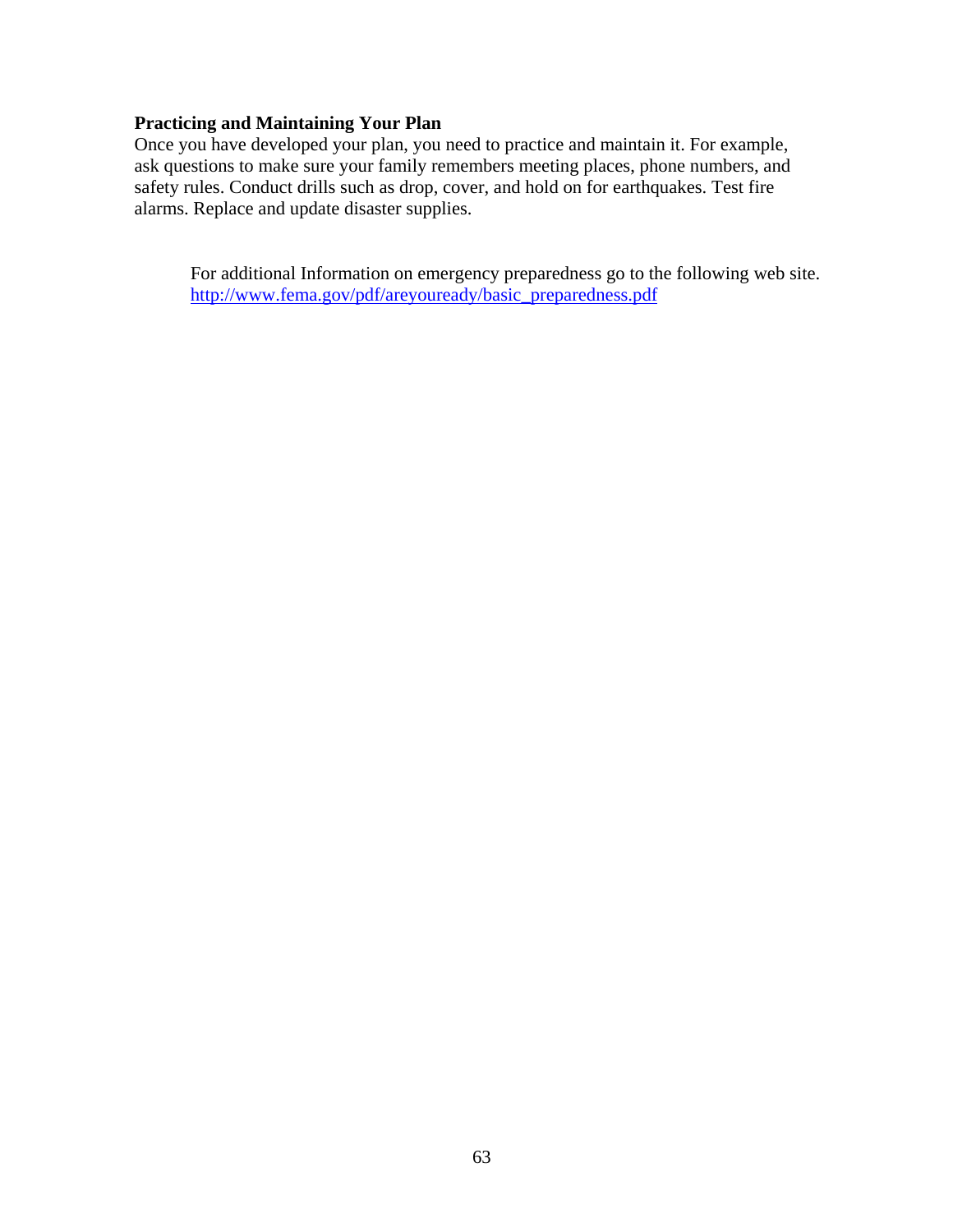**Practicing and Maintaining Your Plan**

Once you have developed your plan, you need to practice and maintain it. For example, ask questions to make sure your family remembers meeting places, phone numbers, and safety rules. Conduct drills such as drop, cover, and hold on for earthquakes. Test fire alarms. Replace and update disaster supplies.

For additional Information on emergency preparedness go to the following web site.
[http://www.fema.gov/pdf/areyouready/basic_preparedness.pdf](http://www.fema.gov/pdf/areyouready/basic_preparedness.pdf)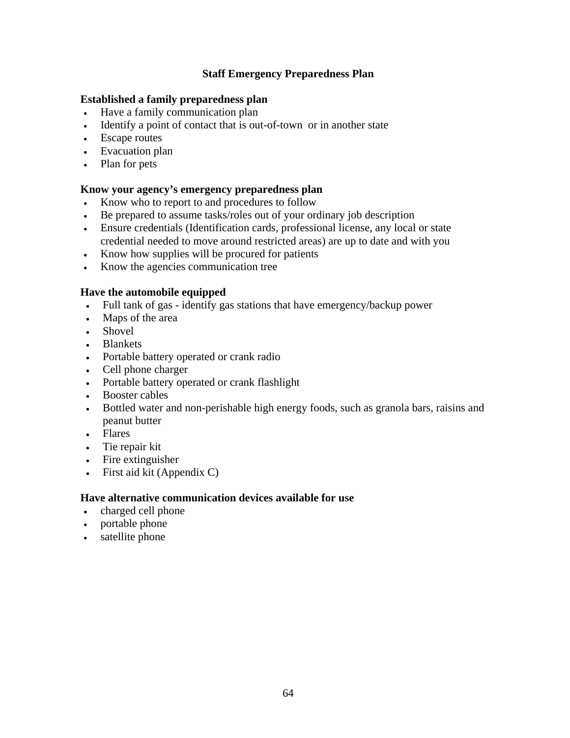## Staff Emergency Preparedness Plan

**Established a family preparedness plan**

- Have a family communication plan
- Identify a point of contact that is out-of-town or in another state
- Escape routes
- Evacuation plan
- Plan for pets

**Know your agency's emergency preparedness plan**

- Know who to report to and procedures to follow
- Be prepared to assume tasks/roles out of your ordinary job description
- Ensure credentials (Identification cards, professional license, any local or state credential needed to move around restricted areas) are up to date and with you
- Know how supplies will be procured for patients
- Know the agencies communication tree

**Have the automobile equipped**

- Full tank of gas - identify gas stations that have emergency/backup power
- Maps of the area
- Shovel
- Blankets
- Portable battery operated or crank radio
- Cell phone charger
- Portable battery operated or crank flashlight
- Booster cables
- Bottled water and non-perishable high energy foods, such as granola bars, raisins and peanut butter
- Flares
- Tie repair kit
- Fire extinguisher
- First aid kit (Appendix C)

**Have alternative communication devices available for use**

- charged cell phone
- portable phone
- satellite phone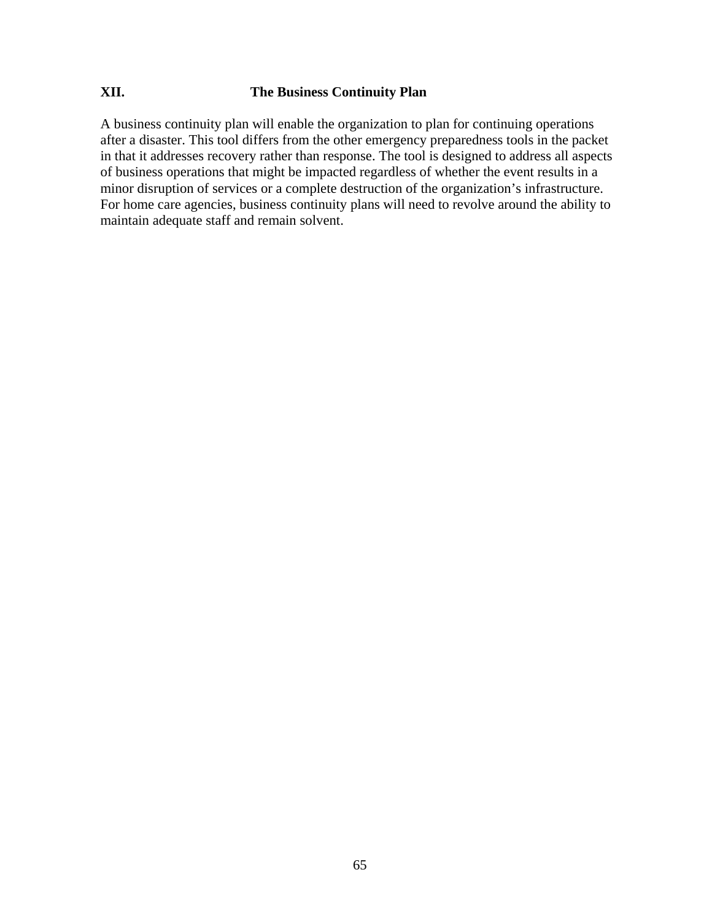## XII. The Business Continuity Plan

A business continuity plan will enable the organization to plan for continuing operations after a disaster. This tool differs from the other emergency preparedness tools in the packet in that it addresses recovery rather than response. The tool is designed to address all aspects of business operations that might be impacted regardless of whether the event results in a minor disruption of services or a complete destruction of the organization's infrastructure. For home care agencies, business continuity plans will need to revolve around the ability to maintain adequate staff and remain solvent.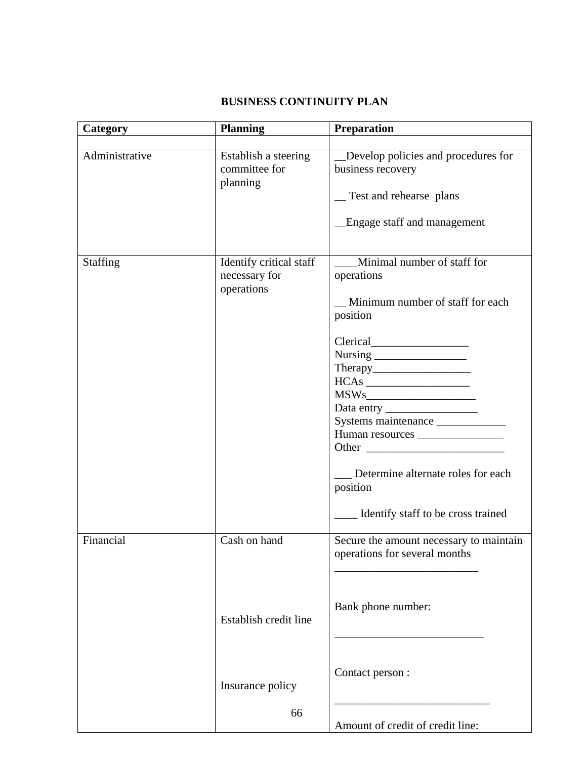# BUSINESS CONTINUITY PLAN

| Category | Planning | Preparation |
|---|---|---|
| | | |
| Administrative | Establish a steering committee for planning | __Develop policies and procedures for business recovery<br><br>__ Test and rehearse plans<br><br>__Engage staff and management |
| Staffing | Identify critical staff necessary for operations | ____Minimal number of staff for operations<br><br>__ Minimum number of staff for each position<br><br>Clerical_________________<br>Nursing ________________<br>Therapy_________________<br>HCAs __________________<br>MSWs___________________<br>Data entry ________________<br>Systems maintenance ____________<br>Human resources _______________<br>Other ________________________<br><br>___ Determine alternate roles for each position<br><br>____ Identify staff to be cross trained |
| Financial | Cash on hand<br><br><br><br><br>Establish credit line<br><br><br><br>Insurance policy | Secure the amount necessary to maintain operations for several months<br>_________________________<br><br><br>Bank phone number:<br><br>__________________________<br><br><br>Contact person :<br><br>___________________________<br><br>Amount of credit of credit line: |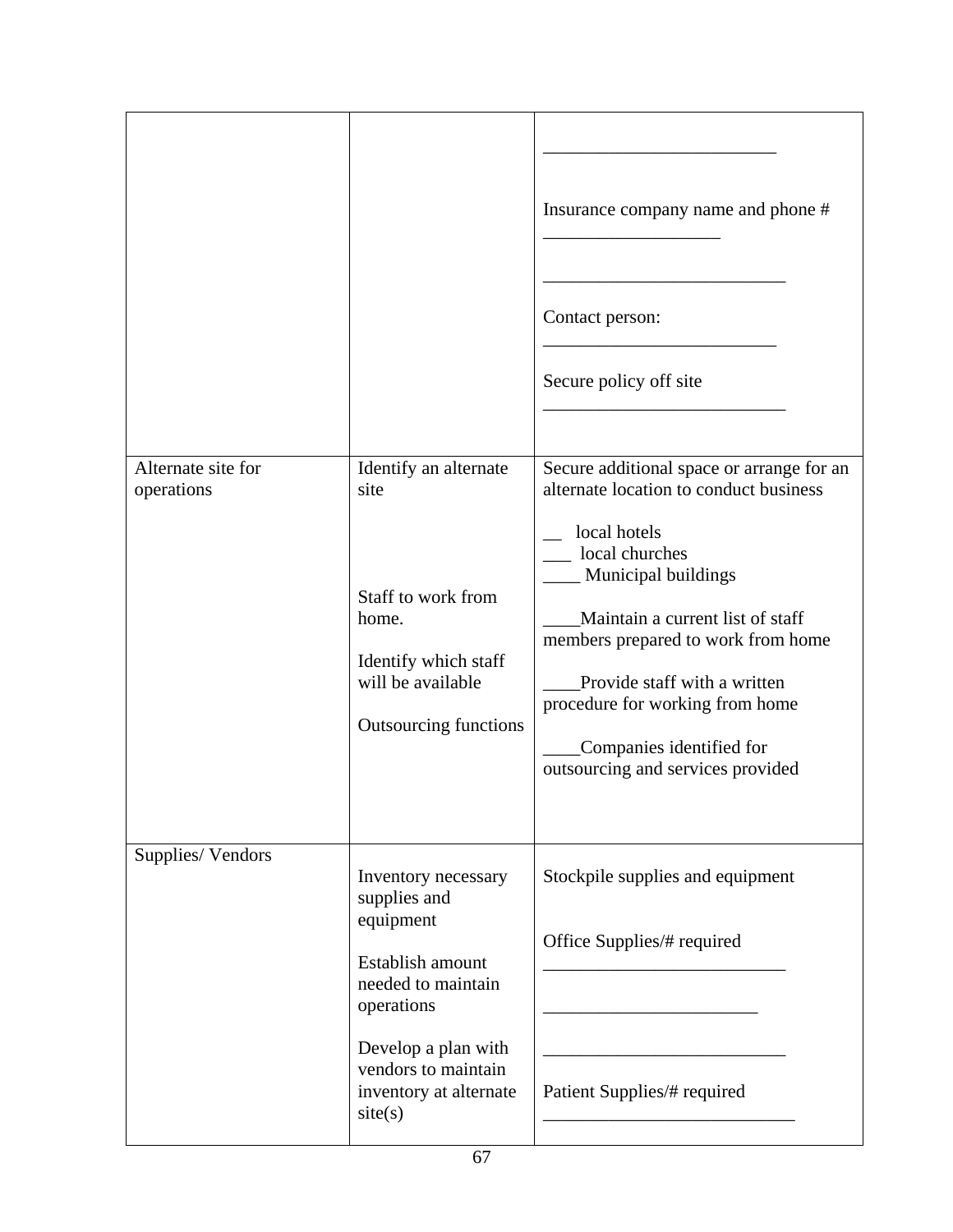| | | |
|---|---|---|
| | | _________________________<br><br>Insurance company name and phone # ___________________<br><br>__________________________<br><br>Contact person: _________________________<br><br>Secure policy off site __________________________ |
| Alternate site for operations | Identify an alternate site<br><br>Staff to work from home.<br><br>Identify which staff will be available<br><br>Outsourcing functions | Secure additional space or arrange for an alternate location to conduct business<br><br>__ local hotels<br>___ local churches<br>____ Municipal buildings<br><br>____Maintain a current list of staff members prepared to work from home<br><br>____Provide staff with a written procedure for working from home<br><br>____Companies identified for outsourcing and services provided |
| Supplies/ Vendors | Inventory necessary supplies and equipment<br><br>Establish amount needed to maintain operations<br><br>Develop a plan with vendors to maintain inventory at alternate site(s) | Stockpile supplies and equipment<br><br>Office Supplies/# required __________________________<br><br>_______________________<br><br>__________________________<br><br>Patient Supplies/# required ___________________________ |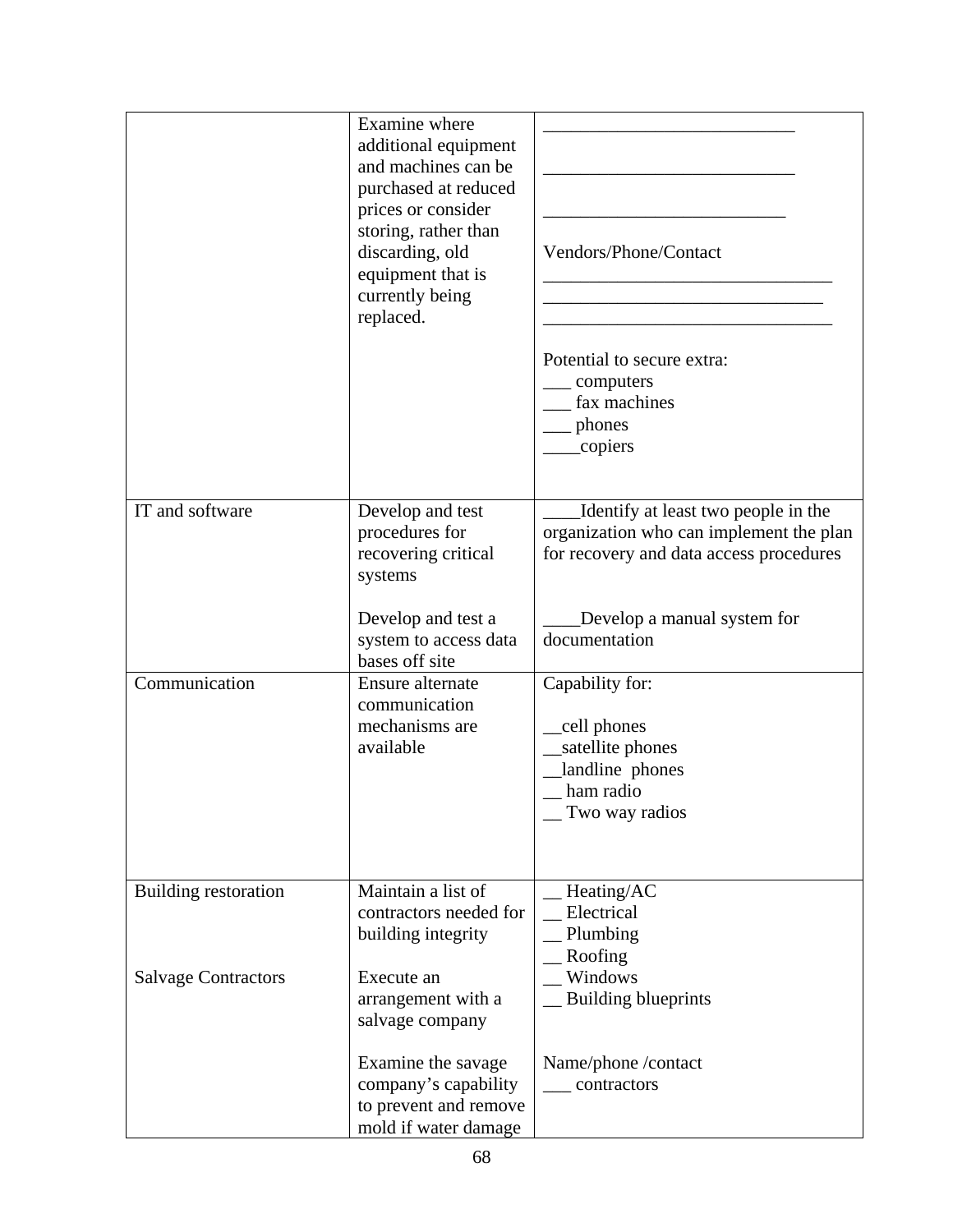|  |  |  |
|---|---|---|
|  | Examine where additional equipment and machines can be purchased at reduced prices or consider storing, rather than discarding, old equipment that is currently being replaced. | ___________________________<br><br>___________________________<br><br>__________________________<br><br>Vendors/Phone/Contact<br>_______________________________<br>______________________________<br>_______________________________<br><br>Potential to secure extra:<br>___ computers<br>___ fax machines<br>___ phones<br>____copiers |
| IT and software | Develop and test procedures for recovering critical systems<br><br>Develop and test a system to access data bases off site | ____Identify at least two people in the organization who can implement the plan for recovery and data access procedures<br><br>____Develop a manual system for documentation |
| Communication | Ensure alternate communication mechanisms are available | Capability for:<br><br>__cell phones<br>__satellite phones<br>__landline phones<br>__ ham radio<br>__ Two way radios |
| Building restoration<br><br>Salvage Contractors | Maintain a list of contractors needed for building integrity<br><br>Execute an arrangement with a salvage company<br><br>Examine the savage company's capability to prevent and remove mold if water damage | __ Heating/AC<br>__ Electrical<br>__ Plumbing<br>__ Roofing<br>__ Windows<br>__ Building blueprints<br><br>Name/phone /contact<br>___ contractors |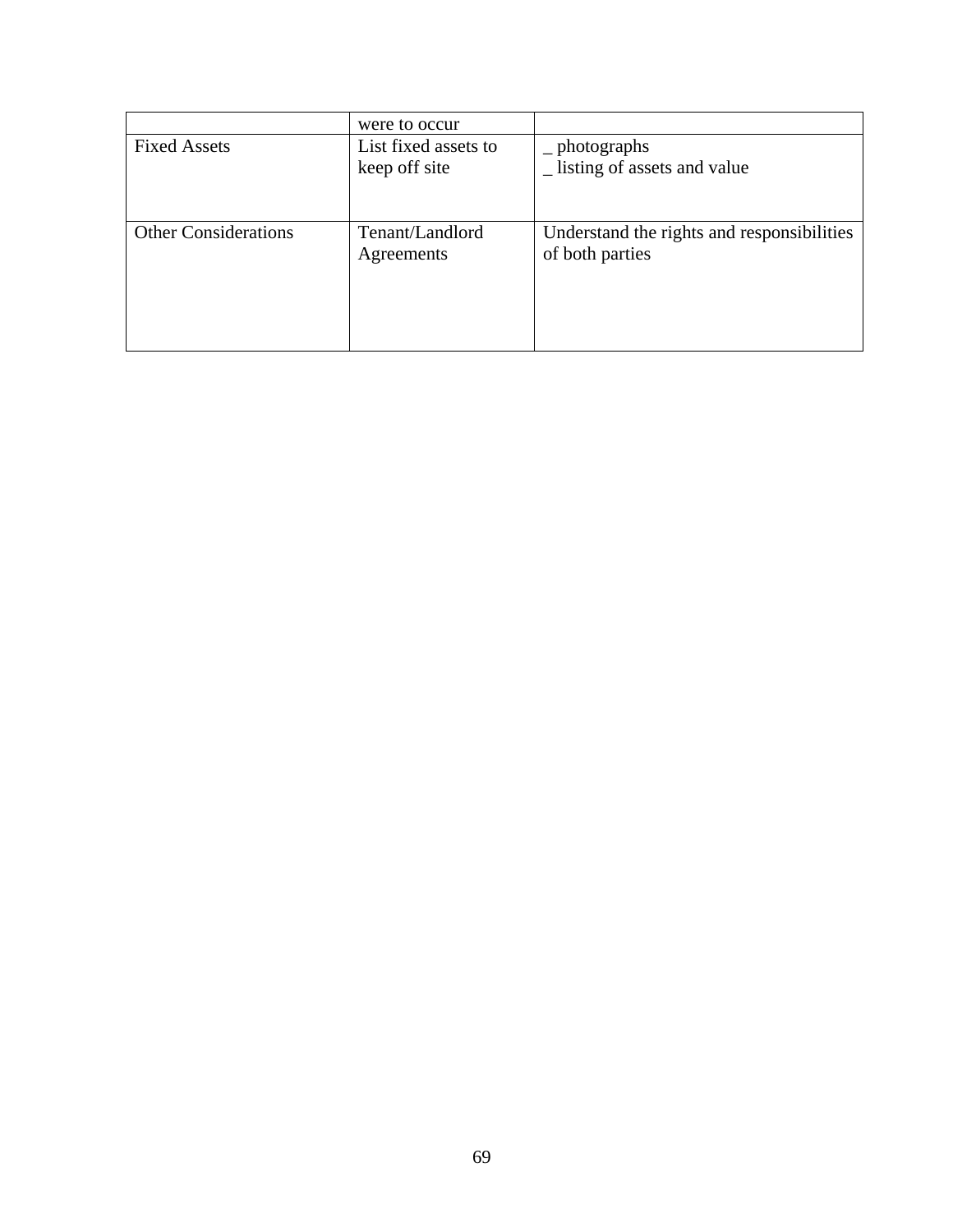| | were to occur | |
|---|---|---|
| Fixed Assets | List fixed assets to keep off site | _ photographs<br>_ listing of assets and value |
| Other Considerations | Tenant/Landlord Agreements | Understand the rights and responsibilities of both parties |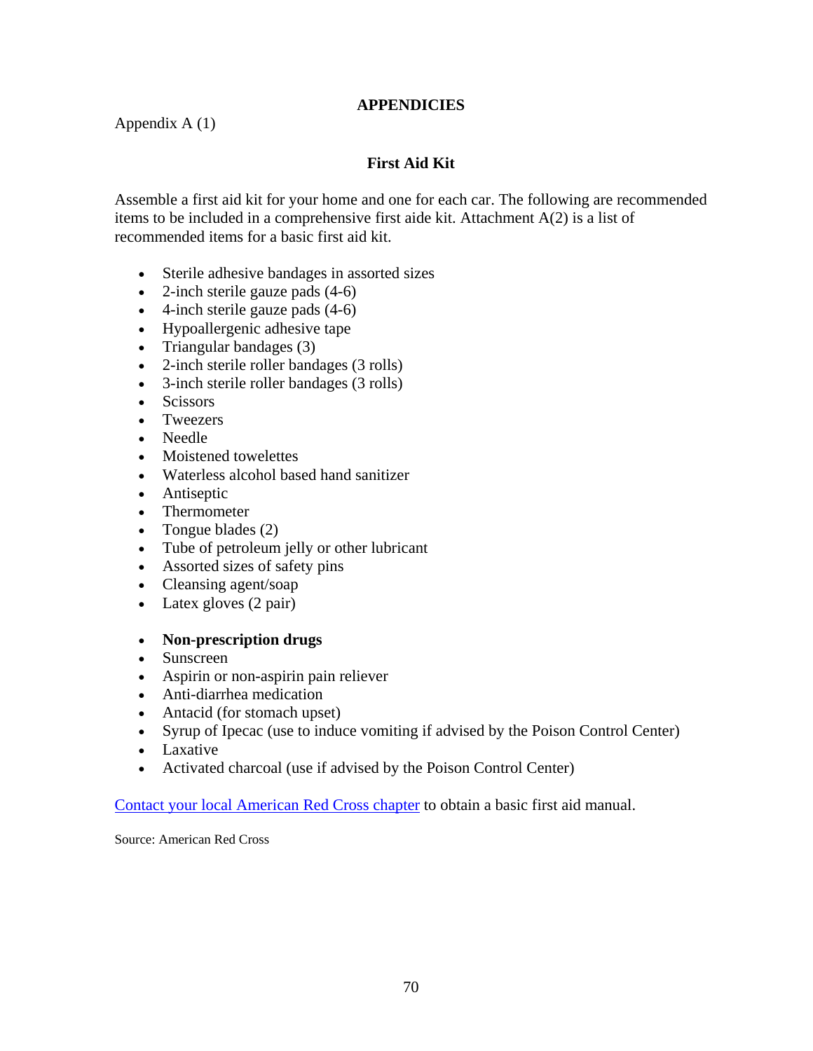# APPENDICIES

Appendix A (1)

## First Aid Kit

Assemble a first aid kit for your home and one for each car. The following are recommended items to be included in a comprehensive first aide kit. Attachment A(2) is a list of recommended items for a basic first aid kit.

- Sterile adhesive bandages in assorted sizes
- 2-inch sterile gauze pads (4-6)
- 4-inch sterile gauze pads (4-6)
- Hypoallergenic adhesive tape
- Triangular bandages (3)
- 2-inch sterile roller bandages (3 rolls)
- 3-inch sterile roller bandages (3 rolls)
- Scissors
- Tweezers
- Needle
- Moistened towelettes
- Waterless alcohol based hand sanitizer
- Antiseptic
- Thermometer
- Tongue blades (2)
- Tube of petroleum jelly or other lubricant
- Assorted sizes of safety pins
- Cleansing agent/soap
- Latex gloves (2 pair)

- **Non-prescription drugs**
- Sunscreen
- Aspirin or non-aspirin pain reliever
- Anti-diarrhea medication
- Antacid (for stomach upset)
- Syrup of Ipecac (use to induce vomiting if advised by the Poison Control Center)
- Laxative
- Activated charcoal (use if advised by the Poison Control Center)

[Contact your local American Red Cross chapter] to obtain a basic first aid manual.

Source: American Red Cross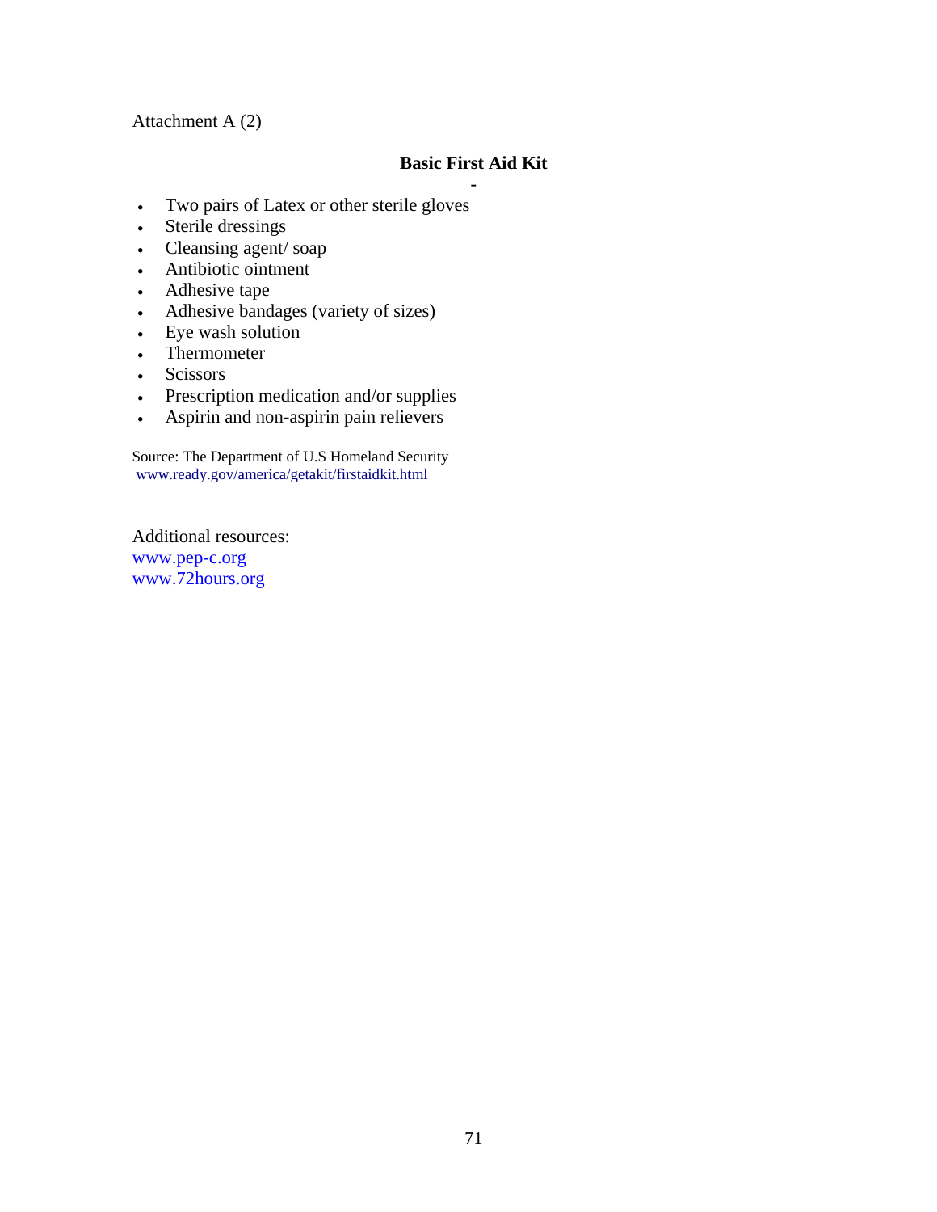Attachment A (2)

## Basic First Aid Kit

-

- Two pairs of Latex or other sterile gloves
- Sterile dressings
- Cleansing agent/ soap
- Antibiotic ointment
- Adhesive tape
- Adhesive bandages (variety of sizes)
- Eye wash solution
- Thermometer
- Scissors
- Prescription medication and/or supplies
- Aspirin and non-aspirin pain relievers

Source: The Department of U.S Homeland Security
www.ready.gov/america/getakit/firstaidkit.html

Additional resources:
www.pep-c.org
www.72hours.org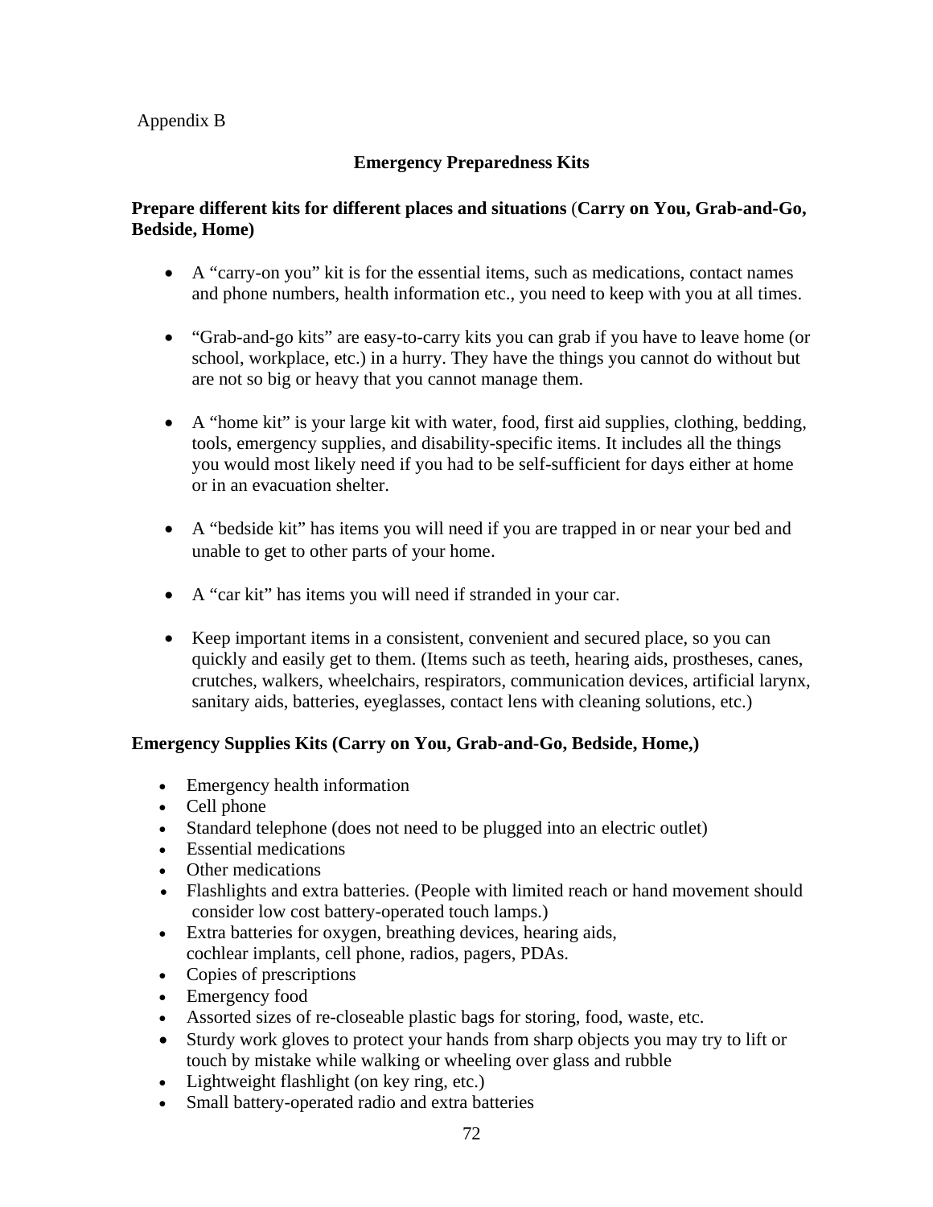Appendix B

## Emergency Preparedness Kits

### Prepare different kits for different places and situations (Carry on You, Grab-and-Go, Bedside, Home)

- A "carry-on you" kit is for the essential items, such as medications, contact names and phone numbers, health information etc., you need to keep with you at all times.

- "Grab-and-go kits" are easy-to-carry kits you can grab if you have to leave home (or school, workplace, etc.) in a hurry. They have the things you cannot do without but are not so big or heavy that you cannot manage them.

- A "home kit" is your large kit with water, food, first aid supplies, clothing, bedding, tools, emergency supplies, and disability-specific items. It includes all the things you would most likely need if you had to be self-sufficient for days either at home or in an evacuation shelter.

- A "bedside kit" has items you will need if you are trapped in or near your bed and unable to get to other parts of your home.

- A "car kit" has items you will need if stranded in your car.

- Keep important items in a consistent, convenient and secured place, so you can quickly and easily get to them. (Items such as teeth, hearing aids, prostheses, canes, crutches, walkers, wheelchairs, respirators, communication devices, artificial larynx, sanitary aids, batteries, eyeglasses, contact lens with cleaning solutions, etc.)

### Emergency Supplies Kits (Carry on You, Grab-and-Go, Bedside, Home,)

- Emergency health information
- Cell phone
- Standard telephone (does not need to be plugged into an electric outlet)
- Essential medications
- Other medications
- Flashlights and extra batteries. (People with limited reach or hand movement should consider low cost battery-operated touch lamps.)
- Extra batteries for oxygen, breathing devices, hearing aids, cochlear implants, cell phone, radios, pagers, PDAs.
- Copies of prescriptions
- Emergency food
- Assorted sizes of re-closeable plastic bags for storing, food, waste, etc.
- Sturdy work gloves to protect your hands from sharp objects you may try to lift or touch by mistake while walking or wheeling over glass and rubble
- Lightweight flashlight (on key ring, etc.)
- Small battery-operated radio and extra batteries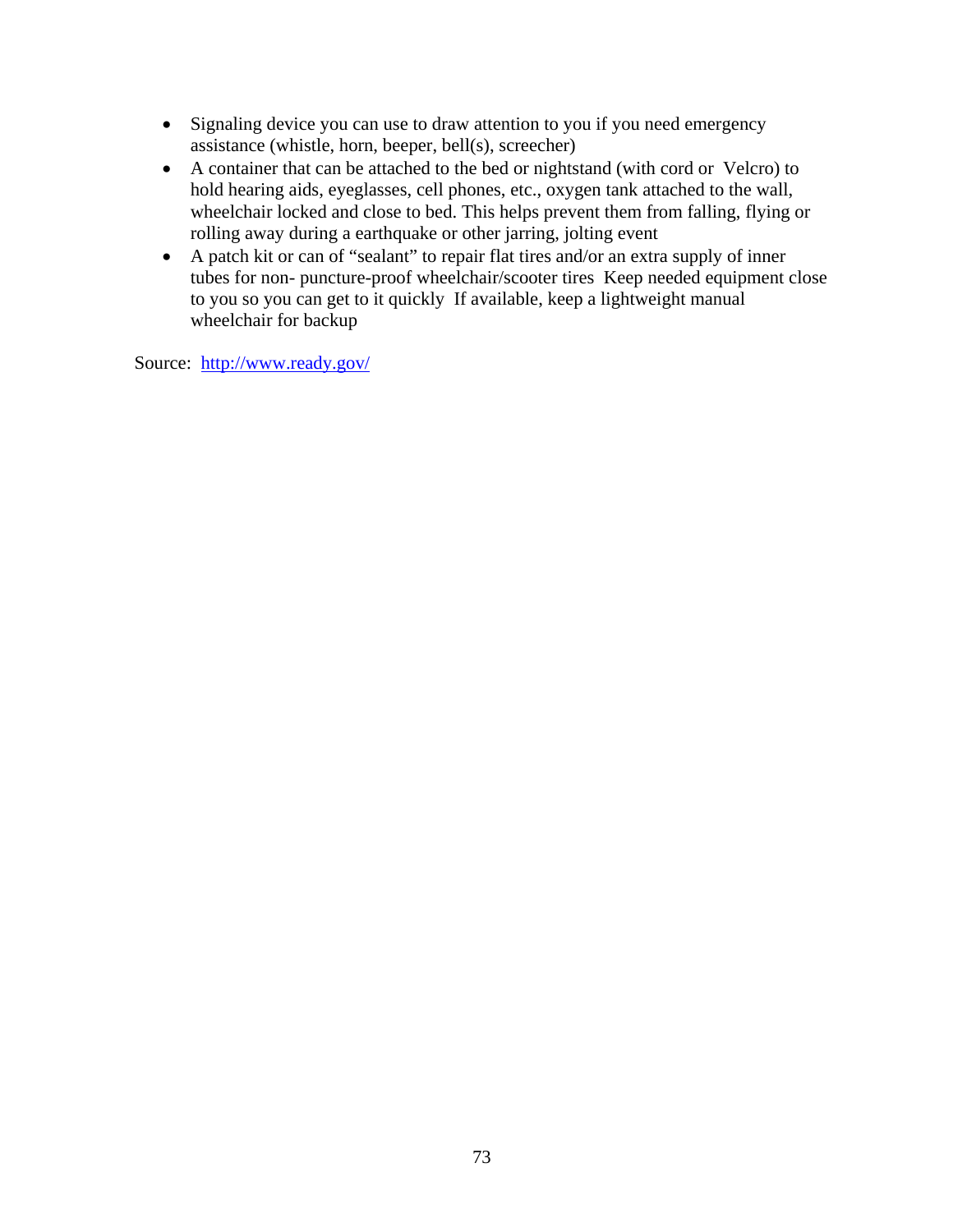- Signaling device you can use to draw attention to you if you need emergency assistance (whistle, horn, beeper, bell(s), screecher)
- A container that can be attached to the bed or nightstand (with cord or Velcro) to hold hearing aids, eyeglasses, cell phones, etc., oxygen tank attached to the wall, wheelchair locked and close to bed. This helps prevent them from falling, flying or rolling away during a earthquake or other jarring, jolting event
- A patch kit or can of "sealant" to repair flat tires and/or an extra supply of inner tubes for non- puncture-proof wheelchair/scooter tires Keep needed equipment close to you so you can get to it quickly If available, keep a lightweight manual wheelchair for backup

Source: http://www.ready.gov/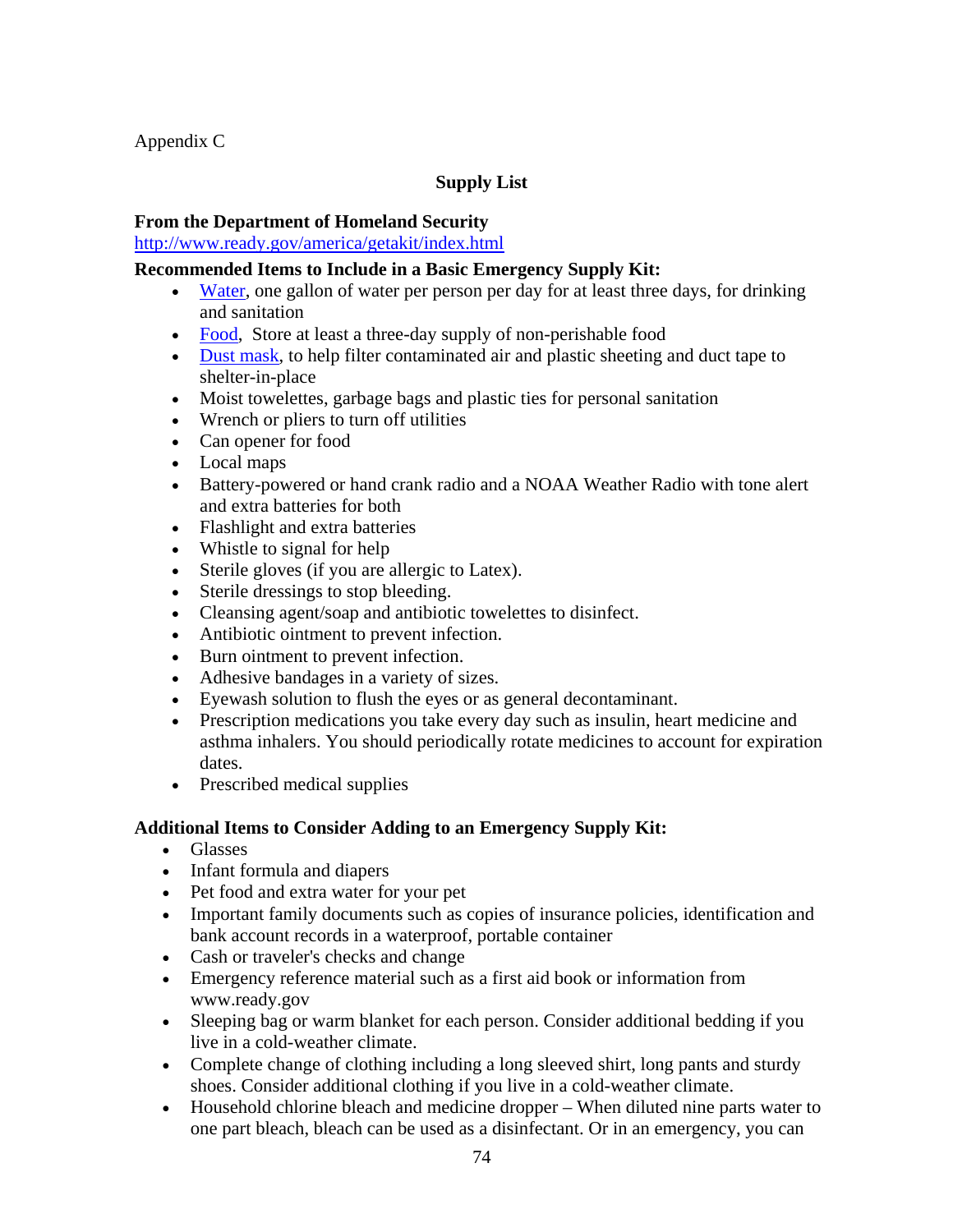Appendix C

## Supply List

**From the Department of Homeland Security**
http://www.ready.gov/america/getakit/index.html

**Recommended Items to Include in a Basic Emergency Supply Kit:**

- Water, one gallon of water per person per day for at least three days, for drinking and sanitation
- Food, Store at least a three-day supply of non-perishable food
- Dust mask, to help filter contaminated air and plastic sheeting and duct tape to shelter-in-place
- Moist towelettes, garbage bags and plastic ties for personal sanitation
- Wrench or pliers to turn off utilities
- Can opener for food
- Local maps
- Battery-powered or hand crank radio and a NOAA Weather Radio with tone alert and extra batteries for both
- Flashlight and extra batteries
- Whistle to signal for help
- Sterile gloves (if you are allergic to Latex).
- Sterile dressings to stop bleeding.
- Cleansing agent/soap and antibiotic towelettes to disinfect.
- Antibiotic ointment to prevent infection.
- Burn ointment to prevent infection.
- Adhesive bandages in a variety of sizes.
- Eyewash solution to flush the eyes or as general decontaminant.
- Prescription medications you take every day such as insulin, heart medicine and asthma inhalers. You should periodically rotate medicines to account for expiration dates.
- Prescribed medical supplies

**Additional Items to Consider Adding to an Emergency Supply Kit:**

- Glasses
- Infant formula and diapers
- Pet food and extra water for your pet
- Important family documents such as copies of insurance policies, identification and bank account records in a waterproof, portable container
- Cash or traveler's checks and change
- Emergency reference material such as a first aid book or information from www.ready.gov
- Sleeping bag or warm blanket for each person. Consider additional bedding if you live in a cold-weather climate.
- Complete change of clothing including a long sleeved shirt, long pants and sturdy shoes. Consider additional clothing if you live in a cold-weather climate.
- Household chlorine bleach and medicine dropper – When diluted nine parts water to one part bleach, bleach can be used as a disinfectant. Or in an emergency, you can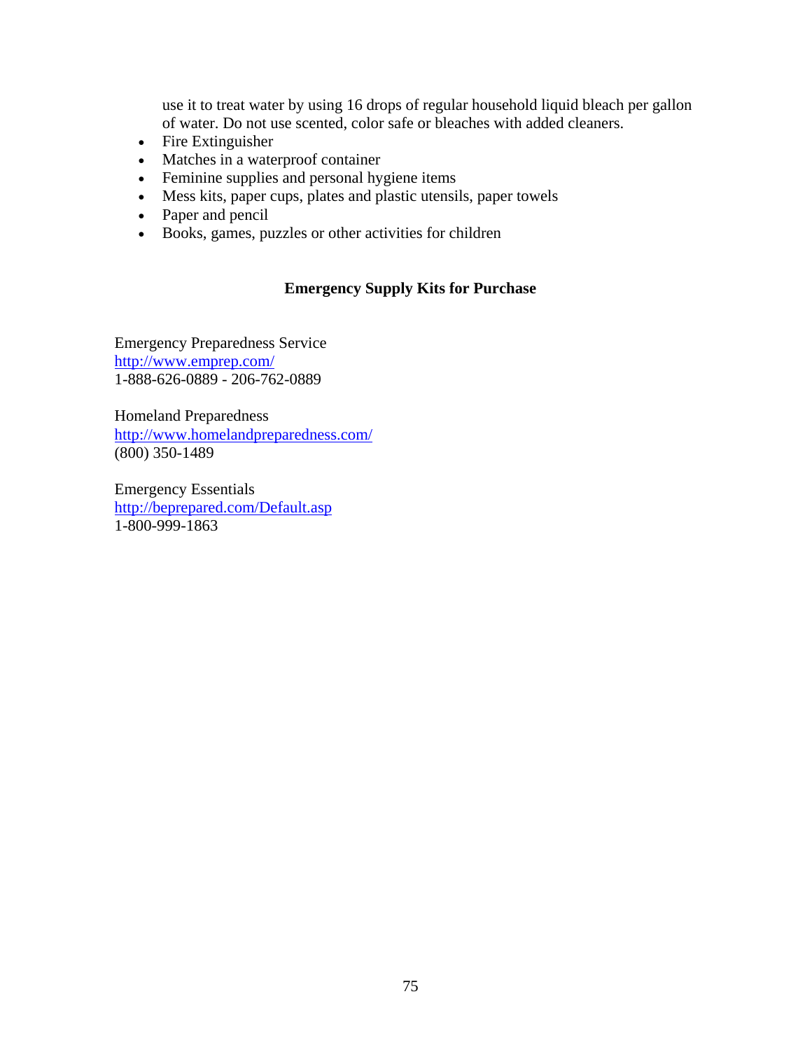use it to treat water by using 16 drops of regular household liquid bleach per gallon of water. Do not use scented, color safe or bleaches with added cleaners.

- Fire Extinguisher
- Matches in a waterproof container
- Feminine supplies and personal hygiene items
- Mess kits, paper cups, plates and plastic utensils, paper towels
- Paper and pencil
- Books, games, puzzles or other activities for children

## Emergency Supply Kits for Purchase

Emergency Preparedness Service
http://www.emprep.com/
1-888-626-0889 - 206-762-0889

Homeland Preparedness
http://www.homelandpreparedness.com/
(800) 350-1489

Emergency Essentials
http://beprepared.com/Default.asp
1-800-999-1863